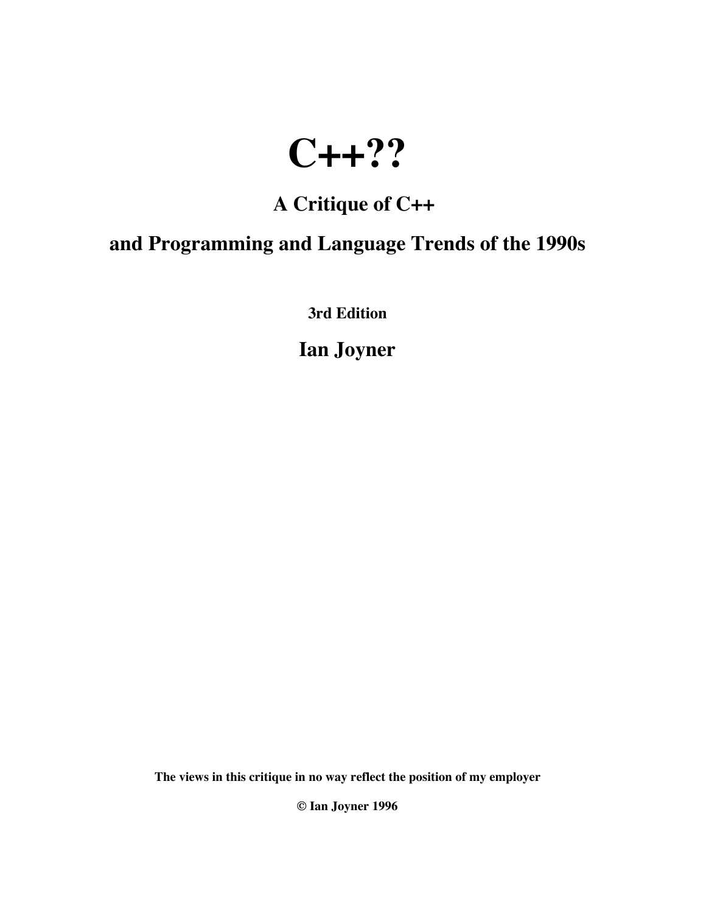# C++??

## A Critique of C++

## and Programming and Language Trends of the 1990s

**3rd Edition**

**Ian Joyner**

**The views in this critique in no way reflect the position of my employer**

**© Ian Joyner 1996**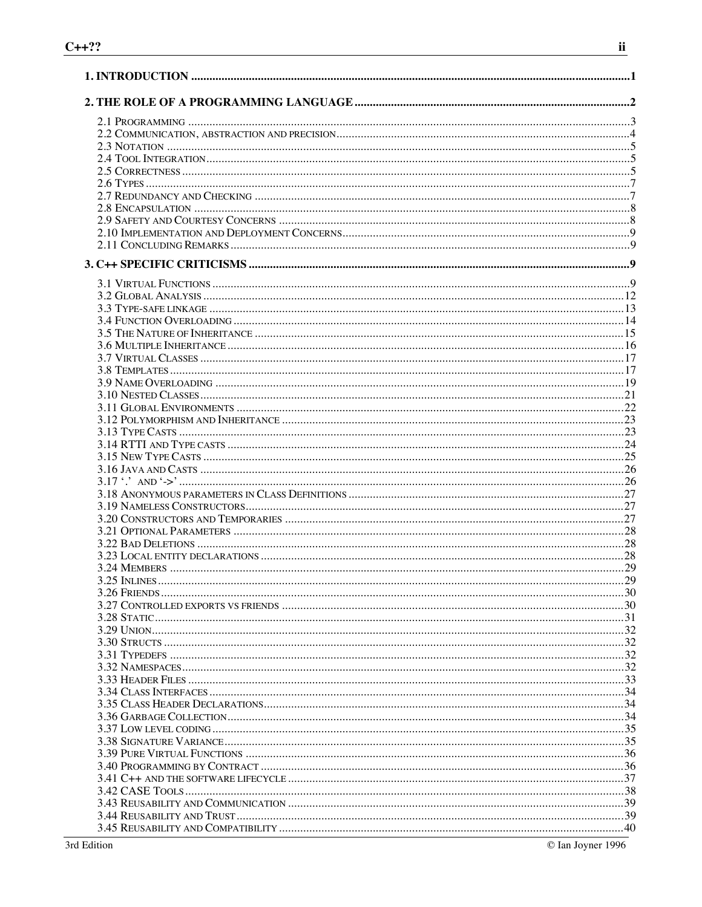**1. INTRODUCTION** ..... 1

**2. THE ROLE OF A PROGRAMMING LANGUAGE** ..... 2

2.1 Programming ..... 3
2.2 Communication, abstraction and precision ..... 4
2.3 Notation ..... 5
2.4 Tool Integration ..... 5
2.5 Correctness ..... 5
2.6 Types ..... 7
2.7 Redundancy and Checking ..... 7
2.8 Encapsulation ..... 8
2.9 Safety and Courtesy Concerns ..... 8
2.10 Implementation and Deployment Concerns ..... 9
2.11 Concluding Remarks ..... 9

**3. C++ SPECIFIC CRITICISMS** ..... 9

3.1 Virtual Functions ..... 9
3.2 Global Analysis ..... 12
3.3 Type-safe linkage ..... 13
3.4 Function Overloading ..... 14
3.5 The Nature of Inheritance ..... 15
3.6 Multiple Inheritance ..... 16
3.7 Virtual Classes ..... 17
3.8 Templates ..... 17
3.9 Name Overloading ..... 19
3.10 Nested Classes ..... 21
3.11 Global Environments ..... 22
3.12 Polymorphism and Inheritance ..... 23
3.13 Type Casts ..... 23
3.14 RTTI and Type casts ..... 24
3.15 New Type Casts ..... 25
3.16 Java and Casts ..... 26
3.17 '.' and '->' ..... 26
3.18 Anonymous parameters in Class Definitions ..... 27
3.19 Nameless Constructors ..... 27
3.20 Constructors and Temporaries ..... 27
3.21 Optional Parameters ..... 28
3.22 Bad Deletions ..... 28
3.23 Local entity declarations ..... 28
3.24 Members ..... 29
3.25 Inlines ..... 29
3.26 Friends ..... 30
3.27 Controlled exports vs friends ..... 30
3.28 Static ..... 31
3.29 Union ..... 32
3.30 Structs ..... 32
3.31 Typedefs ..... 32
3.32 Namespaces ..... 32
3.33 Header Files ..... 33
3.34 Class Interfaces ..... 34
3.35 Class Header Declarations ..... 34
3.36 Garbage Collection ..... 34
3.37 Low level coding ..... 35
3.38 Signature Variance ..... 35
3.39 Pure Virtual Functions ..... 36
3.40 Programming by Contract ..... 36
3.41 C++ and the software lifecycle ..... 37
3.42 CASE Tools ..... 38
3.43 Reusability and Communication ..... 39
3.44 Reusability and Trust ..... 39
3.45 Reusability and Compatibility ..... 40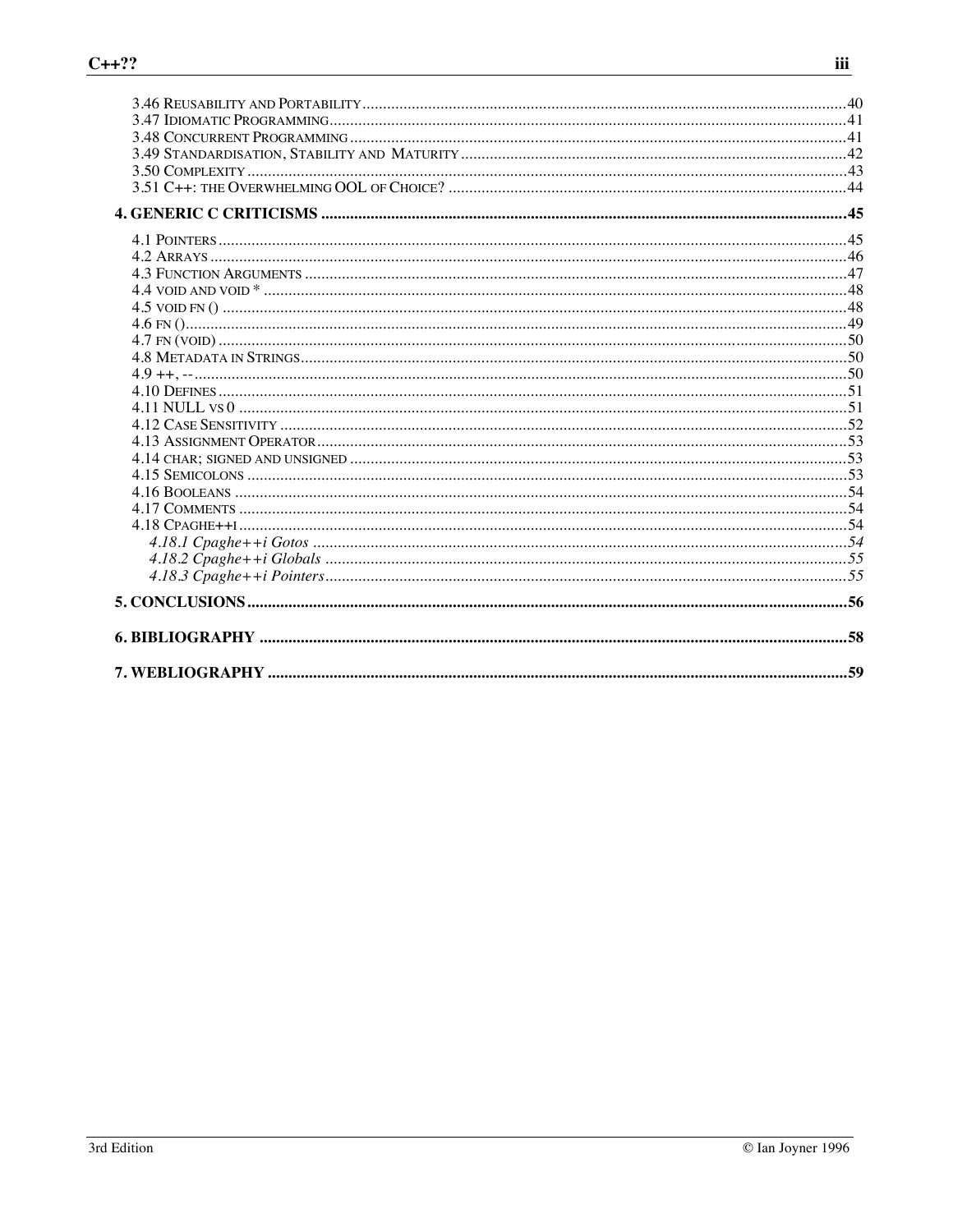3.46 Reusability and Portability ....................................................................................................................40
3.47 Idiomatic Programming...........................................................................................................................41
3.48 Concurrent Programming .......................................................................................................................41
3.49 Standardisation, Stability and Maturity ............................................................................................42
3.50 Complexity ...............................................................................................................................................43
3.51 C++: the Overwhelming OOL of Choice? ...............................................................................................44

**4. GENERIC C CRITICISMS .............................................................................................................................45**

4.1 Pointers ......................................................................................................................................................45
4.2 Arrays ........................................................................................................................................................46
4.3 Function Arguments ..................................................................................................................................47
4.4 void and void * ...........................................................................................................................................48
4.5 void fn () .....................................................................................................................................................48
4.6 fn ()..............................................................................................................................................................49
4.7 fn (void) .......................................................................................................................................................50
4.8 Metadata in Strings...................................................................................................................................50
4.9 ++, -- ...........................................................................................................................................................50
4.10 Defines .......................................................................................................................................................51
4.11 NULL vs 0 ..................................................................................................................................................51
4.12 Case Sensitivity ........................................................................................................................................52
4.13 Assignment Operator ...............................................................................................................................53
4.14 char; signed and unsigned .......................................................................................................................53
4.15 Semicolons ................................................................................................................................................53
4.16 Booleans ....................................................................................................................................................54
4.17 Comments ..................................................................................................................................................54
4.18 Cpaghe++i ...................................................................................................................................................54
*4.18.1 Cpaghe++i Gotos .................................................................................................................................54*
*4.18.2 Cpaghe++i Globals ..............................................................................................................................55*
*4.18.3 Cpaghe++i Pointers.............................................................................................................................55*

**5. CONCLUSIONS ................................................................................................................................................56**

**6. BIBLIOGRAPHY ..............................................................................................................................................58**

**7. WEBLIOGRAPHY ............................................................................................................................................59**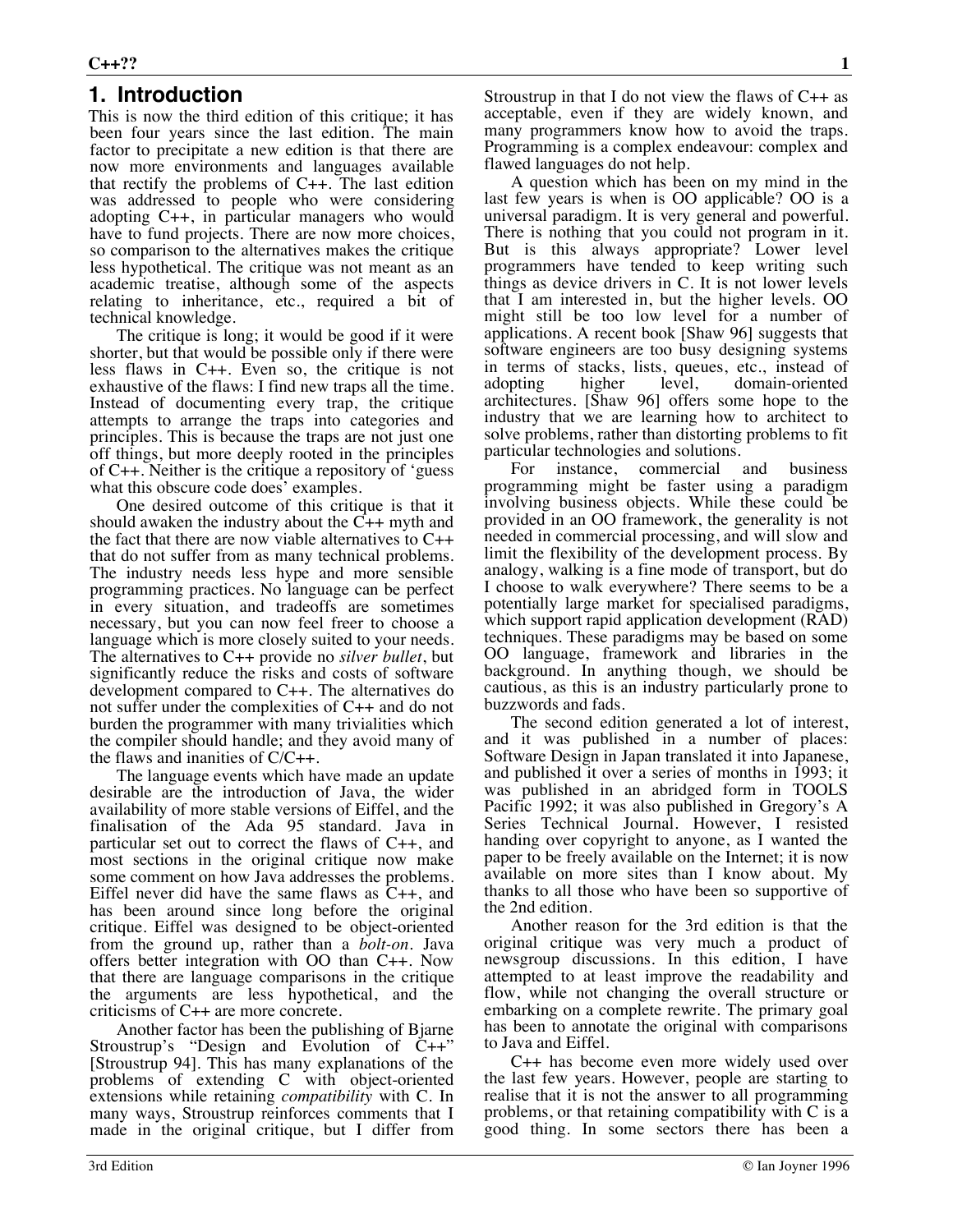# 1. Introduction

This is now the third edition of this critique; it has been four years since the last edition. The main factor to precipitate a new edition is that there are now more environments and languages available that rectify the problems of C++. The last edition was addressed to people who were considering adopting C++, in particular managers who would have to fund projects. There are now more choices, so comparison to the alternatives makes the critique less hypothetical. The critique was not meant as an academic treatise, although some of the aspects relating to inheritance, etc., required a bit of technical knowledge.

The critique is long; it would be good if it were shorter, but that would be possible only if there were less flaws in C++. Even so, the critique is not exhaustive of the flaws: I find new traps all the time. Instead of documenting every trap, the critique attempts to arrange the traps into categories and principles. This is because the traps are not just one off things, but more deeply rooted in the principles of C++. Neither is the critique a repository of 'guess what this obscure code does' examples.

One desired outcome of this critique is that it should awaken the industry about the C++ myth and the fact that there are now viable alternatives to C++ that do not suffer from as many technical problems. The industry needs less hype and more sensible programming practices. No language can be perfect in every situation, and tradeoffs are sometimes necessary, but you can now feel freer to choose a language which is more closely suited to your needs. The alternatives to C++ provide no *silver bullet*, but significantly reduce the risks and costs of software development compared to C++. The alternatives do not suffer under the complexities of C++ and do not burden the programmer with many trivialities which the compiler should handle; and they avoid many of the flaws and inanities of C/C++.

The language events which have made an update desirable are the introduction of Java, the wider availability of more stable versions of Eiffel, and the finalisation of the Ada 95 standard. Java in particular set out to correct the flaws of C++, and most sections in the original critique now make some comment on how Java addresses the problems. Eiffel never did have the same flaws as C++, and has been around since long before the original critique. Eiffel was designed to be object-oriented from the ground up, rather than a *bolt-on*. Java offers better integration with OO than C++. Now that there are language comparisons in the critique the arguments are less hypothetical, and the criticisms of C++ are more concrete.

Another factor has been the publishing of Bjarne Stroustrup's "Design and Evolution of C++" [Stroustrup 94]. This has many explanations of the problems of extending C with object-oriented extensions while retaining *compatibility* with C. In many ways, Stroustrup reinforces comments that I made in the original critique, but I differ from Stroustrup in that I do not view the flaws of C++ as acceptable, even if they are widely known, and many programmers know how to avoid the traps. Programming is a complex endeavour: complex and flawed languages do not help.

A question which has been on my mind in the last few years is when is OO applicable? OO is a universal paradigm. It is very general and powerful. There is nothing that you could not program in it. But is this always appropriate? Lower level programmers have tended to keep writing such things as device drivers in C. It is not lower levels that I am interested in, but the higher levels. OO might still be too low level for a number of applications. A recent book [Shaw 96] suggests that software engineers are too busy designing systems in terms of stacks, lists, queues, etc., instead of adopting higher level, domain-oriented architectures. [Shaw 96] offers some hope to the industry that we are learning how to architect to solve problems, rather than distorting problems to fit particular technologies and solutions.

For instance, commercial and business programming might be faster using a paradigm involving business objects. While these could be provided in an OO framework, the generality is not needed in commercial processing, and will slow and limit the flexibility of the development process. By analogy, walking is a fine mode of transport, but do I choose to walk everywhere? There seems to be a potentially large market for specialised paradigms, which support rapid application development (RAD) techniques. These paradigms may be based on some OO language, framework and libraries in the background. In anything though, we should be cautious, as this is an industry particularly prone to buzzwords and fads.

The second edition generated a lot of interest, and it was published in a number of places: Software Design in Japan translated it into Japanese, and published it over a series of months in 1993; it was published in an abridged form in TOOLS Pacific 1992; it was also published in Gregory's A Series Technical Journal. However, I resisted handing over copyright to anyone, as I wanted the paper to be freely available on the Internet; it is now available on more sites than I know about. My thanks to all those who have been so supportive of the 2nd edition.

Another reason for the 3rd edition is that the original critique was very much a product of newsgroup discussions. In this edition, I have attempted to at least improve the readability and flow, while not changing the overall structure or embarking on a complete rewrite. The primary goal has been to annotate the original with comparisons to Java and Eiffel.

C++ has become even more widely used over the last few years. However, people are starting to realise that it is not the answer to all programming problems, or that retaining compatibility with C is a good thing. In some sectors there has been a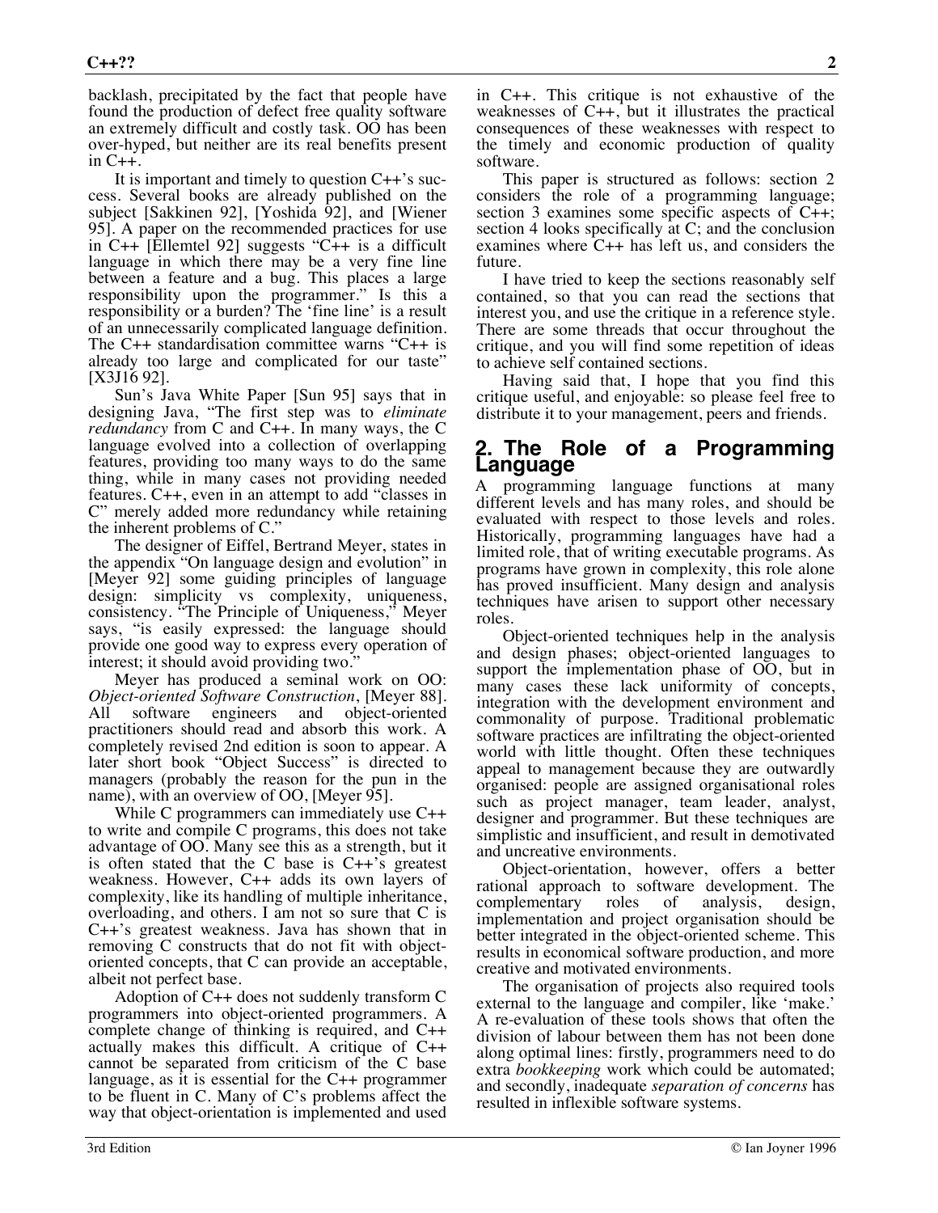backlash, precipitated by the fact that people have found the production of defect free quality software an extremely difficult and costly task. OO has been over-hyped, but neither are its real benefits present in C++.

It is important and timely to question C++'s success. Several books are already published on the subject [Sakkinen 92], [Yoshida 92], and [Wiener 95]. A paper on the recommended practices for use in C++ [Ellemtel 92] suggests "C++ is a difficult language in which there may be a very fine line between a feature and a bug. This places a large responsibility upon the programmer." Is this a responsibility or a burden? The 'fine line' is a result of an unnecessarily complicated language definition. The C++ standardisation committee warns "C++ is already too large and complicated for our taste" [X3J16 92].

Sun's Java White Paper [Sun 95] says that in designing Java, "The first step was to *eliminate redundancy* from C and C++. In many ways, the C language evolved into a collection of overlapping features, providing too many ways to do the same thing, while in many cases not providing needed features. C++, even in an attempt to add "classes in C" merely added more redundancy while retaining the inherent problems of C."

The designer of Eiffel, Bertrand Meyer, states in the appendix "On language design and evolution" in [Meyer 92] some guiding principles of language design: simplicity vs complexity, uniqueness, consistency. "The Principle of Uniqueness," Meyer says, "is easily expressed: the language should provide one good way to express every operation of interest; it should avoid providing two."

Meyer has produced a seminal work on OO: *Object-oriented Software Construction*, [Meyer 88]. All software engineers and object-oriented practitioners should read and absorb this work. A completely revised 2nd edition is soon to appear. A later short book "Object Success" is directed to managers (probably the reason for the pun in the name), with an overview of OO, [Meyer 95].

While C programmers can immediately use C++ to write and compile C programs, this does not take advantage of OO. Many see this as a strength, but it is often stated that the C base is C++'s greatest weakness. However, C++ adds its own layers of complexity, like its handling of multiple inheritance, overloading, and others. I am not so sure that C is C++'s greatest weakness. Java has shown that in removing C constructs that do not fit with object-oriented concepts, that C can provide an acceptable, albeit not perfect base.

Adoption of C++ does not suddenly transform C programmers into object-oriented programmers. A complete change of thinking is required, and C++ actually makes this difficult. A critique of C++ cannot be separated from criticism of the C base language, as it is essential for the C++ programmer to be fluent in C. Many of C's problems affect the way that object-orientation is implemented and used in C++. This critique is not exhaustive of the weaknesses of C++, but it illustrates the practical consequences of these weaknesses with respect to the timely and economic production of quality software.

This paper is structured as follows: section 2 considers the role of a programming language; section 3 examines some specific aspects of C++; section 4 looks specifically at C; and the conclusion examines where C++ has left us, and considers the future.

I have tried to keep the sections reasonably self contained, so that you can read the sections that interest you, and use the critique in a reference style. There are some threads that occur throughout the critique, and you will find some repetition of ideas to achieve self contained sections.

Having said that, I hope that you find this critique useful, and enjoyable: so please feel free to distribute it to your management, peers and friends.

## 2. The Role of a Programming Language

A programming language functions at many different levels and has many roles, and should be evaluated with respect to those levels and roles. Historically, programming languages have had a limited role, that of writing executable programs. As programs have grown in complexity, this role alone has proved insufficient. Many design and analysis techniques have arisen to support other necessary roles.

Object-oriented techniques help in the analysis and design phases; object-oriented languages to support the implementation phase of OO, but in many cases these lack uniformity of concepts, integration with the development environment and commonality of purpose. Traditional problematic software practices are infiltrating the object-oriented world with little thought. Often these techniques appeal to management because they are outwardly organised: people are assigned organisational roles such as project manager, team leader, analyst, designer and programmer. But these techniques are simplistic and insufficient, and result in demotivated and uncreative environments.

Object-orientation, however, offers a better rational approach to software development. The complementary roles of analysis, design, implementation and project organisation should be better integrated in the object-oriented scheme. This results in economical software production, and more creative and motivated environments.

The organisation of projects also required tools external to the language and compiler, like 'make.' A re-evaluation of these tools shows that often the division of labour between them has not been done along optimal lines: firstly, programmers need to do extra *bookkeeping* work which could be automated; and secondly, inadequate *separation of concerns* has resulted in inflexible software systems.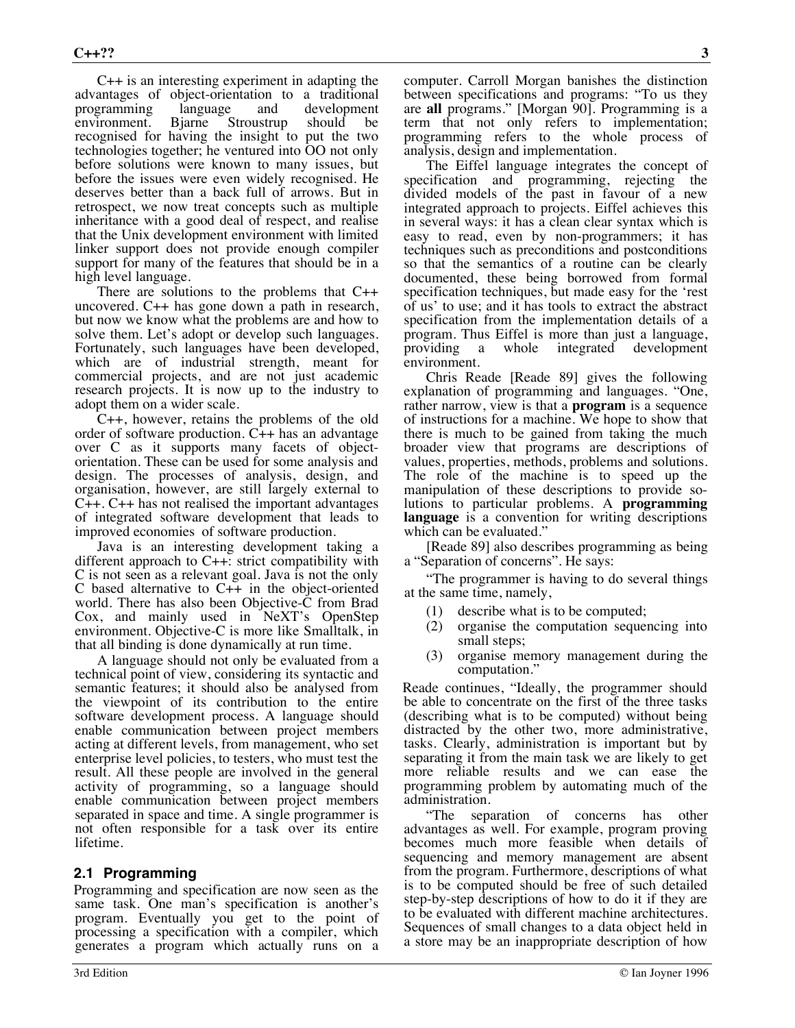C++ is an interesting experiment in adapting the advantages of object-orientation to a traditional programming language and development environment. Bjarne Stroustrup should be recognised for having the insight to put the two technologies together; he ventured into OO not only before solutions were known to many issues, but before the issues were even widely recognised. He deserves better than a back full of arrows. But in retrospect, we now treat concepts such as multiple inheritance with a good deal of respect, and realise that the Unix development environment with limited linker support does not provide enough compiler support for many of the features that should be in a high level language.

There are solutions to the problems that C++ uncovered. C++ has gone down a path in research, but now we know what the problems are and how to solve them. Let's adopt or develop such languages. Fortunately, such languages have been developed, which are of industrial strength, meant for commercial projects, and are not just academic research projects. It is now up to the industry to adopt them on a wider scale.

C++, however, retains the problems of the old order of software production. C++ has an advantage over C as it supports many facets of object-orientation. These can be used for some analysis and design. The processes of analysis, design, and organisation, however, are still largely external to C++. C++ has not realised the important advantages of integrated software development that leads to improved economies of software production.

Java is an interesting development taking a different approach to C++: strict compatibility with C is not seen as a relevant goal. Java is not the only C based alternative to C++ in the object-oriented world. There has also been Objective-C from Brad Cox, and mainly used in NeXT's OpenStep environment. Objective-C is more like Smalltalk, in that all binding is done dynamically at run time.

A language should not only be evaluated from a technical point of view, considering its syntactic and semantic features; it should also be analysed from the viewpoint of its contribution to the entire software development process. A language should enable communication between project members acting at different levels, from management, who set enterprise level policies, to testers, who must test the result. All these people are involved in the general activity of programming, so a language should enable communication between project members separated in space and time. A single programmer is not often responsible for a task over its entire lifetime.

## 2.1 Programming

Programming and specification are now seen as the same task. One man's specification is another's program. Eventually you get to the point of processing a specification with a compiler, which generates a program which actually runs on a computer. Carroll Morgan banishes the distinction between specifications and programs: "To us they are **all** programs." [Morgan 90]. Programming is a term that not only refers to implementation; programming refers to the whole process of analysis, design and implementation.

The Eiffel language integrates the concept of specification and programming, rejecting the divided models of the past in favour of a new integrated approach to projects. Eiffel achieves this in several ways: it has a clean clear syntax which is easy to read, even by non-programmers; it has techniques such as preconditions and postconditions so that the semantics of a routine can be clearly documented, these being borrowed from formal specification techniques, but made easy for the 'rest of us' to use; and it has tools to extract the abstract specification from the implementation details of a program. Thus Eiffel is more than just a language, providing a whole integrated development environment.

Chris Reade [Reade 89] gives the following explanation of programming and languages. "One, rather narrow, view is that a **program** is a sequence of instructions for a machine. We hope to show that there is much to be gained from taking the much broader view that programs are descriptions of values, properties, methods, problems and solutions. The role of the machine is to speed up the manipulation of these descriptions to provide solutions to particular problems. A **programming language** is a convention for writing descriptions which can be evaluated."

[Reade 89] also describes programming as being a "Separation of concerns". He says:

"The programmer is having to do several things at the same time, namely,

(1) describe what is to be computed;
(2) organise the computation sequencing into small steps;
(3) organise memory management during the computation."

Reade continues, "Ideally, the programmer should be able to concentrate on the first of the three tasks (describing what is to be computed) without being distracted by the other two, more administrative, tasks. Clearly, administration is important but by separating it from the main task we are likely to get more reliable results and we can ease the programming problem by automating much of the administration.

"The separation of concerns has other advantages as well. For example, program proving becomes much more feasible when details of sequencing and memory management are absent from the program. Furthermore, descriptions of what is to be computed should be free of such detailed step-by-step descriptions of how to do it if they are to be evaluated with different machine architectures. Sequences of small changes to a data object held in a store may be an inappropriate description of how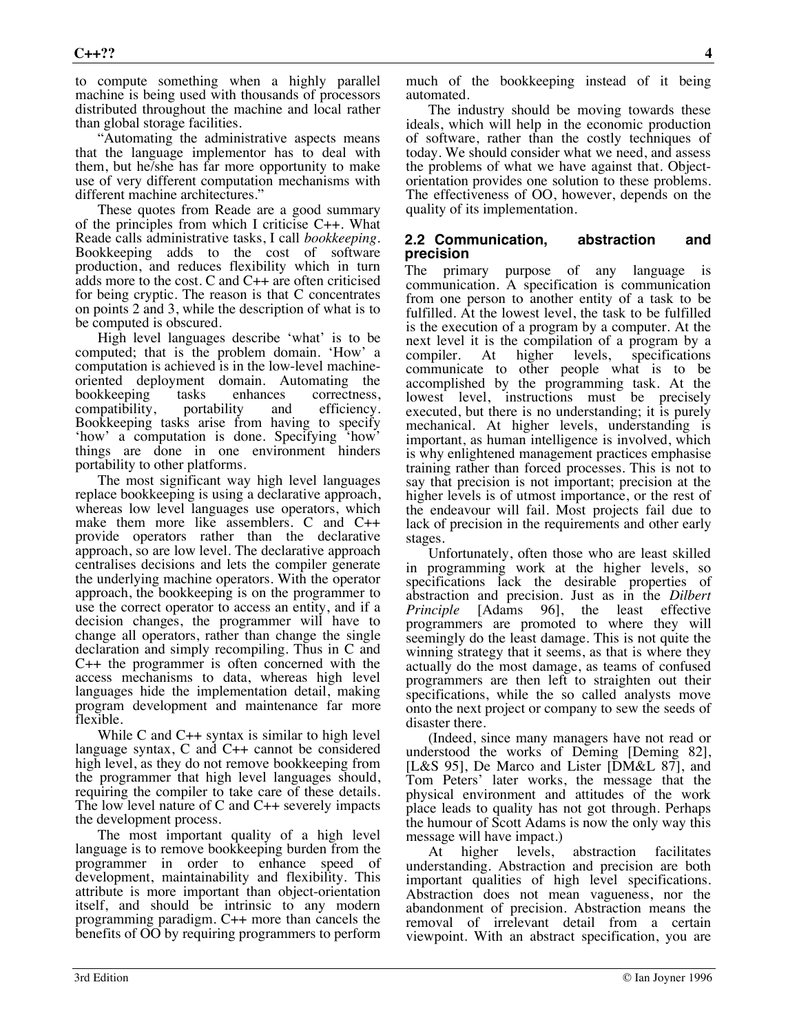to compute something when a highly parallel machine is being used with thousands of processors distributed throughout the machine and local rather than global storage facilities.

"Automating the administrative aspects means that the language implementor has to deal with them, but he/she has far more opportunity to make use of very different computation mechanisms with different machine architectures."

These quotes from Reade are a good summary of the principles from which I criticise C++. What Reade calls administrative tasks, I call *bookkeeping*. Bookkeeping adds to the cost of software production, and reduces flexibility which in turn adds more to the cost. C and C++ are often criticised for being cryptic. The reason is that C concentrates on points 2 and 3, while the description of what is to be computed is obscured.

High level languages describe 'what' is to be computed; that is the problem domain. 'How' a computation is achieved is in the low-level machine-oriented deployment domain. Automating the bookkeeping tasks enhances correctness, compatibility, portability and efficiency. Bookkeeping tasks arise from having to specify 'how' a computation is done. Specifying 'how' things are done in one environment hinders portability to other platforms.

The most significant way high level languages replace bookkeeping is using a declarative approach, whereas low level languages use operators, which make them more like assemblers. C and C++ provide operators rather than the declarative approach, so are low level. The declarative approach centralises decisions and lets the compiler generate the underlying machine operators. With the operator approach, the bookkeeping is on the programmer to use the correct operator to access an entity, and if a decision changes, the programmer will have to change all operators, rather than change the single declaration and simply recompiling. Thus in C and C++ the programmer is often concerned with the access mechanisms to data, whereas high level languages hide the implementation detail, making program development and maintenance far more flexible.

While C and C++ syntax is similar to high level language syntax, C and C++ cannot be considered high level, as they do not remove bookkeeping from the programmer that high level languages should, requiring the compiler to take care of these details. The low level nature of C and C++ severely impacts the development process.

The most important quality of a high level language is to remove bookkeeping burden from the programmer in order to enhance speed of development, maintainability and flexibility. This attribute is more important than object-orientation itself, and should be intrinsic to any modern programming paradigm. C++ more than cancels the benefits of OO by requiring programmers to perform much of the bookkeeping instead of it being automated.

The industry should be moving towards these ideals, which will help in the economic production of software, rather than the costly techniques of today. We should consider what we need, and assess the problems of what we have against that. Object-orientation provides one solution to these problems. The effectiveness of OO, however, depends on the quality of its implementation.

## 2.2 Communication, abstraction and precision

The primary purpose of any language is communication. A specification is communication from one person to another entity of a task to be fulfilled. At the lowest level, the task to be fulfilled is the execution of a program by a computer. At the next level it is the compilation of a program by a compiler. At higher levels, specifications communicate to other people what is to be accomplished by the programming task. At the lowest level, instructions must be precisely executed, but there is no understanding; it is purely mechanical. At higher levels, understanding is important, as human intelligence is involved, which is why enlightened management practices emphasise training rather than forced processes. This is not to say that precision is not important; precision at the higher levels is of utmost importance, or the rest of the endeavour will fail. Most projects fail due to lack of precision in the requirements and other early stages.

Unfortunately, often those who are least skilled in programming work at the higher levels, so specifications lack the desirable properties of abstraction and precision. Just as in the *Dilbert Principle* [Adams 96], the least effective programmers are promoted to where they will seemingly do the least damage. This is not quite the winning strategy that it seems, as that is where they actually do the most damage, as teams of confused programmers are then left to straighten out their specifications, while the so called analysts move onto the next project or company to sew the seeds of disaster there.

(Indeed, since many managers have not read or understood the works of Deming [Deming 82], [L&S 95], De Marco and Lister [DM&L 87], and Tom Peters' later works, the message that the physical environment and attitudes of the work place leads to quality has not got through. Perhaps the humour of Scott Adams is now the only way this message will have impact.)

At higher levels, abstraction facilitates understanding. Abstraction and precision are both important qualities of high level specifications. Abstraction does not mean vagueness, nor the abandonment of precision. Abstraction means the removal of irrelevant detail from a certain viewpoint. With an abstract specification, you are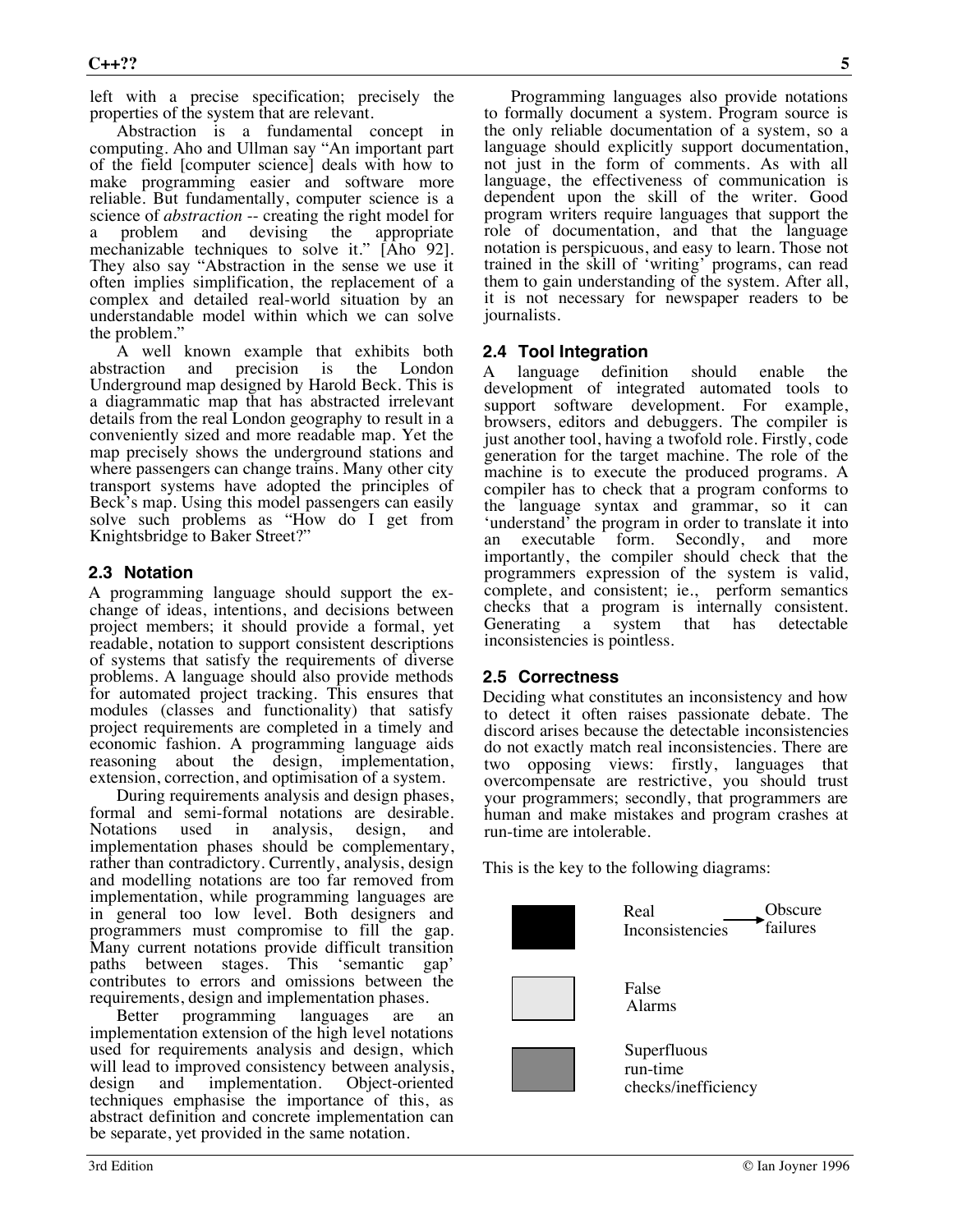left with a precise specification; precisely the properties of the system that are relevant.

Abstraction is a fundamental concept in computing. Aho and Ullman say "An important part of the field [computer science] deals with how to make programming easier and software more reliable. But fundamentally, computer science is a science of *abstraction* -- creating the right model for a problem and devising the appropriate mechanizable techniques to solve it." [Aho 92]. They also say "Abstraction in the sense we use it often implies simplification, the replacement of a complex and detailed real-world situation by an understandable model within which we can solve the problem."

A well known example that exhibits both abstraction and precision is the London Underground map designed by Harold Beck. This is a diagrammatic map that has abstracted irrelevant details from the real London geography to result in a conveniently sized and more readable map. Yet the map precisely shows the underground stations and where passengers can change trains. Many other city transport systems have adopted the principles of Beck's map. Using this model passengers can easily solve such problems as "How do I get from Knightsbridge to Baker Street?"

## 2.3 Notation

A programming language should support the exchange of ideas, intentions, and decisions between project members; it should provide a formal, yet readable, notation to support consistent descriptions of systems that satisfy the requirements of diverse problems. A language should also provide methods for automated project tracking. This ensures that modules (classes and functionality) that satisfy project requirements are completed in a timely and economic fashion. A programming language aids reasoning about the design, implementation, extension, correction, and optimisation of a system.

During requirements analysis and design phases, formal and semi-formal notations are desirable. Notations used in analysis, design, and implementation phases should be complementary, rather than contradictory. Currently, analysis, design and modelling notations are too far removed from implementation, while programming languages are in general too low level. Both designers and programmers must compromise to fill the gap. Many current notations provide difficult transition paths between stages. This 'semantic gap' contributes to errors and omissions between the requirements, design and implementation phases.

Better programming languages are an implementation extension of the high level notations used for requirements analysis and design, which will lead to improved consistency between analysis, design and implementation. Object-oriented techniques emphasise the importance of this, as abstract definition and concrete implementation can be separate, yet provided in the same notation.

Programming languages also provide notations to formally document a system. Program source is the only reliable documentation of a system, so a language should explicitly support documentation, not just in the form of comments. As with all language, the effectiveness of communication is dependent upon the skill of the writer. Good program writers require languages that support the role of documentation, and that the language notation is perspicuous, and easy to learn. Those not trained in the skill of 'writing' programs, can read them to gain understanding of the system. After all, it is not necessary for newspaper readers to be journalists.

## 2.4 Tool Integration

A language definition should enable the development of integrated automated tools to support software development. For example, browsers, editors and debuggers. The compiler is just another tool, having a twofold role. Firstly, code generation for the target machine. The role of the machine is to execute the produced programs. A compiler has to check that a program conforms to the language syntax and grammar, so it can 'understand' the program in order to translate it into an executable form. Secondly, and more importantly, the compiler should check that the programmers expression of the system is valid, complete, and consistent; ie., perform semantics checks that a program is internally consistent. Generating a system that has detectable inconsistencies is pointless.

## 2.5 Correctness

Deciding what constitutes an inconsistency and how to detect it often raises passionate debate. The discord arises because the detectable inconsistencies do not exactly match real inconsistencies. There are two opposing views: firstly, languages that overcompensate are restrictive, you should trust your programmers; secondly, that programmers are human and make mistakes and program crashes at run-time are intolerable.

This is the key to the following diagrams:

Real Inconsistencies → Obscure failures

False Alarms

Superfluous run-time checks/inefficiency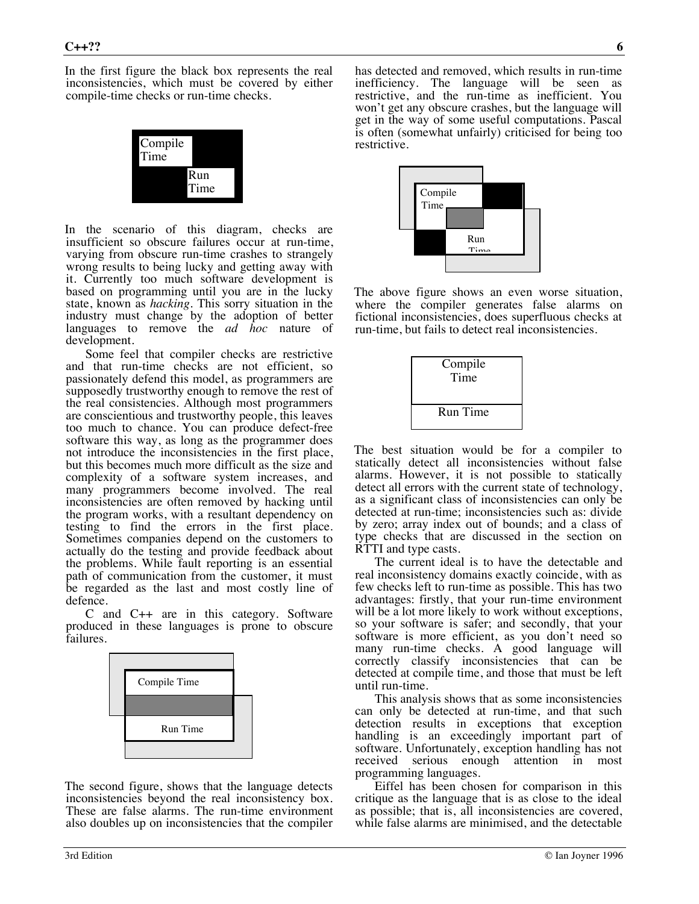In the first figure the black box represents the real inconsistencies, which must be covered by either compile-time checks or run-time checks.

Compile Time

Run Time

In the scenario of this diagram, checks are insufficient so obscure failures occur at run-time, varying from obscure run-time crashes to strangely wrong results to being lucky and getting away with it. Currently too much software development is based on programming until you are in the lucky state, known as *hacking*. This sorry situation in the industry must change by the adoption of better languages to remove the *ad hoc* nature of development.

Some feel that compiler checks are restrictive and that run-time checks are not efficient, so passionately defend this model, as programmers are supposedly trustworthy enough to remove the rest of the real consistencies. Although most programmers are conscientious and trustworthy people, this leaves too much to chance. You can produce defect-free software this way, as long as the programmer does not introduce the inconsistencies in the first place, but this becomes much more difficult as the size and complexity of a software system increases, and many programmers become involved. The real inconsistencies are often removed by hacking until the program works, with a resultant dependency on testing to find the errors in the first place. Sometimes companies depend on the customers to actually do the testing and provide feedback about the problems. While fault reporting is an essential path of communication from the customer, it must be regarded as the last and most costly line of defence.

C and C++ are in this category. Software produced in these languages is prone to obscure failures.

Compile Time

Run Time

The second figure, shows that the language detects inconsistencies beyond the real inconsistency box. These are false alarms. The run-time environment also doubles up on inconsistencies that the compiler has detected and removed, which results in run-time inefficiency. The language will be seen as restrictive, and the run-time as inefficient. You won't get any obscure crashes, but the language will get in the way of some useful computations. Pascal is often (somewhat unfairly) criticised for being too restrictive.

Compile Time

Run Time

The above figure shows an even worse situation, where the compiler generates false alarms on fictional inconsistencies, does superfluous checks at run-time, but fails to detect real inconsistencies.

Compile Time

Run Time

The best situation would be for a compiler to statically detect all inconsistencies without false alarms. However, it is not possible to statically detect all errors with the current state of technology, as a significant class of inconsistencies can only be detected at run-time; inconsistencies such as: divide by zero; array index out of bounds; and a class of type checks that are discussed in the section on RTTI and type casts.

The current ideal is to have the detectable and real inconsistency domains exactly coincide, with as few checks left to run-time as possible. This has two advantages: firstly, that your run-time environment will be a lot more likely to work without exceptions, so your software is safer; and secondly, that your software is more efficient, as you don't need so many run-time checks. A good language will correctly classify inconsistencies that can be detected at compile time, and those that must be left until run-time.

This analysis shows that as some inconsistencies can only be detected at run-time, and that such detection results in exceptions that exception handling is an exceedingly important part of software. Unfortunately, exception handling has not received serious enough attention in most programming languages.

Eiffel has been chosen for comparison in this critique as the language that is as close to the ideal as possible; that is, all inconsistencies are covered, while false alarms are minimised, and the detectable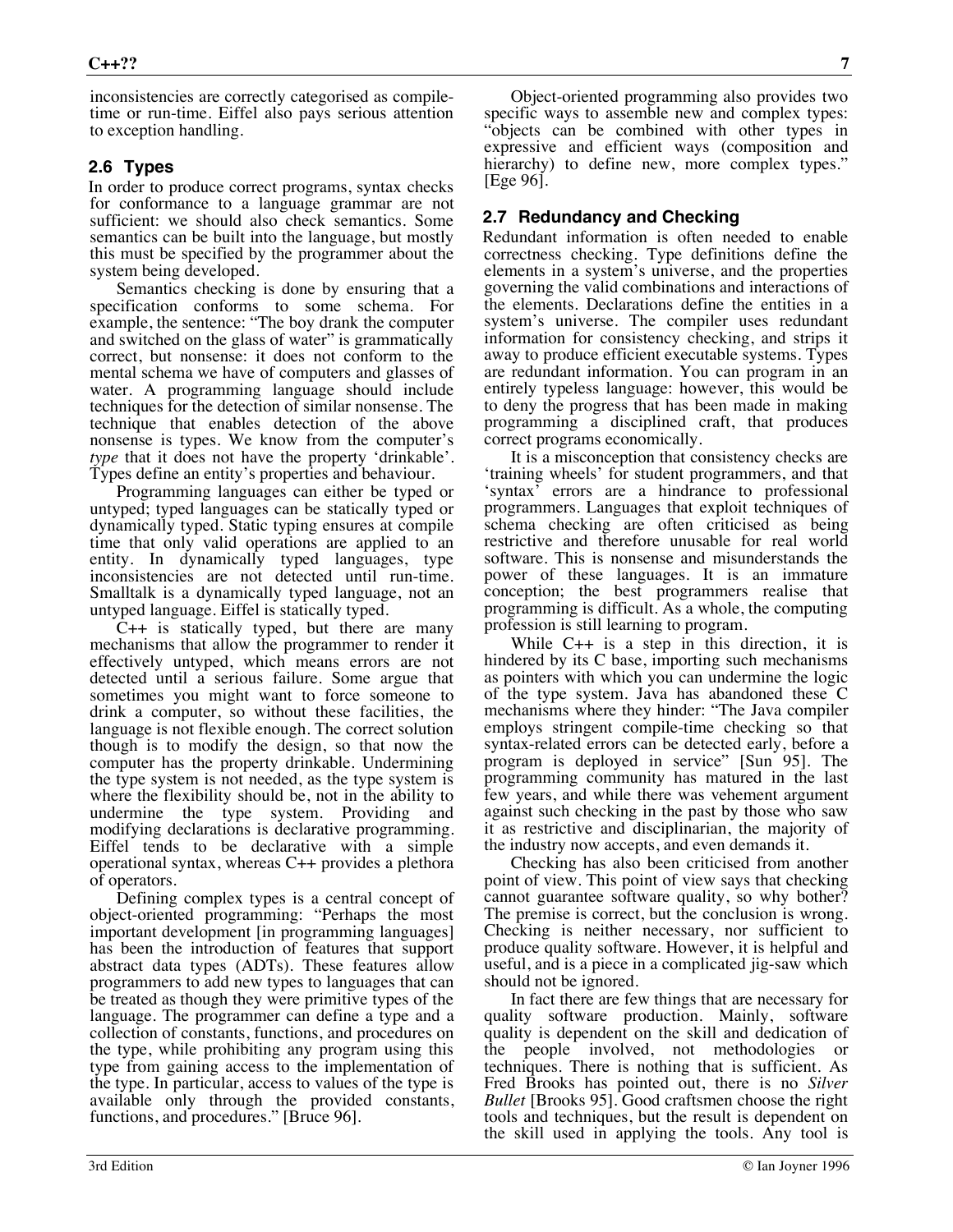inconsistencies are correctly categorised as compile-time or run-time. Eiffel also pays serious attention to exception handling.

## 2.6 Types

In order to produce correct programs, syntax checks for conformance to a language grammar are not sufficient: we should also check semantics. Some semantics can be built into the language, but mostly this must be specified by the programmer about the system being developed.

Semantics checking is done by ensuring that a specification conforms to some schema. For example, the sentence: "The boy drank the computer and switched on the glass of water" is grammatically correct, but nonsense: it does not conform to the mental schema we have of computers and glasses of water. A programming language should include techniques for the detection of similar nonsense. The technique that enables detection of the above nonsense is types. We know from the computer's *type* that it does not have the property 'drinkable'. Types define an entity's properties and behaviour.

Programming languages can either be typed or untyped; typed languages can be statically typed or dynamically typed. Static typing ensures at compile time that only valid operations are applied to an entity. In dynamically typed languages, type inconsistencies are not detected until run-time. Smalltalk is a dynamically typed language, not an untyped language. Eiffel is statically typed.

C++ is statically typed, but there are many mechanisms that allow the programmer to render it effectively untyped, which means errors are not detected until a serious failure. Some argue that sometimes you might want to force someone to drink a computer, so without these facilities, the language is not flexible enough. The correct solution though is to modify the design, so that now the computer has the property drinkable. Undermining the type system is not needed, as the type system is where the flexibility should be, not in the ability to undermine the type system. Providing and modifying declarations is declarative programming. Eiffel tends to be declarative with a simple operational syntax, whereas C++ provides a plethora of operators.

Defining complex types is a central concept of object-oriented programming: "Perhaps the most important development [in programming languages] has been the introduction of features that support abstract data types (ADTs). These features allow programmers to add new types to languages that can be treated as though they were primitive types of the language. The programmer can define a type and a collection of constants, functions, and procedures on the type, while prohibiting any program using this type from gaining access to the implementation of the type. In particular, access to values of the type is available only through the provided constants, functions, and procedures." [Bruce 96].

Object-oriented programming also provides two specific ways to assemble new and complex types: "objects can be combined with other types in expressive and efficient ways (composition and hierarchy) to define new, more complex types." [Ege 96].

## 2.7 Redundancy and Checking

Redundant information is often needed to enable correctness checking. Type definitions define the elements in a system's universe, and the properties governing the valid combinations and interactions of the elements. Declarations define the entities in a system's universe. The compiler uses redundant information for consistency checking, and strips it away to produce efficient executable systems. Types are redundant information. You can program in an entirely typeless language: however, this would be to deny the progress that has been made in making programming a disciplined craft, that produces correct programs economically.

It is a misconception that consistency checks are 'training wheels' for student programmers, and that 'syntax' errors are a hindrance to professional programmers. Languages that exploit techniques of schema checking are often criticised as being restrictive and therefore unusable for real world software. This is nonsense and misunderstands the power of these languages. It is an immature conception; the best programmers realise that programming is difficult. As a whole, the computing profession is still learning to program.

While C++ is a step in this direction, it is hindered by its C base, importing such mechanisms as pointers with which you can undermine the logic of the type system. Java has abandoned these C mechanisms where they hinder: "The Java compiler employs stringent compile-time checking so that syntax-related errors can be detected early, before a program is deployed in service" [Sun 95]. The programming community has matured in the last few years, and while there was vehement argument against such checking in the past by those who saw it as restrictive and disciplinarian, the majority of the industry now accepts, and even demands it.

Checking has also been criticised from another point of view. This point of view says that checking cannot guarantee software quality, so why bother? The premise is correct, but the conclusion is wrong. Checking is neither necessary, nor sufficient to produce quality software. However, it is helpful and useful, and is a piece in a complicated jig-saw which should not be ignored.

In fact there are few things that are necessary for quality software production. Mainly, software quality is dependent on the skill and dedication of the people involved, not methodologies or techniques. There is nothing that is sufficient. As Fred Brooks has pointed out, there is no *Silver Bullet* [Brooks 95]. Good craftsmen choose the right tools and techniques, but the result is dependent on the skill used in applying the tools. Any tool is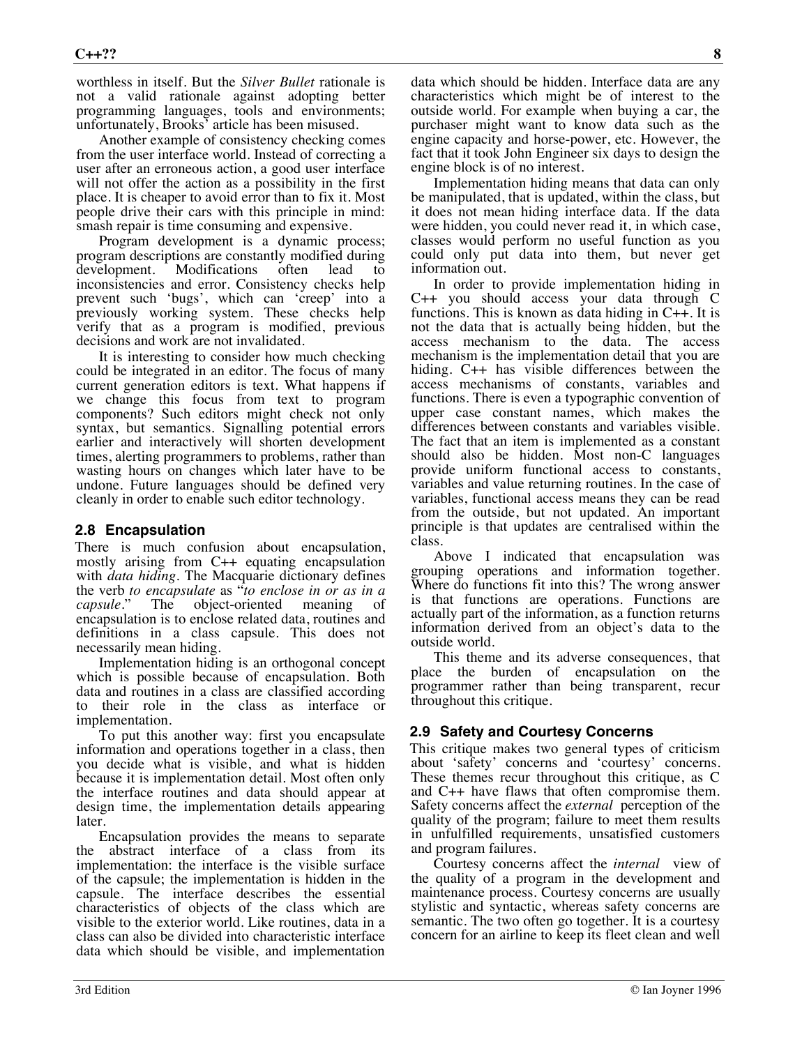worthless in itself. But the *Silver Bullet* rationale is not a valid rationale against adopting better programming languages, tools and environments; unfortunately, Brooks' article has been misused.

Another example of consistency checking comes from the user interface world. Instead of correcting a user after an erroneous action, a good user interface will not offer the action as a possibility in the first place. It is cheaper to avoid error than to fix it. Most people drive their cars with this principle in mind: smash repair is time consuming and expensive.

Program development is a dynamic process; program descriptions are constantly modified during development. Modifications often lead to inconsistencies and error. Consistency checks help prevent such 'bugs', which can 'creep' into a previously working system. These checks help verify that as a program is modified, previous decisions and work are not invalidated.

It is interesting to consider how much checking could be integrated in an editor. The focus of many current generation editors is text. What happens if we change this focus from text to program components? Such editors might check not only syntax, but semantics. Signalling potential errors earlier and interactively will shorten development times, alerting programmers to problems, rather than wasting hours on changes which later have to be undone. Future languages should be defined very cleanly in order to enable such editor technology.

## 2.8 Encapsulation

There is much confusion about encapsulation, mostly arising from C++ equating encapsulation with *data hiding*. The Macquarie dictionary defines the verb *to encapsulate* as "*to enclose in or as in a capsule*." The object-oriented meaning of encapsulation is to enclose related data, routines and definitions in a class capsule. This does not necessarily mean hiding.

Implementation hiding is an orthogonal concept which is possible because of encapsulation. Both data and routines in a class are classified according to their role in the class as interface or implementation.

To put this another way: first you encapsulate information and operations together in a class, then you decide what is visible, and what is hidden because it is implementation detail. Most often only the interface routines and data should appear at design time, the implementation details appearing later.

Encapsulation provides the means to separate the abstract interface of a class from its implementation: the interface is the visible surface of the capsule; the implementation is hidden in the capsule. The interface describes the essential characteristics of objects of the class which are visible to the exterior world. Like routines, data in a class can also be divided into characteristic interface data which should be visible, and implementation data which should be hidden. Interface data are any characteristics which might be of interest to the outside world. For example when buying a car, the purchaser might want to know data such as the engine capacity and horse-power, etc. However, the fact that it took John Engineer six days to design the engine block is of no interest.

Implementation hiding means that data can only be manipulated, that is updated, within the class, but it does not mean hiding interface data. If the data were hidden, you could never read it, in which case, classes would perform no useful function as you could only put data into them, but never get information out.

In order to provide implementation hiding in C++ you should access your data through C functions. This is known as data hiding in C++. It is not the data that is actually being hidden, but the access mechanism to the data. The access mechanism is the implementation detail that you are hiding. C++ has visible differences between the access mechanisms of constants, variables and functions. There is even a typographic convention of upper case constant names, which makes the differences between constants and variables visible. The fact that an item is implemented as a constant should also be hidden. Most non-C languages provide uniform functional access to constants, variables and value returning routines. In the case of variables, functional access means they can be read from the outside, but not updated. An important principle is that updates are centralised within the class.

Above I indicated that encapsulation was grouping operations and information together. Where do functions fit into this? The wrong answer is that functions are operations. Functions are actually part of the information, as a function returns information derived from an object's data to the outside world.

This theme and its adverse consequences, that place the burden of encapsulation on the programmer rather than being transparent, recur throughout this critique.

## 2.9 Safety and Courtesy Concerns

This critique makes two general types of criticism about 'safety' concerns and 'courtesy' concerns. These themes recur throughout this critique, as C and C++ have flaws that often compromise them. Safety concerns affect the *external* perception of the quality of the program; failure to meet them results in unfulfilled requirements, unsatisfied customers and program failures.

Courtesy concerns affect the *internal* view of the quality of a program in the development and maintenance process. Courtesy concerns are usually stylistic and syntactic, whereas safety concerns are semantic. The two often go together. It is a courtesy concern for an airline to keep its fleet clean and well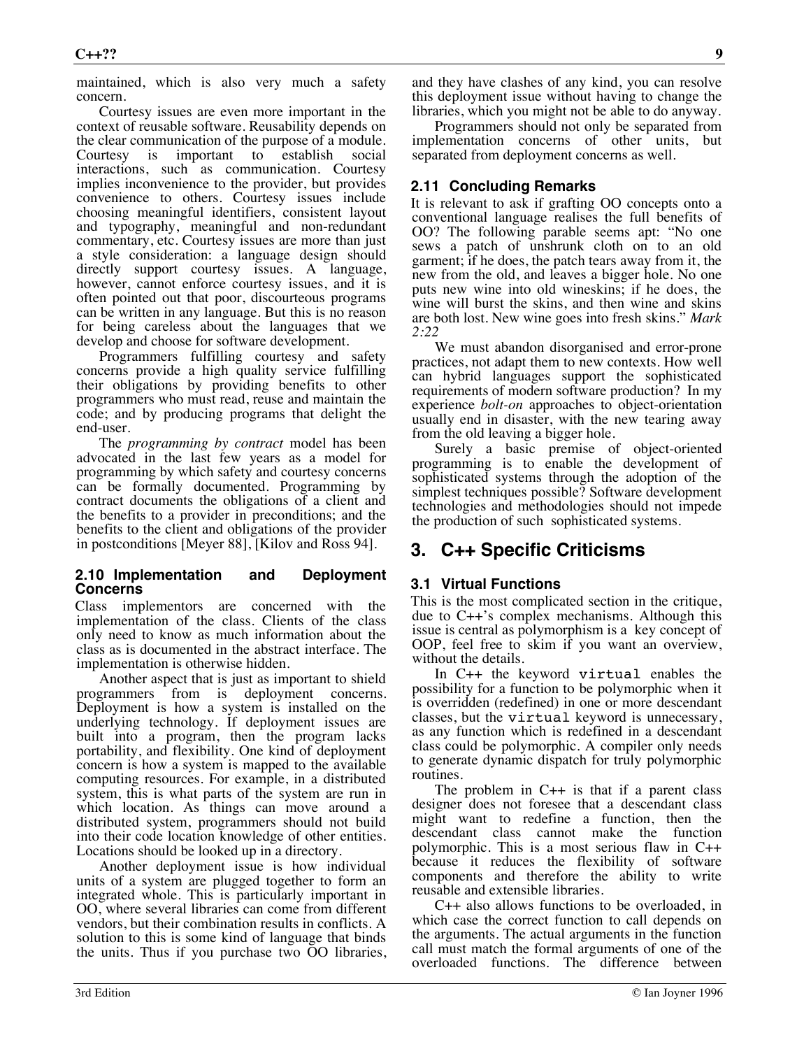maintained, which is also very much a safety concern.

Courtesy issues are even more important in the context of reusable software. Reusability depends on the clear communication of the purpose of a module. Courtesy is important to establish social interactions, such as communication. Courtesy implies inconvenience to the provider, but provides convenience to others. Courtesy issues include choosing meaningful identifiers, consistent layout and typography, meaningful and non-redundant commentary, etc. Courtesy issues are more than just a style consideration: a language design should directly support courtesy issues. A language, however, cannot enforce courtesy issues, and it is often pointed out that poor, discourteous programs can be written in any language. But this is no reason for being careless about the languages that we develop and choose for software development.

Programmers fulfilling courtesy and safety concerns provide a high quality service fulfilling their obligations by providing benefits to other programmers who must read, reuse and maintain the code; and by producing programs that delight the end-user.

The *programming by contract* model has been advocated in the last few years as a model for programming by which safety and courtesy concerns can be formally documented. Programming by contract documents the obligations of a client and the benefits to a provider in preconditions; and the benefits to the client and obligations of the provider in postconditions [Meyer 88], [Kilov and Ross 94].

### 2.10 Implementation and Deployment Concerns

Class implementors are concerned with the implementation of the class. Clients of the class only need to know as much information about the class as is documented in the abstract interface. The implementation is otherwise hidden.

Another aspect that is just as important to shield programmers from is deployment concerns. Deployment is how a system is installed on the underlying technology. If deployment issues are built into a program, then the program lacks portability, and flexibility. One kind of deployment concern is how a system is mapped to the available computing resources. For example, in a distributed system, this is what parts of the system are run in which location. As things can move around a distributed system, programmers should not build into their code location knowledge of other entities. Locations should be looked up in a directory.

Another deployment issue is how individual units of a system are plugged together to form an integrated whole. This is particularly important in OO, where several libraries can come from different vendors, but their combination results in conflicts. A solution to this is some kind of language that binds the units. Thus if you purchase two OO libraries, and they have clashes of any kind, you can resolve this deployment issue without having to change the libraries, which you might not be able to do anyway.

Programmers should not only be separated from implementation concerns of other units, but separated from deployment concerns as well.

### 2.11 Concluding Remarks

It is relevant to ask if grafting OO concepts onto a conventional language realises the full benefits of OO? The following parable seems apt: "No one sews a patch of unshrunk cloth on to an old garment; if he does, the patch tears away from it, the new from the old, and leaves a bigger hole. No one puts new wine into old wineskins; if he does, the wine will burst the skins, and then wine and skins are both lost. New wine goes into fresh skins." *Mark 2:22*

We must abandon disorganised and error-prone practices, not adapt them to new contexts. How well can hybrid languages support the sophisticated requirements of modern software production? In my experience *bolt-on* approaches to object-orientation usually end in disaster, with the new tearing away from the old leaving a bigger hole.

Surely a basic premise of object-oriented programming is to enable the development of sophisticated systems through the adoption of the simplest techniques possible? Software development technologies and methodologies should not impede the production of such sophisticated systems.

## 3. C++ Specific Criticisms

### 3.1 Virtual Functions

This is the most complicated section in the critique, due to C++'s complex mechanisms. Although this issue is central as polymorphism is a key concept of OOP, feel free to skim if you want an overview, without the details.

In C++ the keyword `virtual` enables the possibility for a function to be polymorphic when it is overridden (redefined) in one or more descendant classes, but the `virtual` keyword is unnecessary, as any function which is redefined in a descendant class could be polymorphic. A compiler only needs to generate dynamic dispatch for truly polymorphic routines.

The problem in C++ is that if a parent class designer does not foresee that a descendant class might want to redefine a function, then the descendant class cannot make the function polymorphic. This is a most serious flaw in C++ because it reduces the flexibility of software components and therefore the ability to write reusable and extensible libraries.

C++ also allows functions to be overloaded, in which case the correct function to call depends on the arguments. The actual arguments in the function call must match the formal arguments of one of the overloaded functions. The difference between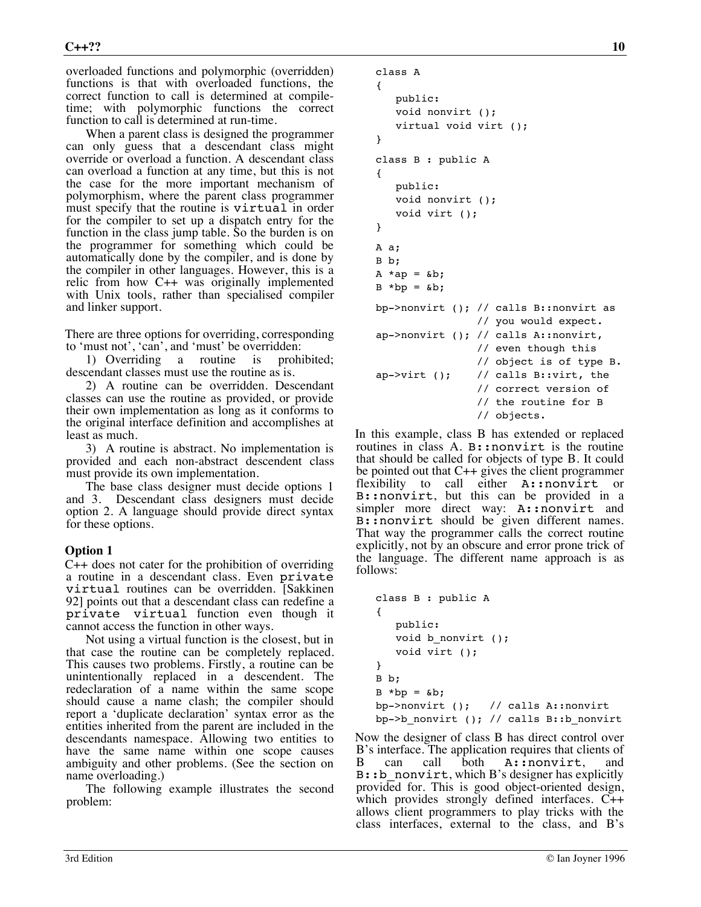overloaded functions and polymorphic (overridden) functions is that with overloaded functions, the correct function to call is determined at compile-time; with polymorphic functions the correct function to call is determined at run-time.

When a parent class is designed the programmer can only guess that a descendant class might override or overload a function. A descendant class can overload a function at any time, but this is not the case for the more important mechanism of polymorphism, where the parent class programmer must specify that the routine is `virtual` in order for the compiler to set up a dispatch entry for the function in the class jump table. So the burden is on the programmer for something which could be automatically done by the compiler, and is done by the compiler in other languages. However, this is a relic from how C++ was originally implemented with Unix tools, rather than specialised compiler and linker support.

There are three options for overriding, corresponding to 'must not', 'can', and 'must' be overridden:

1) Overriding a routine is prohibited; descendant classes must use the routine as is.

2) A routine can be overridden. Descendant classes can use the routine as provided, or provide their own implementation as long as it conforms to the original interface definition and accomplishes at least as much.

3) A routine is abstract. No implementation is provided and each non-abstract descendent class must provide its own implementation.

The base class designer must decide options 1 and 3. Descendant class designers must decide option 2. A language should provide direct syntax for these options.

### Option 1

C++ does not cater for the prohibition of overriding a routine in a descendant class. Even `private virtual` routines can be overridden. [Sakkinen 92] points out that a descendant class can redefine a `private virtual` function even though it cannot access the function in other ways.

Not using a virtual function is the closest, but in that case the routine can be completely replaced. This causes two problems. Firstly, a routine can be unintentionally replaced in a descendent. The redeclaration of a name within the same scope should cause a name clash; the compiler should report a 'duplicate declaration' syntax error as the entities inherited from the parent are included in the descendants namespace. Allowing two entities to have the same name within one scope causes ambiguity and other problems. (See the section on name overloading.)

The following example illustrates the second problem:

```
class A
{
   public:
   void nonvirt ();
   virtual void virt ();
}

class B : public A
{
   public:
   void nonvirt ();
   void virt ();
}

A a;
B b;
A *ap = &b;
B *bp = &b;

bp->nonvirt (); // calls B::nonvirt as
                // you would expect.
ap->nonvirt (); // calls A::nonvirt,
                // even though this
                // object is of type B.
ap->virt ();    // calls B::virt, the
                // correct version of
                // the routine for B
                // objects.
```

In this example, class B has extended or replaced routines in class A. `B::nonvirt` is the routine that should be called for objects of type B. It could be pointed out that C++ gives the client programmer flexibility to call either `A::nonvirt` or `B::nonvirt`, but this can be provided in a simpler more direct way: `A::nonvirt` and `B::nonvirt` should be given different names. That way the programmer calls the correct routine explicitly, not by an obscure and error prone trick of the language. The different name approach is as follows:

```
class B : public A
{
   public:
   void b_nonvirt ();
   void virt ();
}
B b;
B *bp = &b;
bp->nonvirt ();   // calls A::nonvirt
bp->b_nonvirt (); // calls B::b_nonvirt
```

Now the designer of class B has direct control over B's interface. The application requires that clients of B can call both `A::nonvirt`, and `B::b_nonvirt`, which B's designer has explicitly provided for. This is good object-oriented design, which provides strongly defined interfaces. C++ allows client programmers to play tricks with the class interfaces, external to the class, and B's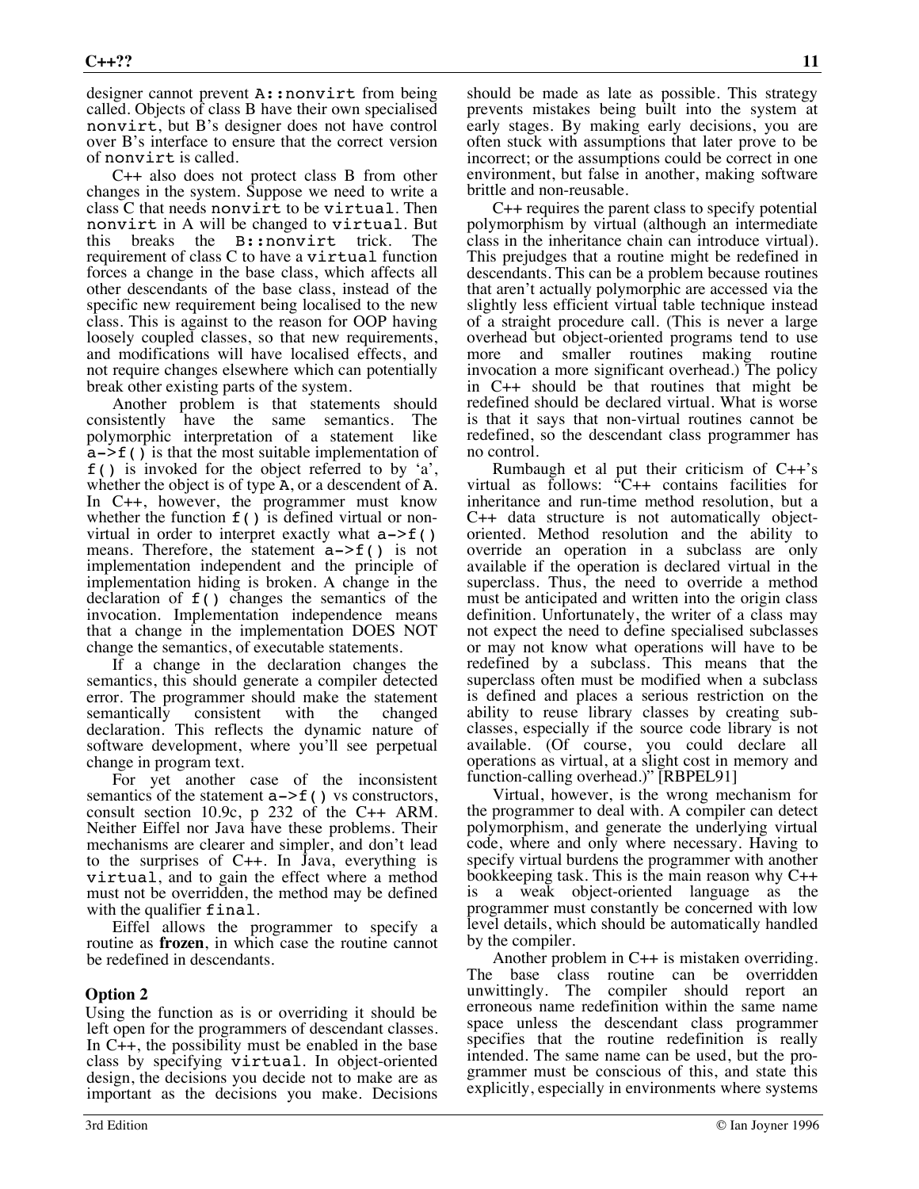designer cannot prevent `A::nonvirt` from being called. Objects of class B have their own specialised `nonvirt`, but B's designer does not have control over B's interface to ensure that the correct version of `nonvirt` is called.

C++ also does not protect class B from other changes in the system. Suppose we need to write a class C that needs `nonvirt` to be `virtual`. Then `nonvirt` in A will be changed to `virtual`. But this breaks the `B::nonvirt` trick. The requirement of class C to have a `virtual` function forces a change in the base class, which affects all other descendants of the base class, instead of the specific new requirement being localised to the new class. This is against to the reason for OOP having loosely coupled classes, so that new requirements, and modifications will have localised effects, and not require changes elsewhere which can potentially break other existing parts of the system.

Another problem is that statements should consistently have the same semantics. The polymorphic interpretation of a statement like `a->f()` is that the most suitable implementation of `f()` is invoked for the object referred to by 'a', whether the object is of type `A`, or a descendent of `A`. In C++, however, the programmer must know whether the function `f()` is defined virtual or non-virtual in order to interpret exactly what `a->f()` means. Therefore, the statement `a->f()` is not implementation independent and the principle of implementation hiding is broken. A change in the declaration of `f()` changes the semantics of the invocation. Implementation independence means that a change in the implementation DOES NOT change the semantics, of executable statements.

If a change in the declaration changes the semantics, this should generate a compiler detected error. The programmer should make the statement semantically consistent with the changed declaration. This reflects the dynamic nature of software development, where you'll see perpetual change in program text.

For yet another case of the inconsistent semantics of the statement `a->f()` vs constructors, consult section 10.9c, p 232 of the C++ ARM. Neither Eiffel nor Java have these problems. Their mechanisms are clearer and simpler, and don't lead to the surprises of C++. In Java, everything is `virtual`, and to gain the effect where a method must not be overridden, the method may be defined with the qualifier `final`.

Eiffel allows the programmer to specify a routine as **frozen**, in which case the routine cannot be redefined in descendants.

### Option 2

Using the function as is or overriding it should be left open for the programmers of descendant classes. In C++, the possibility must be enabled in the base class by specifying `virtual`. In object-oriented design, the decisions you decide not to make are as important as the decisions you make. Decisions should be made as late as possible. This strategy prevents mistakes being built into the system at early stages. By making early decisions, you are often stuck with assumptions that later prove to be incorrect; or the assumptions could be correct in one environment, but false in another, making software brittle and non-reusable.

C++ requires the parent class to specify potential polymorphism by virtual (although an intermediate class in the inheritance chain can introduce virtual). This prejudges that a routine might be redefined in descendants. This can be a problem because routines that aren't actually polymorphic are accessed via the slightly less efficient virtual table technique instead of a straight procedure call. (This is never a large overhead but object-oriented programs tend to use more and smaller routines making routine invocation a more significant overhead.) The policy in C++ should be that routines that might be redefined should be declared virtual. What is worse is that it says that non-virtual routines cannot be redefined, so the descendant class programmer has no control.

Rumbaugh et al put their criticism of C++'s virtual as follows: "C++ contains facilities for inheritance and run-time method resolution, but a C++ data structure is not automatically object-oriented. Method resolution and the ability to override an operation in a subclass are only available if the operation is declared virtual in the superclass. Thus, the need to override a method must be anticipated and written into the origin class definition. Unfortunately, the writer of a class may not expect the need to define specialised subclasses or may not know what operations will have to be redefined by a subclass. This means that the superclass often must be modified when a subclass is defined and places a serious restriction on the ability to reuse library classes by creating sub-classes, especially if the source code library is not available. (Of course, you could declare all operations as virtual, at a slight cost in memory and function-calling overhead.)" [RBPEL91]

Virtual, however, is the wrong mechanism for the programmer to deal with. A compiler can detect polymorphism, and generate the underlying virtual code, where and only where necessary. Having to specify virtual burdens the programmer with another bookkeeping task. This is the main reason why C++ is a weak object-oriented language as the programmer must constantly be concerned with low level details, which should be automatically handled by the compiler.

Another problem in C++ is mistaken overriding. The base class routine can be overridden unwittingly. The compiler should report an erroneous name redefinition within the same name space unless the descendant class programmer specifies that the routine redefinition is really intended. The same name can be used, but the programmer must be conscious of this, and state this explicitly, especially in environments where systems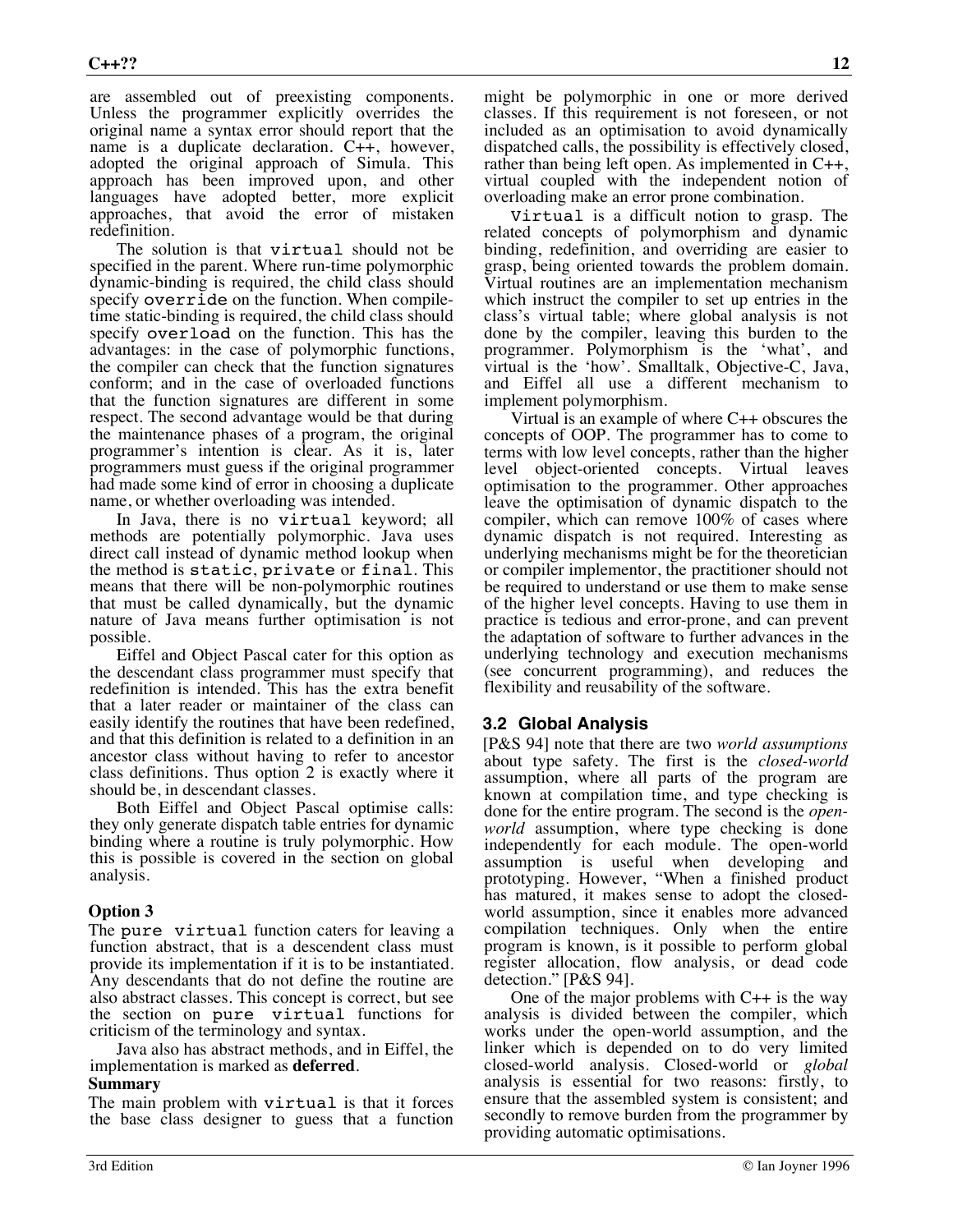are assembled out of preexisting components. Unless the programmer explicitly overrides the original name a syntax error should report that the name is a duplicate declaration. C++, however, adopted the original approach of Simula. This approach has been improved upon, and other languages have adopted better, more explicit approaches, that avoid the error of mistaken redefinition.

The solution is that `virtual` should not be specified in the parent. Where run-time polymorphic dynamic-binding is required, the child class should specify `override` on the function. When compile-time static-binding is required, the child class should specify `overload` on the function. This has the advantages: in the case of polymorphic functions, the compiler can check that the function signatures conform; and in the case of overloaded functions that the function signatures are different in some respect. The second advantage would be that during the maintenance phases of a program, the original programmer's intention is clear. As it is, later programmers must guess if the original programmer had made some kind of error in choosing a duplicate name, or whether overloading was intended.

In Java, there is no `virtual` keyword; all methods are potentially polymorphic. Java uses direct call instead of dynamic method lookup when the method is `static`, `private` or `final`. This means that there will be non-polymorphic routines that must be called dynamically, but the dynamic nature of Java means further optimisation is not possible.

Eiffel and Object Pascal cater for this option as the descendant class programmer must specify that redefinition is intended. This has the extra benefit that a later reader or maintainer of the class can easily identify the routines that have been redefined, and that this definition is related to a definition in an ancestor class without having to refer to ancestor class definitions. Thus option 2 is exactly where it should be, in descendant classes.

Both Eiffel and Object Pascal optimise calls: they only generate dispatch table entries for dynamic binding where a routine is truly polymorphic. How this is possible is covered in the section on global analysis.

### Option 3

The `pure virtual` function caters for leaving a function abstract, that is a descendent class must provide its implementation if it is to be instantiated. Any descendants that do not define the routine are also abstract classes. This concept is correct, but see the section on `pure virtual` functions for criticism of the terminology and syntax.

Java also has abstract methods, and in Eiffel, the implementation is marked as **deferred**.

### Summary

The main problem with `virtual` is that it forces the base class designer to guess that a function might be polymorphic in one or more derived classes. If this requirement is not foreseen, or not included as an optimisation to avoid dynamically dispatched calls, the possibility is effectively closed, rather than being left open. As implemented in C++, virtual coupled with the independent notion of overloading make an error prone combination.

`Virtual` is a difficult notion to grasp. The related concepts of polymorphism and dynamic binding, redefinition, and overriding are easier to grasp, being oriented towards the problem domain. Virtual routines are an implementation mechanism which instruct the compiler to set up entries in the class's virtual table; where global analysis is not done by the compiler, leaving this burden to the programmer. Polymorphism is the 'what', and virtual is the 'how'. Smalltalk, Objective-C, Java, and Eiffel all use a different mechanism to implement polymorphism.

Virtual is an example of where C++ obscures the concepts of OOP. The programmer has to come to terms with low level concepts, rather than the higher level object-oriented concepts. Virtual leaves optimisation to the programmer. Other approaches leave the optimisation of dynamic dispatch to the compiler, which can remove 100% of cases where dynamic dispatch is not required. Interesting as underlying mechanisms might be for the theoretician or compiler implementor, the practitioner should not be required to understand or use them to make sense of the higher level concepts. Having to use them in practice is tedious and error-prone, and can prevent the adaptation of software to further advances in the underlying technology and execution mechanisms (see concurrent programming), and reduces the flexibility and reusability of the software.

## 3.2 Global Analysis

[P&S 94] note that there are two *world assumptions* about type safety. The first is the *closed-world* assumption, where all parts of the program are known at compilation time, and type checking is done for the entire program. The second is the *open-world* assumption, where type checking is done independently for each module. The open-world assumption is useful when developing and prototyping. However, "When a finished product has matured, it makes sense to adopt the closed-world assumption, since it enables more advanced compilation techniques. Only when the entire program is known, is it possible to perform global register allocation, flow analysis, or dead code detection." [P&S 94].

One of the major problems with C++ is the way analysis is divided between the compiler, which works under the open-world assumption, and the linker which is depended on to do very limited closed-world analysis. Closed-world or *global* analysis is essential for two reasons: firstly, to ensure that the assembled system is consistent; and secondly to remove burden from the programmer by providing automatic optimisations.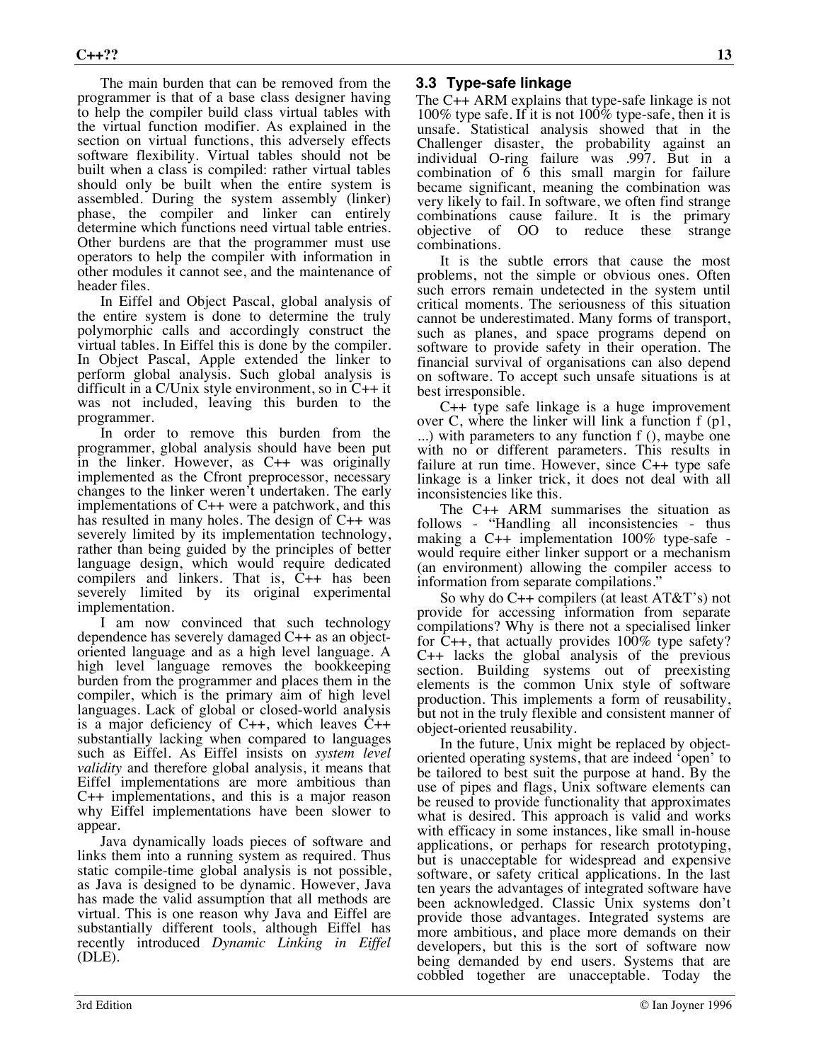The main burden that can be removed from the programmer is that of a base class designer having to help the compiler build class virtual tables with the virtual function modifier. As explained in the section on virtual functions, this adversely effects software flexibility. Virtual tables should not be built when a class is compiled: rather virtual tables should only be built when the entire system is assembled. During the system assembly (linker) phase, the compiler and linker can entirely determine which functions need virtual table entries. Other burdens are that the programmer must use operators to help the compiler with information in other modules it cannot see, and the maintenance of header files.

In Eiffel and Object Pascal, global analysis of the entire system is done to determine the truly polymorphic calls and accordingly construct the virtual tables. In Eiffel this is done by the compiler. In Object Pascal, Apple extended the linker to perform global analysis. Such global analysis is difficult in a C/Unix style environment, so in C++ it was not included, leaving this burden to the programmer.

In order to remove this burden from the programmer, global analysis should have been put in the linker. However, as C++ was originally implemented as the Cfront preprocessor, necessary changes to the linker weren't undertaken. The early implementations of C++ were a patchwork, and this has resulted in many holes. The design of C++ was severely limited by its implementation technology, rather than being guided by the principles of better language design, which would require dedicated compilers and linkers. That is, C++ has been severely limited by its original experimental implementation.

I am now convinced that such technology dependence has severely damaged C++ as an object-oriented language and as a high level language. A high level language removes the bookkeeping burden from the programmer and places them in the compiler, which is the primary aim of high level languages. Lack of global or closed-world analysis is a major deficiency of C++, which leaves C++ substantially lacking when compared to languages such as Eiffel. As Eiffel insists on *system level validity* and therefore global analysis, it means that Eiffel implementations are more ambitious than C++ implementations, and this is a major reason why Eiffel implementations have been slower to appear.

Java dynamically loads pieces of software and links them into a running system as required. Thus static compile-time global analysis is not possible, as Java is designed to be dynamic. However, Java has made the valid assumption that all methods are virtual. This is one reason why Java and Eiffel are substantially different tools, although Eiffel has recently introduced *Dynamic Linking in Eiffel* (DLE).

### 3.3 Type-safe linkage

The C++ ARM explains that type-safe linkage is not 100% type safe. If it is not 100% type-safe, then it is unsafe. Statistical analysis showed that in the Challenger disaster, the probability against an individual O-ring failure was .997. But in a combination of 6 this small margin for failure became significant, meaning the combination was very likely to fail. In software, we often find strange combinations cause failure. It is the primary objective of OO to reduce these strange combinations.

It is the subtle errors that cause the most problems, not the simple or obvious ones. Often such errors remain undetected in the system until critical moments. The seriousness of this situation cannot be underestimated. Many forms of transport, such as planes, and space programs depend on software to provide safety in their operation. The financial survival of organisations can also depend on software. To accept such unsafe situations is at best irresponsible.

C++ type safe linkage is a huge improvement over C, where the linker will link a function f (p1, ...) with parameters to any function f (), maybe one with no or different parameters. This results in failure at run time. However, since C++ type safe linkage is a linker trick, it does not deal with all inconsistencies like this.

The C++ ARM summarises the situation as follows - "Handling all inconsistencies - thus making a C++ implementation 100% type-safe - would require either linker support or a mechanism (an environment) allowing the compiler access to information from separate compilations."

So why do C++ compilers (at least AT&T's) not provide for accessing information from separate compilations? Why is there not a specialised linker for C++, that actually provides 100% type safety? C++ lacks the global analysis of the previous section. Building systems out of preexisting elements is the common Unix style of software production. This implements a form of reusability, but not in the truly flexible and consistent manner of object-oriented reusability.

In the future, Unix might be replaced by object-oriented operating systems, that are indeed 'open' to be tailored to best suit the purpose at hand. By the use of pipes and flags, Unix software elements can be reused to provide functionality that approximates what is desired. This approach is valid and works with efficacy in some instances, like small in-house applications, or perhaps for research prototyping, but is unacceptable for widespread and expensive software, or safety critical applications. In the last ten years the advantages of integrated software have been acknowledged. Classic Unix systems don't provide those advantages. Integrated systems are more ambitious, and place more demands on their developers, but this is the sort of software now being demanded by end users. Systems that are cobbled together are unacceptable. Today the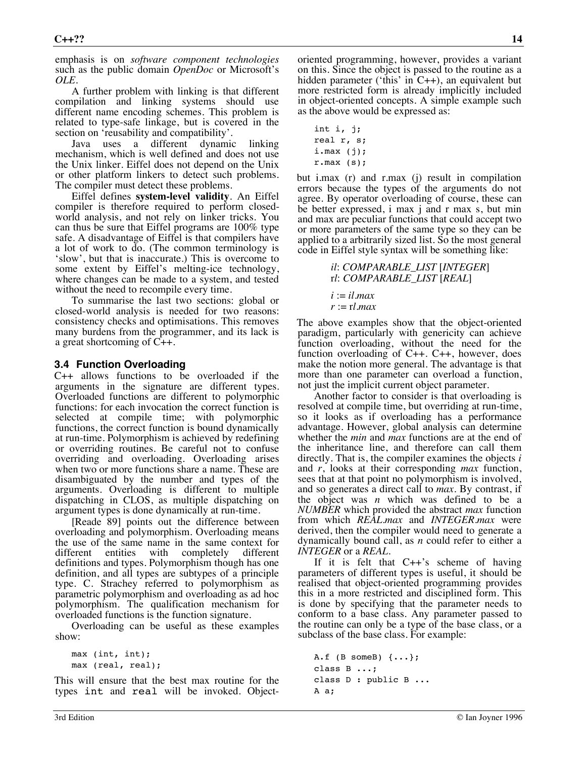emphasis is on *software component technologies* such as the public domain *OpenDoc* or Microsoft's *OLE*.

A further problem with linking is that different compilation and linking systems should use different name encoding schemes. This problem is related to type-safe linkage, but is covered in the section on 'reusability and compatibility'.

Java uses a different dynamic linking mechanism, which is well defined and does not use the Unix linker. Eiffel does not depend on the Unix or other platform linkers to detect such problems. The compiler must detect these problems.

Eiffel defines **system-level validity**. An Eiffel compiler is therefore required to perform closed-world analysis, and not rely on linker tricks. You can thus be sure that Eiffel programs are 100% type safe. A disadvantage of Eiffel is that compilers have a lot of work to do. (The common terminology is 'slow', but that is inaccurate.) This is overcome to some extent by Eiffel's melting-ice technology, where changes can be made to a system, and tested without the need to recompile every time.

To summarise the last two sections: global or closed-world analysis is needed for two reasons: consistency checks and optimisations. This removes many burdens from the programmer, and its lack is a great shortcoming of C++.

### 3.4 Function Overloading

C++ allows functions to be overloaded if the arguments in the signature are different types. Overloaded functions are different to polymorphic functions: for each invocation the correct function is selected at compile time; with polymorphic functions, the correct function is bound dynamically at run-time. Polymorphism is achieved by redefining or overriding routines. Be careful not to confuse overriding and overloading. Overloading arises when two or more functions share a name. These are disambiguated by the number and types of the arguments. Overloading is different to multiple dispatching in CLOS, as multiple dispatching on argument types is done dynamically at run-time.

[Reade 89] points out the difference between overloading and polymorphism. Overloading means the use of the same name in the same context for different entities with completely different definitions and types. Polymorphism though has one definition, and all types are subtypes of a principle type. C. Strachey referred to polymorphism as parametric polymorphism and overloading as ad hoc polymorphism. The qualification mechanism for overloaded functions is the function signature.

Overloading can be useful as these examples show:

```
max (int, int);
max (real, real);
```

This will ensure that the best max routine for the types `int` and `real` will be invoked. Object-oriented programming, however, provides a variant on this. Since the object is passed to the routine as a hidden parameter ('this' in C++), an equivalent but more restricted form is already implicitly included in object-oriented concepts. A simple example such as the above would be expressed as:

```
int i, j;
real r, s;
i.max (j);
r.max (s);
```

but i.max (r) and r.max (j) result in compilation errors because the types of the arguments do not agree. By operator overloading of course, these can be better expressed, i max j and r max s, but min and max are peculiar functions that could accept two or more parameters of the same type so they can be applied to a arbitrarily sized list. So the most general code in Eiffel style syntax will be something like:

> *il*: *COMPARABLE_LIST* [*INTEGER*]
> rl: *COMPARABLE_LIST* [*REAL*]
>
> *i* := *il.max*
> *r* := r*l.max*

The above examples show that the object-oriented paradigm, particularly with genericity can achieve function overloading, without the need for the function overloading of C++. C++, however, does make the notion more general. The advantage is that more than one parameter can overload a function, not just the implicit current object parameter.

Another factor to consider is that overloading is resolved at compile time, but overriding at run-time, so it looks as if overloading has a performance advantage. However, global analysis can determine whether the *min* and *max* functions are at the end of the inheritance line, and therefore can call them directly. That is, the compiler examines the objects *i* and *r*, looks at their corresponding *max* function, sees that at that point no polymorphism is involved, and so generates a direct call to *max*. By contrast, if the object was *n* which was defined to be a *NUMBER* which provided the abstract *max* function from which *REAL.max* and *INTEGER.max* were derived, then the compiler would need to generate a dynamically bound call, as *n* could refer to either a *INTEGER* or a *REAL*.

If it is felt that C++'s scheme of having parameters of different types is useful, it should be realised that object-oriented programming provides this in a more restricted and disciplined form. This is done by specifying that the parameter needs to conform to a base class. Any parameter passed to the routine can only be a type of the base class, or a subclass of the base class. For example:

```
A.f (B someB) {...};
class B ...;
class D : public B ...
A a;
```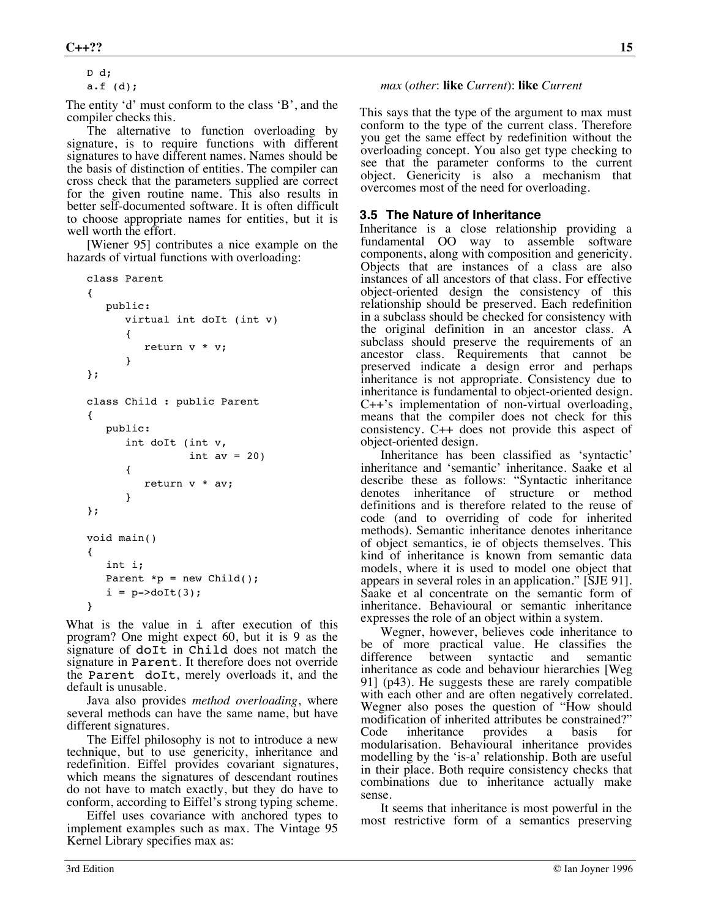```
D d;
a.f (d);
```

The entity 'd' must conform to the class 'B', and the compiler checks this.

The alternative to function overloading by signature, is to require functions with different signatures to have different names. Names should be the basis of distinction of entities. The compiler can cross check that the parameters supplied are correct for the given routine name. This also results in better self-documented software. It is often difficult to choose appropriate names for entities, but it is well worth the effort.

[Wiener 95] contributes a nice example on the hazards of virtual functions with overloading:

```
class Parent
{
   public:
      virtual int doIt (int v)
      {
         return v * v;
      }
};

class Child : public Parent
{
   public:
      int doIt (int v,
                int av = 20)
      {
         return v * av;
      }
};

void main()
{
   int i;
   Parent *p = new Child();
   i = p->doIt(3);
}
```

What is the value in `i` after execution of this program? One might expect 60, but it is 9 as the signature of `doIt` in `Child` does not match the signature in `Parent`. It therefore does not override the `Parent doIt`, merely overloads it, and the default is unusable.

Java also provides *method overloading*, where several methods can have the same name, but have different signatures.

The Eiffel philosophy is not to introduce a new technique, but to use genericity, inheritance and redefinition. Eiffel provides covariant signatures, which means the signatures of descendant routines do not have to match exactly, but they do have to conform, according to Eiffel's strong typing scheme.

Eiffel uses covariance with anchored types to implement examples such as max. The Vintage 95 Kernel Library specifies max as:

*max* (*other*: **like** *Current*): **like** *Current*

This says that the type of the argument to max must conform to the type of the current class. Therefore you get the same effect by redefinition without the overloading concept. You also get type checking to see that the parameter conforms to the current object. Genericity is also a mechanism that overcomes most of the need for overloading.

### 3.5 The Nature of Inheritance

Inheritance is a close relationship providing a fundamental OO way to assemble software components, along with composition and genericity. Objects that are instances of a class are also instances of all ancestors of that class. For effective object-oriented design the consistency of this relationship should be preserved. Each redefinition in a subclass should be checked for consistency with the original definition in an ancestor class. A subclass should preserve the requirements of an ancestor class. Requirements that cannot be preserved indicate a design error and perhaps inheritance is not appropriate. Consistency due to inheritance is fundamental to object-oriented design. C++'s implementation of non-virtual overloading, means that the compiler does not check for this consistency. C++ does not provide this aspect of object-oriented design.

Inheritance has been classified as 'syntactic' inheritance and 'semantic' inheritance. Saake et al describe these as follows: "Syntactic inheritance denotes inheritance of structure or method definitions and is therefore related to the reuse of code (and to overriding of code for inherited methods). Semantic inheritance denotes inheritance of object semantics, ie of objects themselves. This kind of inheritance is known from semantic data models, where it is used to model one object that appears in several roles in an application." [SJE 91]. Saake et al concentrate on the semantic form of inheritance. Behavioural or semantic inheritance expresses the role of an object within a system.

Wegner, however, believes code inheritance to be of more practical value. He classifies the difference between syntactic and semantic inheritance as code and behaviour hierarchies [Weg 91] (p43). He suggests these are rarely compatible with each other and are often negatively correlated. Wegner also poses the question of "How should modification of inherited attributes be constrained?" Code inheritance provides a basis for modularisation. Behavioural inheritance provides modelling by the 'is-a' relationship. Both are useful in their place. Both require consistency checks that combinations due to inheritance actually make sense.

It seems that inheritance is most powerful in the most restrictive form of a semantics preserving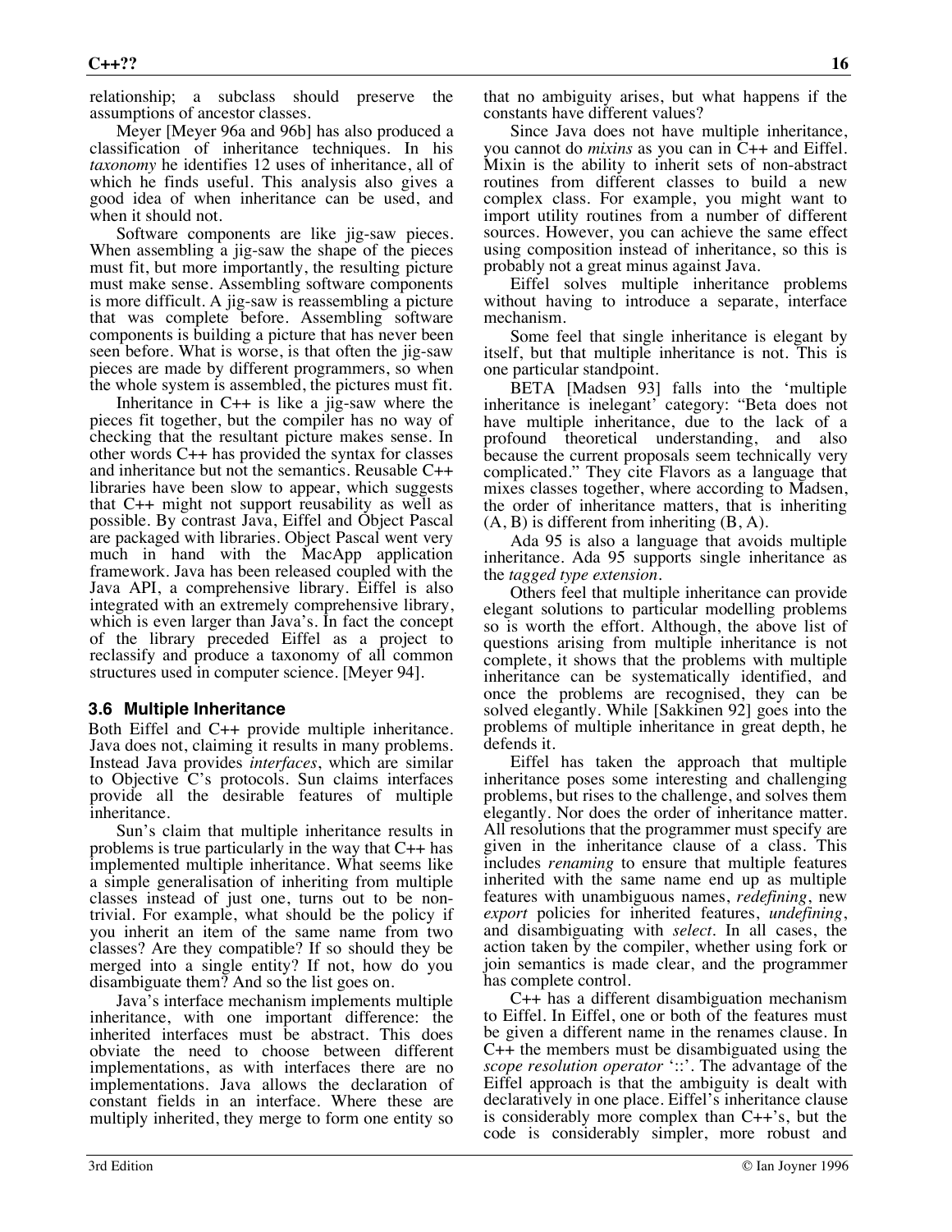relationship; a subclass should preserve the assumptions of ancestor classes.

Meyer [Meyer 96a and 96b] has also produced a classification of inheritance techniques. In his *taxonomy* he identifies 12 uses of inheritance, all of which he finds useful. This analysis also gives a good idea of when inheritance can be used, and when it should not.

Software components are like jig-saw pieces. When assembling a jig-saw the shape of the pieces must fit, but more importantly, the resulting picture must make sense. Assembling software components is more difficult. A jig-saw is reassembling a picture that was complete before. Assembling software components is building a picture that has never been seen before. What is worse, is that often the jig-saw pieces are made by different programmers, so when the whole system is assembled, the pictures must fit.

Inheritance in C++ is like a jig-saw where the pieces fit together, but the compiler has no way of checking that the resultant picture makes sense. In other words C++ has provided the syntax for classes and inheritance but not the semantics. Reusable C++ libraries have been slow to appear, which suggests that C++ might not support reusability as well as possible. By contrast Java, Eiffel and Object Pascal are packaged with libraries. Object Pascal went very much in hand with the MacApp application framework. Java has been released coupled with the Java API, a comprehensive library. Eiffel is also integrated with an extremely comprehensive library, which is even larger than Java's. In fact the concept of the library preceded Eiffel as a project to reclassify and produce a taxonomy of all common structures used in computer science. [Meyer 94].

### 3.6 Multiple Inheritance

Both Eiffel and C++ provide multiple inheritance. Java does not, claiming it results in many problems. Instead Java provides *interfaces*, which are similar to Objective C's protocols. Sun claims interfaces provide all the desirable features of multiple inheritance.

Sun's claim that multiple inheritance results in problems is true particularly in the way that C++ has implemented multiple inheritance. What seems like a simple generalisation of inheriting from multiple classes instead of just one, turns out to be non-trivial. For example, what should be the policy if you inherit an item of the same name from two classes? Are they compatible? If so should they be merged into a single entity? If not, how do you disambiguate them? And so the list goes on.

Java's interface mechanism implements multiple inheritance, with one important difference: the inherited interfaces must be abstract. This does obviate the need to choose between different implementations, as with interfaces there are no implementations. Java allows the declaration of constant fields in an interface. Where these are multiply inherited, they merge to form one entity so that no ambiguity arises, but what happens if the constants have different values?

Since Java does not have multiple inheritance, you cannot do *mixins* as you can in C++ and Eiffel. Mixin is the ability to inherit sets of non-abstract routines from different classes to build a new complex class. For example, you might want to import utility routines from a number of different sources. However, you can achieve the same effect using composition instead of inheritance, so this is probably not a great minus against Java.

Eiffel solves multiple inheritance problems without having to introduce a separate, interface mechanism.

Some feel that single inheritance is elegant by itself, but that multiple inheritance is not. This is one particular standpoint.

BETA [Madsen 93] falls into the 'multiple inheritance is inelegant' category: "Beta does not have multiple inheritance, due to the lack of a profound theoretical understanding, and also because the current proposals seem technically very complicated." They cite Flavors as a language that mixes classes together, where according to Madsen, the order of inheritance matters, that is inheriting (A, B) is different from inheriting (B, A).

Ada 95 is also a language that avoids multiple inheritance. Ada 95 supports single inheritance as the *tagged type extension*.

Others feel that multiple inheritance can provide elegant solutions to particular modelling problems so is worth the effort. Although, the above list of questions arising from multiple inheritance is not complete, it shows that the problems with multiple inheritance can be systematically identified, and once the problems are recognised, they can be solved elegantly. While [Sakkinen 92] goes into the problems of multiple inheritance in great depth, he defends it.

Eiffel has taken the approach that multiple inheritance poses some interesting and challenging problems, but rises to the challenge, and solves them elegantly. Nor does the order of inheritance matter. All resolutions that the programmer must specify are given in the inheritance clause of a class. This includes *renaming* to ensure that multiple features inherited with the same name end up as multiple features with unambiguous names, *redefining*, new *export* policies for inherited features, *undefining*, and disambiguating with *select*. In all cases, the action taken by the compiler, whether using fork or join semantics is made clear, and the programmer has complete control.

C++ has a different disambiguation mechanism to Eiffel. In Eiffel, one or both of the features must be given a different name in the renames clause. In C++ the members must be disambiguated using the *scope resolution operator* '::'. The advantage of the Eiffel approach is that the ambiguity is dealt with declaratively in one place. Eiffel's inheritance clause is considerably more complex than C++'s, but the code is considerably simpler, more robust and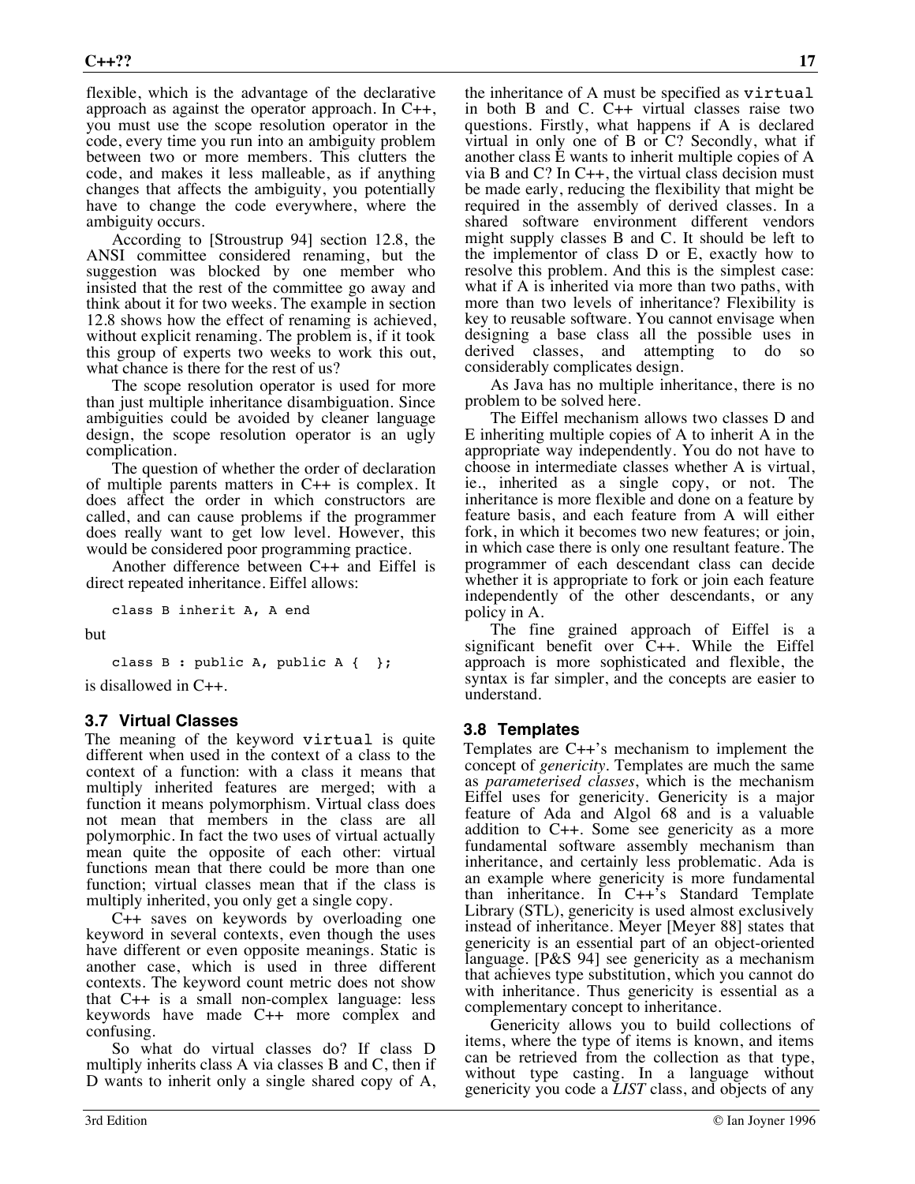flexible, which is the advantage of the declarative approach as against the operator approach. In C++, you must use the scope resolution operator in the code, every time you run into an ambiguity problem between two or more members. This clutters the code, and makes it less malleable, as if anything changes that affects the ambiguity, you potentially have to change the code everywhere, where the ambiguity occurs.

According to [Stroustrup 94] section 12.8, the ANSI committee considered renaming, but the suggestion was blocked by one member who insisted that the rest of the committee go away and think about it for two weeks. The example in section 12.8 shows how the effect of renaming is achieved, without explicit renaming. The problem is, if it took this group of experts two weeks to work this out, what chance is there for the rest of us?

The scope resolution operator is used for more than just multiple inheritance disambiguation. Since ambiguities could be avoided by cleaner language design, the scope resolution operator is an ugly complication.

The question of whether the order of declaration of multiple parents matters in C++ is complex. It does affect the order in which constructors are called, and can cause problems if the programmer does really want to get low level. However, this would be considered poor programming practice.

Another difference between C++ and Eiffel is direct repeated inheritance. Eiffel allows:

```
class B inherit A, A end
```

but

```
class B : public A, public A {  };
```

is disallowed in C++.

### 3.7 Virtual Classes

The meaning of the keyword `virtual` is quite different when used in the context of a class to the context of a function: with a class it means that multiply inherited features are merged; with a function it means polymorphism. Virtual class does not mean that members in the class are all polymorphic. In fact the two uses of virtual actually mean quite the opposite of each other: virtual functions mean that there could be more than one function; virtual classes mean that if the class is multiply inherited, you only get a single copy.

C++ saves on keywords by overloading one keyword in several contexts, even though the uses have different or even opposite meanings. Static is another case, which is used in three different contexts. The keyword count metric does not show that C++ is a small non-complex language: less keywords have made C++ more complex and confusing.

So what do virtual classes do? If class D multiply inherits class A via classes B and C, then if D wants to inherit only a single shared copy of A, the inheritance of A must be specified as `virtual` in both B and C. C++ virtual classes raise two questions. Firstly, what happens if A is declared virtual in only one of B or C? Secondly, what if another class E wants to inherit multiple copies of A via B and C? In C++, the virtual class decision must be made early, reducing the flexibility that might be required in the assembly of derived classes. In a shared software environment different vendors might supply classes B and C. It should be left to the implementor of class D or E, exactly how to resolve this problem. And this is the simplest case: what if A is inherited via more than two paths, with more than two levels of inheritance? Flexibility is key to reusable software. You cannot envisage when designing a base class all the possible uses in derived classes, and attempting to do so considerably complicates design.

As Java has no multiple inheritance, there is no problem to be solved here.

The Eiffel mechanism allows two classes D and E inheriting multiple copies of A to inherit A in the appropriate way independently. You do not have to choose in intermediate classes whether A is virtual, ie., inherited as a single copy, or not. The inheritance is more flexible and done on a feature by feature basis, and each feature from A will either fork, in which it becomes two new features; or join, in which case there is only one resultant feature. The programmer of each descendant class can decide whether it is appropriate to fork or join each feature independently of the other descendants, or any policy in A.

The fine grained approach of Eiffel is a significant benefit over C++. While the Eiffel approach is more sophisticated and flexible, the syntax is far simpler, and the concepts are easier to understand.

### 3.8 Templates

Templates are C++'s mechanism to implement the concept of *genericity*. Templates are much the same as *parameterised classes*, which is the mechanism Eiffel uses for genericity. Genericity is a major feature of Ada and Algol 68 and is a valuable addition to C++. Some see genericity as a more fundamental software assembly mechanism than inheritance, and certainly less problematic. Ada is an example where genericity is more fundamental than inheritance. In C++'s Standard Template Library (STL), genericity is used almost exclusively instead of inheritance. Meyer [Meyer 88] states that genericity is an essential part of an object-oriented language. [P&S 94] see genericity as a mechanism that achieves type substitution, which you cannot do with inheritance. Thus genericity is essential as a complementary concept to inheritance.

Genericity allows you to build collections of items, where the type of items is known, and items can be retrieved from the collection as that type, without type casting. In a language without genericity you code a *LIST* class, and objects of any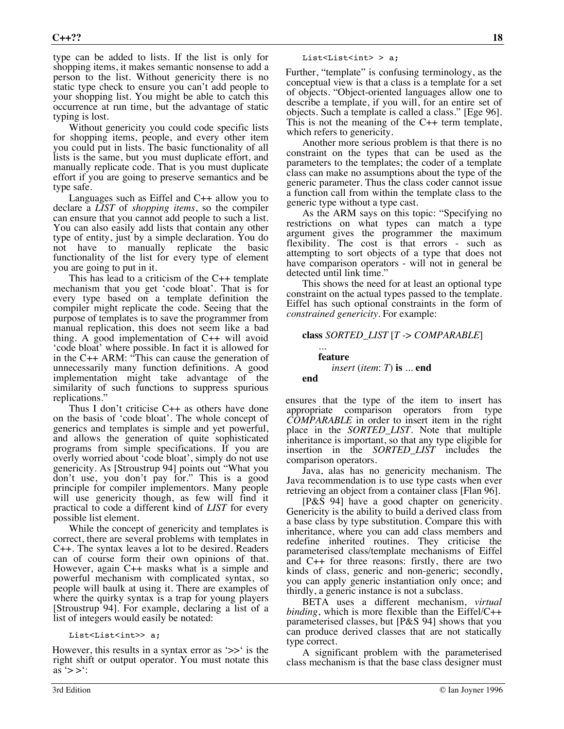type can be added to lists. If the list is only for shopping items, it makes semantic nonsense to add a person to the list. Without genericity there is no static type check to ensure you can't add people to your shopping list. You might be able to catch this occurrence at run time, but the advantage of static typing is lost.

Without genericity you could code specific lists for shopping items, people, and every other item you could put in lists. The basic functionality of all lists is the same, but you must duplicate effort, and manually replicate code. That is you must duplicate effort if you are going to preserve semantics and be type safe.

Languages such as Eiffel and C++ allow you to declare a *LIST* of *shopping items*, so the compiler can ensure that you cannot add people to such a list. You can also easily add lists that contain any other type of entity, just by a simple declaration. You do not have to manually replicate the basic functionality of the list for every type of element you are going to put in it.

This has lead to a criticism of the C++ template mechanism that you get 'code bloat'. That is for every type based on a template definition the compiler might replicate the code. Seeing that the purpose of templates is to save the programmer from manual replication, this does not seem like a bad thing. A good implementation of C++ will avoid 'code bloat' where possible. In fact it is allowed for in the C++ ARM: "This can cause the generation of unnecessarily many function definitions. A good implementation might take advantage of the similarity of such functions to suppress spurious replications."

Thus I don't criticise C++ as others have done on the basis of 'code bloat'. The whole concept of generics and templates is simple and yet powerful, and allows the generation of quite sophisticated programs from simple specifications. If you are overly worried about 'code bloat', simply do not use genericity. As [Stroustrup 94] points out "What you don't use, you don't pay for." This is a good principle for compiler implementors. Many people will use genericity though, as few will find it practical to code a different kind of *LIST* for every possible list element.

While the concept of genericity and templates is correct, there are several problems with templates in C++. The syntax leaves a lot to be desired. Readers can of course form their own opinions of that. However, again C++ masks what is a simple and powerful mechanism with complicated syntax, so people will baulk at using it. There are examples of where the quirky syntax is a trap for young players [Stroustrup 94]. For example, declaring a list of a list of integers would easily be notated:

```
List<List<int>> a;
```

However, this results in a syntax error as '>>' is the right shift or output operator. You must notate this as '> >':

```
List<List<int> > a;
```

Further, "template" is confusing terminology, as the conceptual view is that a class is a template for a set of objects. "Object-oriented languages allow one to describe a template, if you will, for an entire set of objects. Such a template is called a class." [Ege 96]. This is not the meaning of the C++ term template, which refers to genericity.

Another more serious problem is that there is no constraint on the types that can be used as the parameters to the templates; the coder of a template class can make no assumptions about the type of the generic parameter. Thus the class coder cannot issue a function call from within the template class to the generic type without a type cast.

As the ARM says on this topic: "Specifying no restrictions on what types can match a type argument gives the programmer the maximum flexibility. The cost is that errors - such as attempting to sort objects of a type that does not have comparison operators - will not in general be detected until link time."

This shows the need for at least an optional type constraint on the actual types passed to the template. Eiffel has such optional constraints in the form of *constrained genericity*. For example:

> **class** *SORTED_LIST* [*T* -> *COMPARABLE*]
> &nbsp;&nbsp;&nbsp;&nbsp;...
> &nbsp;&nbsp;&nbsp;&nbsp;**feature**
> &nbsp;&nbsp;&nbsp;&nbsp;&nbsp;&nbsp;&nbsp;&nbsp;*insert* (*item*: *T*) **is** ... **end**
> **end**

ensures that the type of the item to insert has appropriate comparison operators from type *COMPARABLE* in order to insert item in the right place in the *SORTED_LIST*. Note that multiple inheritance is important, so that any type eligible for insertion in the *SORTED_LIST* includes the comparison operators.

Java, alas has no genericity mechanism. The Java recommendation is to use type casts when ever retrieving an object from a container class [Flan 96].

[P&S 94] have a good chapter on genericity. Genericity is the ability to build a derived class from a base class by type substitution. Compare this with inheritance, where you can add class members and redefine inherited routines. They criticise the parameterised class/template mechanisms of Eiffel and C++ for three reasons: firstly, there are two kinds of class, generic and non-generic; secondly, you can apply generic instantiation only once; and thirdly, a generic instance is not a subclass.

BETA uses a different mechanism, *virtual binding*, which is more flexible than the Eiffel/C++ parameterised classes, but [P&S 94] shows that you can produce derived classes that are not statically type correct.

A significant problem with the parameterised class mechanism is that the base class designer must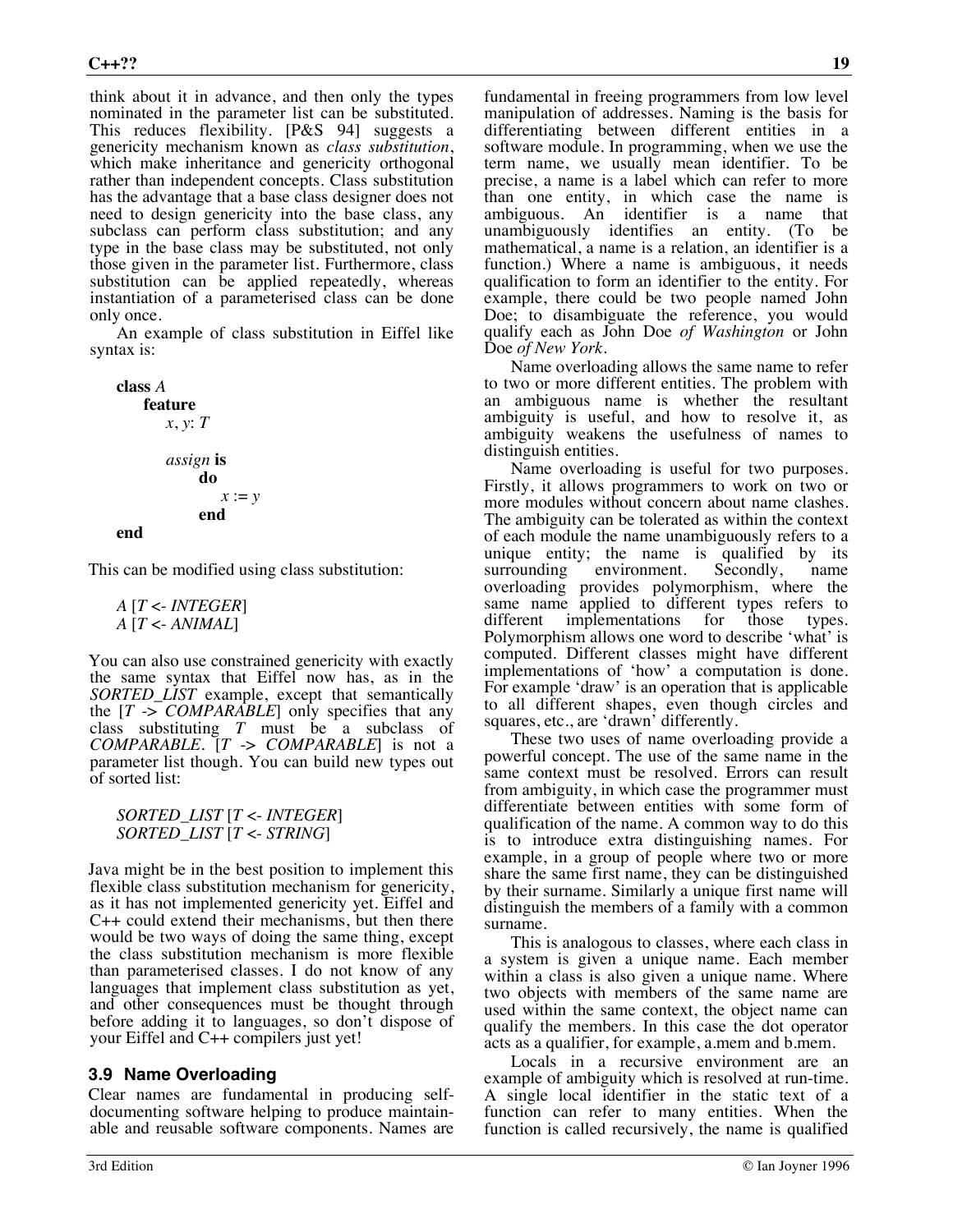think about it in advance, and then only the types nominated in the parameter list can be substituted. This reduces flexibility. [P&S 94] suggests a genericity mechanism known as *class substitution*, which make inheritance and genericity orthogonal rather than independent concepts. Class substitution has the advantage that a base class designer does not need to design genericity into the base class, any subclass can perform class substitution; and any type in the base class may be substituted, not only those given in the parameter list. Furthermore, class substitution can be applied repeatedly, whereas instantiation of a parameterised class can be done only once.

An example of class substitution in Eiffel like syntax is:

```
class A
    feature
        x, y: T

        assign is
            do
                x := y
            end
end
```

This can be modified using class substitution:

```
A [T <- INTEGER]
A [T <- ANIMAL]
```

You can also use constrained genericity with exactly the same syntax that Eiffel now has, as in the *SORTED_LIST* example, except that semantically the [*T* -> *COMPARABLE*] only specifies that any class substituting *T* must be a subclass of *COMPARABLE*. [*T* -> *COMPARABLE*] is not a parameter list though. You can build new types out of sorted list:

```
SORTED_LIST [T <- INTEGER]
SORTED_LIST [T <- STRING]
```

Java might be in the best position to implement this flexible class substitution mechanism for genericity, as it has not implemented genericity yet. Eiffel and C++ could extend their mechanisms, but then there would be two ways of doing the same thing, except the class substitution mechanism is more flexible than parameterised classes. I do not know of any languages that implement class substitution as yet, and other consequences must be thought through before adding it to languages, so don't dispose of your Eiffel and C++ compilers just yet!

### 3.9 Name Overloading

Clear names are fundamental in producing self-documenting software helping to produce maintainable and reusable software components. Names are fundamental in freeing programmers from low level manipulation of addresses. Naming is the basis for differentiating between different entities in a software module. In programming, when we use the term name, we usually mean identifier. To be precise, a name is a label which can refer to more than one entity, in which case the name is ambiguous. An identifier is a name that unambiguously identifies an entity. (To be mathematical, a name is a relation, an identifier is a function.) Where a name is ambiguous, it needs qualification to form an identifier to the entity. For example, there could be two people named John Doe; to disambiguate the reference, you would qualify each as John Doe *of Washington* or John Doe *of New York*.

Name overloading allows the same name to refer to two or more different entities. The problem with an ambiguous name is whether the resultant ambiguity is useful, and how to resolve it, as ambiguity weakens the usefulness of names to distinguish entities.

Name overloading is useful for two purposes. Firstly, it allows programmers to work on two or more modules without concern about name clashes. The ambiguity can be tolerated as within the context of each module the name unambiguously refers to a unique entity; the name is qualified by its surrounding environment. Secondly, name overloading provides polymorphism, where the same name applied to different types refers to different implementations for those types. Polymorphism allows one word to describe 'what' is computed. Different classes might have different implementations of 'how' a computation is done. For example 'draw' is an operation that is applicable to all different shapes, even though circles and squares, etc., are 'drawn' differently.

These two uses of name overloading provide a powerful concept. The use of the same name in the same context must be resolved. Errors can result from ambiguity, in which case the programmer must differentiate between entities with some form of qualification of the name. A common way to do this is to introduce extra distinguishing names. For example, in a group of people where two or more share the same first name, they can be distinguished by their surname. Similarly a unique first name will distinguish the members of a family with a common surname.

This is analogous to classes, where each class in a system is given a unique name. Each member within a class is also given a unique name. Where two objects with members of the same name are used within the same context, the object name can qualify the members. In this case the dot operator acts as a qualifier, for example, a.mem and b.mem.

Locals in a recursive environment are an example of ambiguity which is resolved at run-time. A single local identifier in the static text of a function can refer to many entities. When the function is called recursively, the name is qualified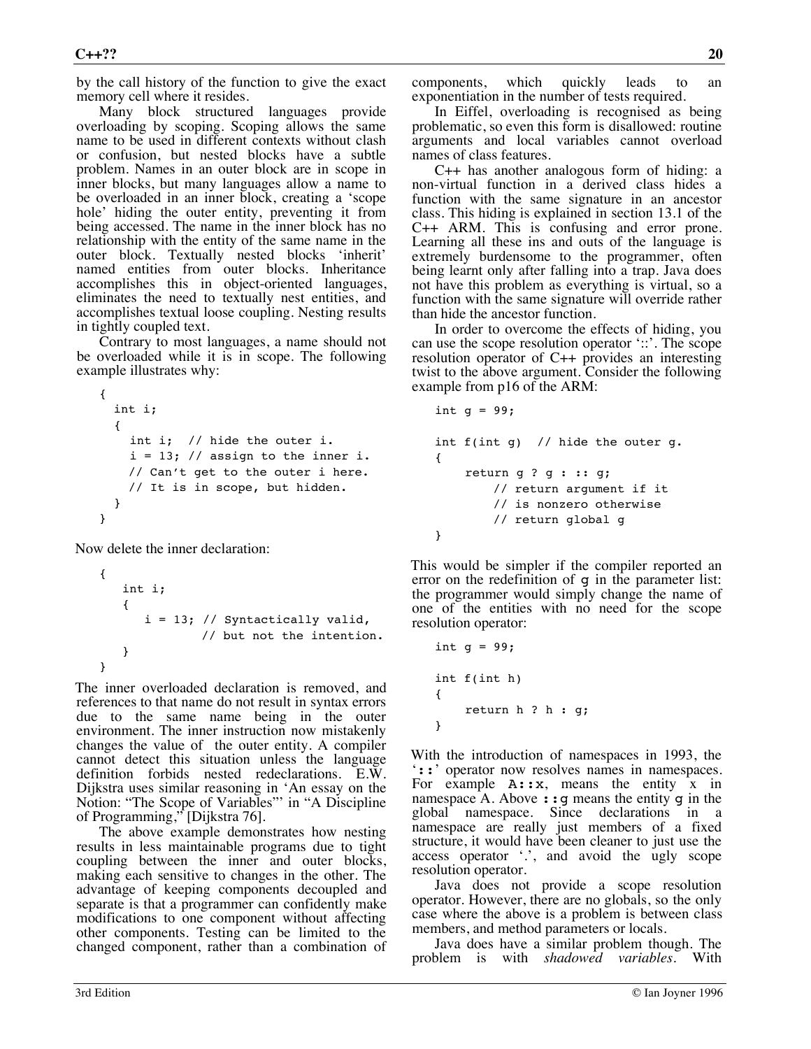by the call history of the function to give the exact memory cell where it resides.

Many block structured languages provide overloading by scoping. Scoping allows the same name to be used in different contexts without clash or confusion, but nested blocks have a subtle problem. Names in an outer block are in scope in inner blocks, but many languages allow a name to be overloaded in an inner block, creating a 'scope hole' hiding the outer entity, preventing it from being accessed. The name in the inner block has no relationship with the entity of the same name in the outer block. Textually nested blocks 'inherit' named entities from outer blocks. Inheritance accomplishes this in object-oriented languages, eliminates the need to textually nest entities, and accomplishes textual loose coupling. Nesting results in tightly coupled text.

Contrary to most languages, a name should not be overloaded while it is in scope. The following example illustrates why:

```
{
  int i;
  {
    int i;  // hide the outer i.
    i = 13; // assign to the inner i.
    // Can't get to the outer i here.
    // It is in scope, but hidden.
  }
}
```

Now delete the inner declaration:

```
{
   int i;
   {
      i = 13; // Syntactically valid,
              // but not the intention.
   }
}
```

The inner overloaded declaration is removed, and references to that name do not result in syntax errors due to the same name being in the outer environment. The inner instruction now mistakenly changes the value of the outer entity. A compiler cannot detect this situation unless the language definition forbids nested redeclarations. E.W. Dijkstra uses similar reasoning in 'An essay on the Notion: "The Scope of Variables"' in "A Discipline of Programming," [Dijkstra 76].

The above example demonstrates how nesting results in less maintainable programs due to tight coupling between the inner and outer blocks, making each sensitive to changes in the other. The advantage of keeping components decoupled and separate is that a programmer can confidently make modifications to one component without affecting other components. Testing can be limited to the changed component, rather than a combination of components, which quickly leads to an exponentiation in the number of tests required.

In Eiffel, overloading is recognised as being problematic, so even this form is disallowed: routine arguments and local variables cannot overload names of class features.

C++ has another analogous form of hiding: a non-virtual function in a derived class hides a function with the same signature in an ancestor class. This hiding is explained in section 13.1 of the C++ ARM. This is confusing and error prone. Learning all these ins and outs of the language is extremely burdensome to the programmer, often being learnt only after falling into a trap. Java does not have this problem as everything is virtual, so a function with the same signature will override rather than hide the ancestor function.

In order to overcome the effects of hiding, you can use the scope resolution operator '::'. The scope resolution operator of C++ provides an interesting twist to the above argument. Consider the following example from p16 of the ARM:

```
int g = 99;

int f(int g)  // hide the outer g.
{
    return g ? g : :: g;
        // return argument if it
        // is nonzero otherwise
        // return global g
}
```

This would be simpler if the compiler reported an error on the redefinition of `g` in the parameter list: the programmer would simply change the name of one of the entities with no need for the scope resolution operator:

```
int g = 99;

int f(int h)
{
    return h ? h : g;
}
```

With the introduction of namespaces in 1993, the '**`::`**' operator now resolves names in namespaces. For example **`A::x`**, means the entity `x` in namespace `A`. Above **`::g`** means the entity `g` in the global namespace. Since declarations in a namespace are really just members of a fixed structure, it would have been cleaner to just use the access operator '.', and avoid the ugly scope resolution operator.

Java does not provide a scope resolution operator. However, there are no globals, so the only case where the above is a problem is between class members, and method parameters or locals.

Java does have a similar problem though. The problem is with *shadowed variables*. With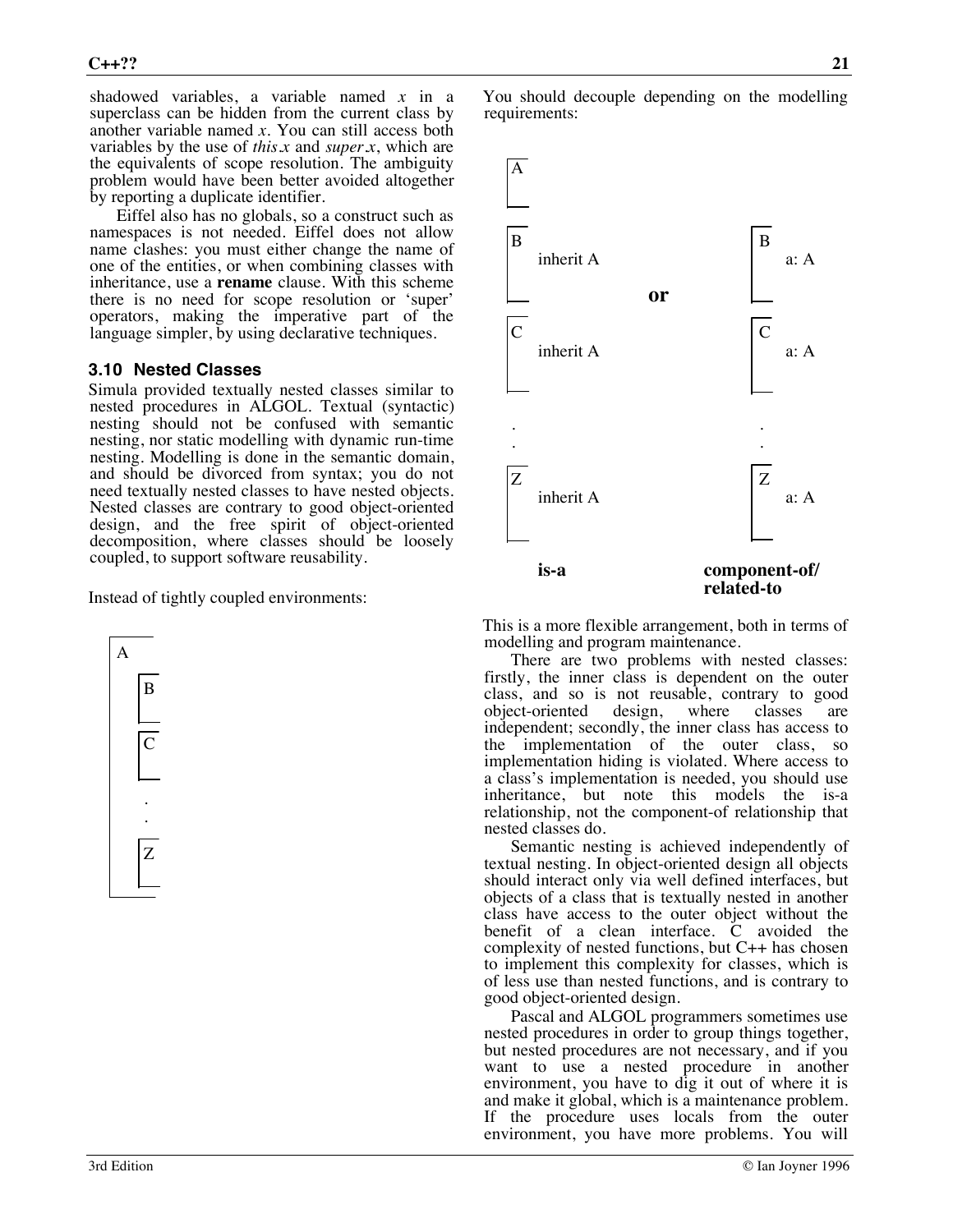shadowed variables, a variable named *x* in a superclass can be hidden from the current class by another variable named *x*. You can still access both variables by the use of *this.x* and *super.x*, which are the equivalents of scope resolution. The ambiguity problem would have been better avoided altogether by reporting a duplicate identifier.

Eiffel also has no globals, so a construct such as namespaces is not needed. Eiffel does not allow name clashes: you must either change the name of one of the entities, or when combining classes with inheritance, use a **rename** clause. With this scheme there is no need for scope resolution or 'super' operators, making the imperative part of the language simpler, by using declarative techniques.

### 3.10 Nested Classes

Simula provided textually nested classes similar to nested procedures in ALGOL. Textual (syntactic) nesting should not be confused with semantic nesting, nor static modelling with dynamic run-time nesting. Modelling is done in the semantic domain, and should be divorced from syntax; you do not need textually nested classes to have nested objects. Nested classes are contrary to good object-oriented design, and the free spirit of object-oriented decomposition, where classes should be loosely coupled, to support software reusability.

Instead of tightly coupled environments:

```
A
    B

    C

    .
    .
    Z
```

You should decouple depending on the modelling requirements:

```
A

B                       B
  inherit A               a: A
              or
C                       C
  inherit A               a: A

.                       .
.                       .
Z                       Z
  inherit A               a: A

  is-a                  component-of/
                        related-to
```

This is a more flexible arrangement, both in terms of modelling and program maintenance.

There are two problems with nested classes: firstly, the inner class is dependent on the outer class, and so is not reusable, contrary to good object-oriented design, where classes are independent; secondly, the inner class has access to the implementation of the outer class, so implementation hiding is violated. Where access to a class's implementation is needed, you should use inheritance, but note this models the is-a relationship, not the component-of relationship that nested classes do.

Semantic nesting is achieved independently of textual nesting. In object-oriented design all objects should interact only via well defined interfaces, but objects of a class that is textually nested in another class have access to the outer object without the benefit of a clean interface. C avoided the complexity of nested functions, but C++ has chosen to implement this complexity for classes, which is of less use than nested functions, and is contrary to good object-oriented design.

Pascal and ALGOL programmers sometimes use nested procedures in order to group things together, but nested procedures are not necessary, and if you want to use a nested procedure in another environment, you have to dig it out of where it is and make it global, which is a maintenance problem. If the procedure uses locals from the outer environment, you have more problems. You will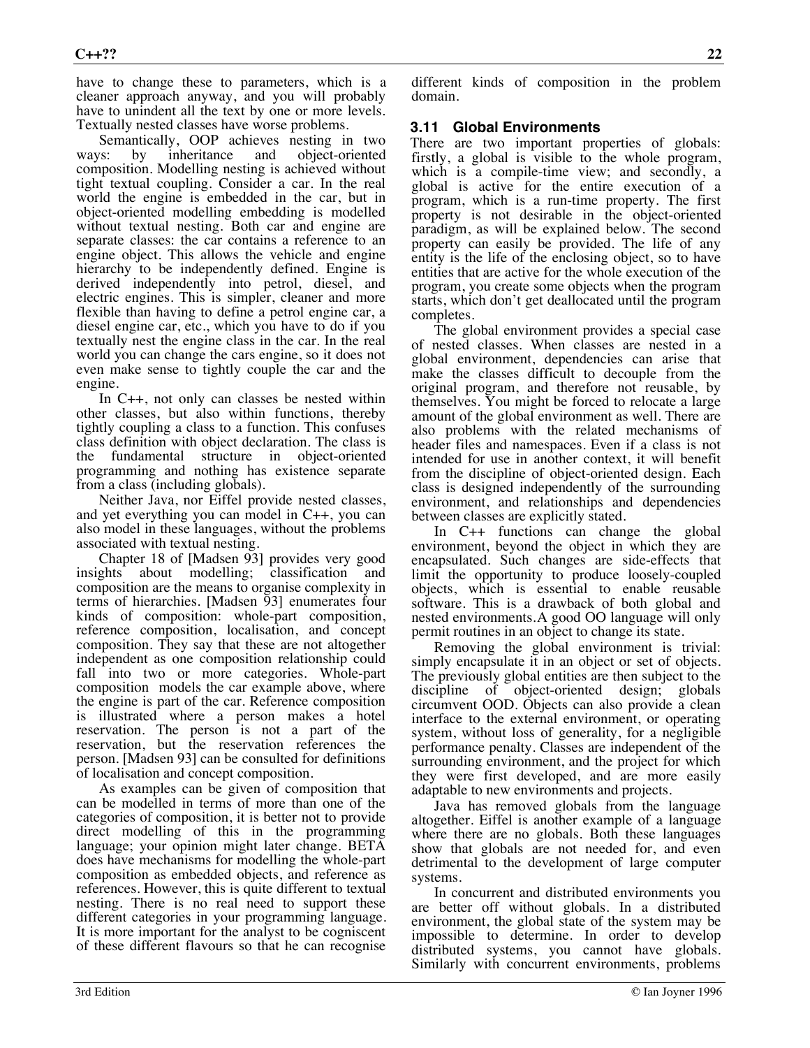have to change these to parameters, which is a cleaner approach anyway, and you will probably have to unindent all the text by one or more levels. Textually nested classes have worse problems.

Semantically, OOP achieves nesting in two ways: by inheritance and object-oriented composition. Modelling nesting is achieved without tight textual coupling. Consider a car. In the real world the engine is embedded in the car, but in object-oriented modelling embedding is modelled without textual nesting. Both car and engine are separate classes: the car contains a reference to an engine object. This allows the vehicle and engine hierarchy to be independently defined. Engine is derived independently into petrol, diesel, and electric engines. This is simpler, cleaner and more flexible than having to define a petrol engine car, a diesel engine car, etc., which you have to do if you textually nest the engine class in the car. In the real world you can change the cars engine, so it does not even make sense to tightly couple the car and the engine.

In C++, not only can classes be nested within other classes, but also within functions, thereby tightly coupling a class to a function. This confuses class definition with object declaration. The class is the fundamental structure in object-oriented programming and nothing has existence separate from a class (including globals).

Neither Java, nor Eiffel provide nested classes, and yet everything you can model in C++, you can also model in these languages, without the problems associated with textual nesting.

Chapter 18 of [Madsen 93] provides very good insights about modelling; classification and composition are the means to organise complexity in terms of hierarchies. [Madsen 93] enumerates four kinds of composition: whole-part composition, reference composition, localisation, and concept composition. They say that these are not altogether independent as one composition relationship could fall into two or more categories. Whole-part composition models the car example above, where the engine is part of the car. Reference composition is illustrated where a person makes a hotel reservation. The person is not a part of the reservation, but the reservation references the person. [Madsen 93] can be consulted for definitions of localisation and concept composition.

As examples can be given of composition that can be modelled in terms of more than one of the categories of composition, it is better not to provide direct modelling of this in the programming language; your opinion might later change. BETA does have mechanisms for modelling the whole-part composition as embedded objects, and reference as references. However, this is quite different to textual nesting. There is no real need to support these different categories in your programming language. It is more important for the analyst to be cogniscent of these different flavours so that he can recognise different kinds of composition in the problem domain.

### 3.11 Global Environments

There are two important properties of globals: firstly, a global is visible to the whole program, which is a compile-time view; and secondly, a global is active for the entire execution of a program, which is a run-time property. The first property is not desirable in the object-oriented paradigm, as will be explained below. The second property can easily be provided. The life of any entity is the life of the enclosing object, so to have entities that are active for the whole execution of the program, you create some objects when the program starts, which don't get deallocated until the program completes.

The global environment provides a special case of nested classes. When classes are nested in a global environment, dependencies can arise that make the classes difficult to decouple from the original program, and therefore not reusable, by themselves. You might be forced to relocate a large amount of the global environment as well. There are also problems with the related mechanisms of header files and namespaces. Even if a class is not intended for use in another context, it will benefit from the discipline of object-oriented design. Each class is designed independently of the surrounding environment, and relationships and dependencies between classes are explicitly stated.

In C++ functions can change the global environment, beyond the object in which they are encapsulated. Such changes are side-effects that limit the opportunity to produce loosely-coupled objects, which is essential to enable reusable software. This is a drawback of both global and nested environments.A good OO language will only permit routines in an object to change its state.

Removing the global environment is trivial: simply encapsulate it in an object or set of objects. The previously global entities are then subject to the discipline of object-oriented design; globals circumvent OOD. Objects can also provide a clean interface to the external environment, or operating system, without loss of generality, for a negligible performance penalty. Classes are independent of the surrounding environment, and the project for which they were first developed, and are more easily adaptable to new environments and projects.

Java has removed globals from the language altogether. Eiffel is another example of a language where there are no globals. Both these languages show that globals are not needed for, and even detrimental to the development of large computer systems.

In concurrent and distributed environments you are better off without globals. In a distributed environment, the global state of the system may be impossible to determine. In order to develop distributed systems, you cannot have globals. Similarly with concurrent environments, problems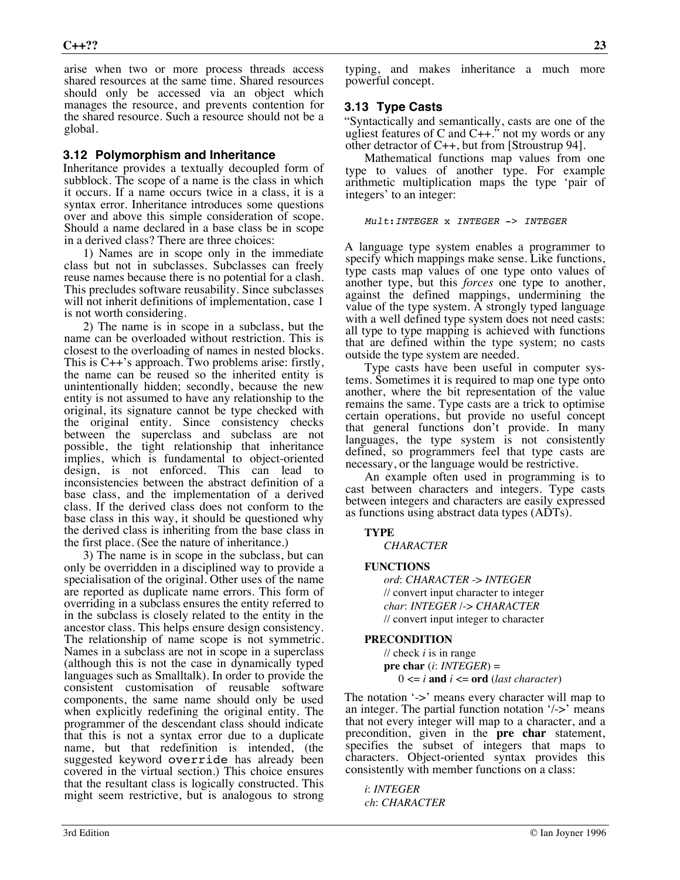arise when two or more process threads access shared resources at the same time. Shared resources should only be accessed via an object which manages the resource, and prevents contention for the shared resource. Such a resource should not be a global.

### 3.12 Polymorphism and Inheritance

Inheritance provides a textually decoupled form of subblock. The scope of a name is the class in which it occurs. If a name occurs twice in a class, it is a syntax error. Inheritance introduces some questions over and above this simple consideration of scope. Should a name declared in a base class be in scope in a derived class? There are three choices:

1) Names are in scope only in the immediate class but not in subclasses. Subclasses can freely reuse names because there is no potential for a clash. This precludes software reusability. Since subclasses will not inherit definitions of implementation, case 1 is not worth considering.

2) The name is in scope in a subclass, but the name can be overloaded without restriction. This is closest to the overloading of names in nested blocks. This is C++'s approach. Two problems arise: firstly, the name can be reused so the inherited entity is unintentionally hidden; secondly, because the new entity is not assumed to have any relationship to the original, its signature cannot be type checked with the original entity. Since consistency checks between the superclass and subclass are not possible, the tight relationship that inheritance implies, which is fundamental to object-oriented design, is not enforced. This can lead to inconsistencies between the abstract definition of a base class, and the implementation of a derived class. If the derived class does not conform to the base class in this way, it should be questioned why the derived class is inheriting from the base class in the first place. (See the nature of inheritance.)

3) The name is in scope in the subclass, but can only be overridden in a disciplined way to provide a specialisation of the original. Other uses of the name are reported as duplicate name errors. This form of overriding in a subclass ensures the entity referred to in the subclass is closely related to the entity in the ancestor class. This helps ensure design consistency. The relationship of name scope is not symmetric. Names in a subclass are not in scope in a superclass (although this is not the case in dynamically typed languages such as Smalltalk). In order to provide the consistent customisation of reusable software components, the same name should only be used when explicitly redefining the original entity. The programmer of the descendant class should indicate that this is not a syntax error due to a duplicate name, but that redefinition is intended, (the suggested keyword `override` has already been covered in the virtual section.) This choice ensures that the resultant class is logically constructed. This might seem restrictive, but is analogous to strong typing, and makes inheritance a much more powerful concept.

### 3.13 Type Casts

"Syntactically and semantically, casts are one of the ugliest features of C and C++." not my words or any other detractor of C++, but from [Stroustrup 94].

Mathematical functions map values from one type to values of another type. For example arithmetic multiplication maps the type 'pair of integers' to an integer:

```
Mult:INTEGER x INTEGER -> INTEGER
```

A language type system enables a programmer to specify which mappings make sense. Like functions, type casts map values of one type onto values of another type, but this *forces* one type to another, against the defined mappings, undermining the value of the type system. A strongly typed language with a well defined type system does not need casts: all type to type mapping is achieved with functions that are defined within the type system; no casts outside the type system are needed.

Type casts have been useful in computer systems. Sometimes it is required to map one type onto another, where the bit representation of the value remains the same. Type casts are a trick to optimise certain operations, but provide no useful concept that general functions don't provide. In many languages, the type system is not consistently defined, so programmers feel that type casts are necessary, or the language would be restrictive.

An example often used in programming is to cast between characters and integers. Type casts between integers and characters are easily expressed as functions using abstract data types (ADTs).

**TYPE**
*CHARACTER*

**FUNCTIONS**
*ord*: *CHARACTER -> INTEGER*
// convert input character to integer
*char*: *INTEGER /-> CHARACTER*
// convert input integer to character

**PRECONDITION**
// check *i* is in range
**pre char** (*i*: *INTEGER*) =
0 <= *i* **and** *i* <= **ord** (*last character*)

The notation '->' means every character will map to an integer. The partial function notation '/->' means that not every integer will map to a character, and a precondition, given in the **pre char** statement, specifies the subset of integers that maps to characters. Object-oriented syntax provides this consistently with member functions on a class:

*i*: *INTEGER*
*ch*: *CHARACTER*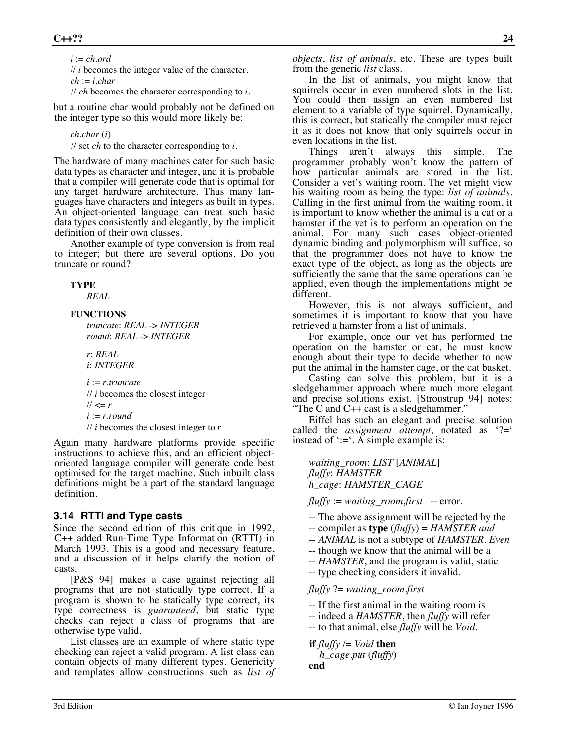*i* := *ch.ord*
// *i* becomes the integer value of the character.
*ch* := *i.char*
// *ch* becomes the character corresponding to *i*.

but a routine char would probably not be defined on the integer type so this would more likely be:

*ch.char* (*i*)
// set *ch* to the character corresponding to *i*.

The hardware of many machines cater for such basic data types as character and integer, and it is probable that a compiler will generate code that is optimal for any target hardware architecture. Thus many languages have characters and integers as built in types. An object-oriented language can treat such basic data types consistently and elegantly, by the implicit definition of their own classes.

Another example of type conversion is from real to integer; but there are several options. Do you truncate or round?

**TYPE**
*REAL*

**FUNCTIONS**
*truncate*: *REAL -> INTEGER*
*round*: *REAL -> INTEGER*

*r*: *REAL*
*i*: *INTEGER*

*i* := *r.truncate*
// *i* becomes the closest integer
// <= *r*
*i* := *r.round*
// *i* becomes the closest integer to *r*

Again many hardware platforms provide specific instructions to achieve this, and an efficient object-oriented language compiler will generate code best optimised for the target machine. Such inbuilt class definitions might be a part of the standard language definition.

### 3.14 RTTI and Type casts

Since the second edition of this critique in 1992, C++ added Run-Time Type Information (RTTI) in March 1993. This is a good and necessary feature, and a discussion of it helps clarify the notion of casts.

[P&S 94] makes a case against rejecting all programs that are not statically type correct. If a program is shown to be statically type correct, its type correctness is *guaranteed*, but static type checks can reject a class of programs that are otherwise type valid.

List classes are an example of where static type checking can reject a valid program. A list class can contain objects of many different types. Genericity and templates allow constructions such as *list of objects*, *list of animals*, etc. These are types built from the generic *list* class.

In the list of animals, you might know that squirrels occur in even numbered slots in the list. You could then assign an even numbered list element to a variable of type squirrel. Dynamically, this is correct, but statically the compiler must reject it as it does not know that only squirrels occur in even locations in the list.

Things aren't always this simple. The programmer probably won't know the pattern of how particular animals are stored in the list. Consider a vet's waiting room. The vet might view his waiting room as being the type: *list of animals*. Calling in the first animal from the waiting room, it is important to know whether the animal is a cat or a hamster if the vet is to perform an operation on the animal. For many such cases object-oriented dynamic binding and polymorphism will suffice, so that the programmer does not have to know the exact type of the object, as long as the objects are sufficiently the same that the same operations can be applied, even though the implementations might be different.

However, this is not always sufficient, and sometimes it is important to know that you have retrieved a hamster from a list of animals.

For example, once our vet has performed the operation on the hamster or cat, he must know enough about their type to decide whether to now put the animal in the hamster cage, or the cat basket.

Casting can solve this problem, but it is a sledgehammer approach where much more elegant and precise solutions exist. [Stroustrup 94] notes: "The C and C++ cast is a sledgehammer."

Eiffel has such an elegant and precise solution called the *assignment attempt*, notated as '?=' instead of ':='. A simple example is:

*waiting_room*: *LIST* [*ANIMAL*]
*fluffy*: *HAMSTER*
*h_cage*: *HAMSTER_CAGE*

*fluffy* := *waiting_room.first* -- error.

-- The above assignment will be rejected by the
-- compiler as **type** (*fluffy*) = *HAMSTER and*
-- *ANIMAL* is not a subtype of *HAMSTER*. *Even*
-- though we know that the animal will be a
-- *HAMSTER*, and the program is valid, static
-- type checking considers it invalid.

*fluffy* ?= *waiting_room.first*

-- If the first animal in the waiting room is
-- indeed a *HAMSTER*, then *fluffy* will refer
-- to that animal, else *fluffy* will be *Void*.

**if** *fluffy* /= *Void* **then**
*h_cage.put* (*fluffy*)
**end**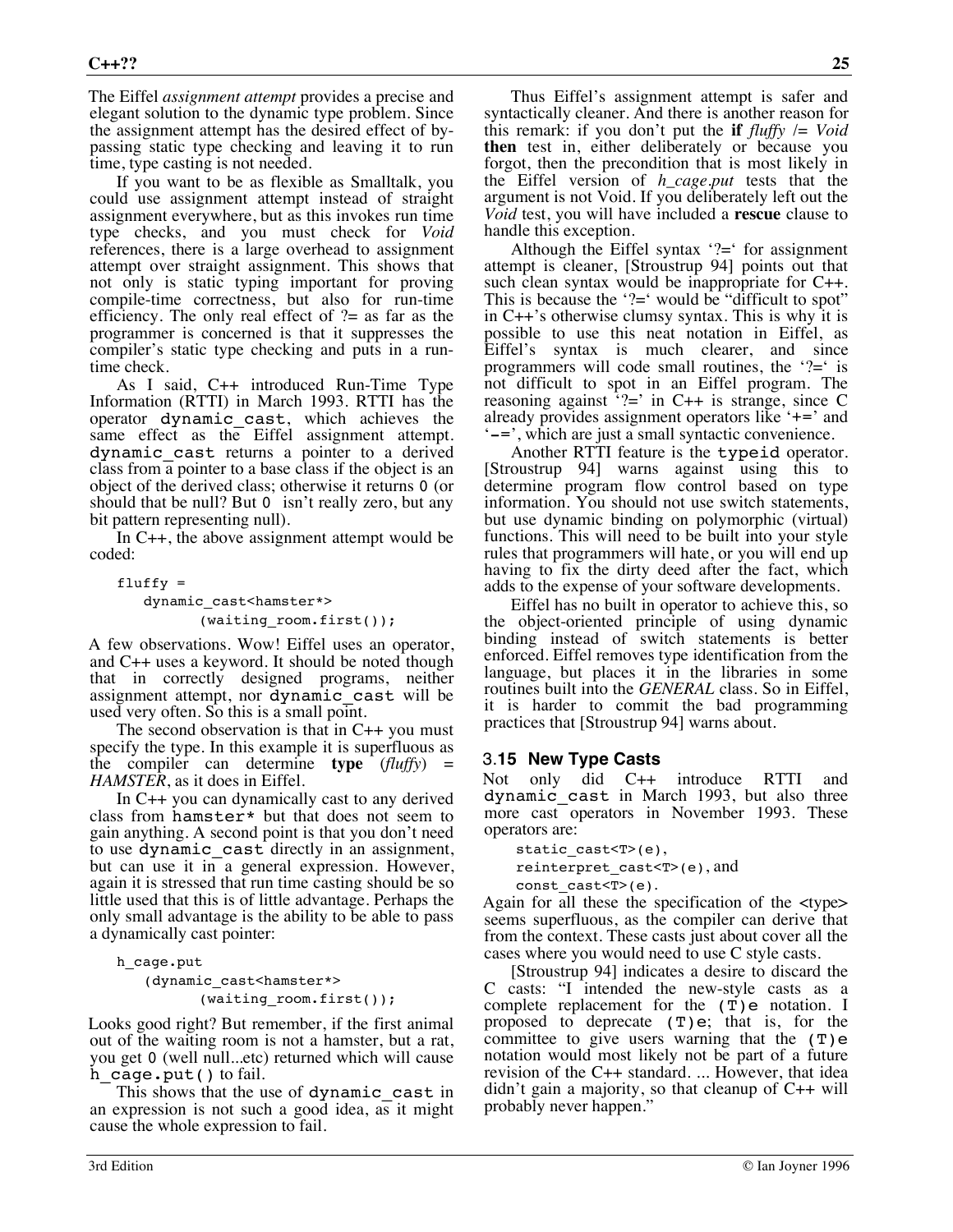The Eiffel *assignment attempt* provides a precise and elegant solution to the dynamic type problem. Since the assignment attempt has the desired effect of bypassing static type checking and leaving it to run time, type casting is not needed.

If you want to be as flexible as Smalltalk, you could use assignment attempt instead of straight assignment everywhere, but as this invokes run time type checks, and you must check for *Void* references, there is a large overhead to assignment attempt over straight assignment. This shows that not only is static typing important for proving compile-time correctness, but also for run-time efficiency. The only real effect of ?= as far as the programmer is concerned is that it suppresses the compiler's static type checking and puts in a run-time check.

As I said, C++ introduced Run-Time Type Information (RTTI) in March 1993. RTTI has the operator `dynamic_cast`, which achieves the same effect as the Eiffel assignment attempt. `dynamic_cast` returns a pointer to a derived class from a pointer to a base class if the object is an object of the derived class; otherwise it returns `0` (or should that be null? But `0` isn't really zero, but any bit pattern representing null).

In C++, the above assignment attempt would be coded:

```
fluffy =
    dynamic_cast<hamster*>
        (waiting_room.first());
```

A few observations. Wow! Eiffel uses an operator, and C++ uses a keyword. It should be noted though that in correctly designed programs, neither assignment attempt, nor `dynamic_cast` will be used very often. So this is a small point.

The second observation is that in C++ you must specify the type. In this example it is superfluous as the compiler can determine **type** (*fluffy*) = *HAMSTER*, as it does in Eiffel.

In C++ you can dynamically cast to any derived class from `hamster*` but that does not seem to gain anything. A second point is that you don't need to use `dynamic_cast` directly in an assignment, but can use it in a general expression. However, again it is stressed that run time casting should be so little used that this is of little advantage. Perhaps the only small advantage is the ability to be able to pass a dynamically cast pointer:

```
h_cage.put
    (dynamic_cast<hamster*>
        (waiting_room.first());
```

Looks good right? But remember, if the first animal out of the waiting room is not a hamster, but a rat, you get `0` (well null...etc) returned which will cause `h_cage.put()` to fail.

This shows that the use of `dynamic_cast` in an expression is not such a good idea, as it might cause the whole expression to fail.

Thus Eiffel's assignment attempt is safer and syntactically cleaner. And there is another reason for this remark: if you don't put the **if** *fluffy* /= *Void* **then** test in, either deliberately or because you forgot, then the precondition that is most likely in the Eiffel version of *h_cage.put* tests that the argument is not Void. If you deliberately left out the *Void* test, you will have included a **rescue** clause to handle this exception.

Although the Eiffel syntax '?=' for assignment attempt is cleaner, [Stroustrup 94] points out that such clean syntax would be inappropriate for C++. This is because the '?=' would be "difficult to spot" in C++'s otherwise clumsy syntax. This is why it is possible to use this neat notation in Eiffel, as Eiffel's syntax is much clearer, and since programmers will code small routines, the '?=' is not difficult to spot in an Eiffel program. The reasoning against '?=' in C++ is strange, since C already provides assignment operators like '+=' and '-=', which are just a small syntactic convenience.

Another RTTI feature is the `typeid` operator. [Stroustrup 94] warns against using this to determine program flow control based on type information. You should not use switch statements, but use dynamic binding on polymorphic (virtual) functions. This will need to be built into your style rules that programmers will hate, or you will end up having to fix the dirty deed after the fact, which adds to the expense of your software developments.

Eiffel has no built in operator to achieve this, so the object-oriented principle of using dynamic binding instead of switch statements is better enforced. Eiffel removes type identification from the language, but places it in the libraries in some routines built into the *GENERAL* class. So in Eiffel, it is harder to commit the bad programming practices that [Stroustrup 94] warns about.

### 3.15 New Type Casts

Not only did C++ introduce RTTI and `dynamic_cast` in March 1993, but also three more cast operators in November 1993. These operators are:

`static_cast<T>(e)`,
`reinterpret_cast<T>(e)`, and
`const_cast<T>(e)`.

Again for all these the specification of the <type> seems superfluous, as the compiler can derive that from the context. These casts just about cover all the cases where you would need to use C style casts.

[Stroustrup 94] indicates a desire to discard the C casts: "I intended the new-style casts as a complete replacement for the `(T)e` notation. I proposed to deprecate `(T)e`; that is, for the committee to give users warning that the `(T)e` notation would most likely not be part of a future revision of the C++ standard. ... However, that idea didn't gain a majority, so that cleanup of C++ will probably never happen."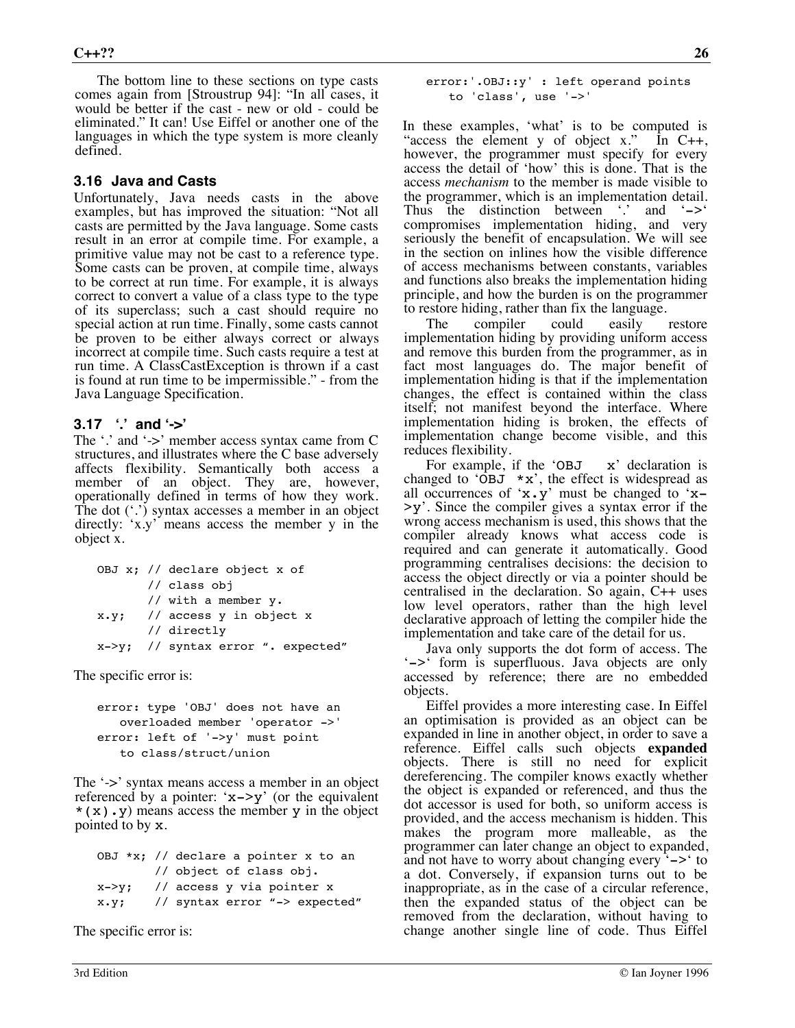The bottom line to these sections on type casts comes again from [Stroustrup 94]: "In all cases, it would be better if the cast - new or old - could be eliminated." It can! Use Eiffel or another one of the languages in which the type system is more cleanly defined.

### 3.16 Java and Casts

Unfortunately, Java needs casts in the above examples, but has improved the situation: "Not all casts are permitted by the Java language. Some casts result in an error at compile time. For example, a primitive value may not be cast to a reference type. Some casts can be proven, at compile time, always to be correct at run time. For example, it is always correct to convert a value of a class type to the type of its superclass; such a cast should require no special action at run time. Finally, some casts cannot be proven to be either always correct or always incorrect at compile time. Such casts require a test at run time. A ClassCastException is thrown if a cast is found at run time to be impermissible." - from the Java Language Specification.

### 3.17 '.' and '->'

The '.' and '->' member access syntax came from C structures, and illustrates where the C base adversely affects flexibility. Semantically both access a member of an object. They are, however, operationally defined in terms of how they work. The dot ('.') syntax accesses a member in an object directly: 'x.y' means access the member y in the object x.

```
OBJ x; // declare object x of
       // class obj
       // with a member y.
x.y;   // access y in object x
       // directly
x->y;  // syntax error ". expected"
```

The specific error is:

```
error: type 'OBJ' does not have an
   overloaded member 'operator ->'
error: left of '->y' must point
   to class/struct/union
```

The '->' syntax means access a member in an object referenced by a pointer: '`x->y`' (or the equivalent `*(x).y`) means access the member `y` in the object pointed to by `x`.

```
OBJ *x; // declare a pointer x to an
        // object of class obj.
x->y;   // access y via pointer x
x.y;    // syntax error "-> expected"
```

The specific error is:

```
error:'.OBJ::y' : left operand points
   to 'class', use '->'
```

In these examples, 'what' is to be computed is "access the element y of object x." In C++, however, the programmer must specify for every access the detail of 'how' this is done. That is the access *mechanism* to the member is made visible to the programmer, which is an implementation detail. Thus the distinction between '.' and '`->`' compromises implementation hiding, and very seriously the benefit of encapsulation. We will see in the section on inlines how the visible difference of access mechanisms between constants, variables and functions also breaks the implementation hiding principle, and how the burden is on the programmer to restore hiding, rather than fix the language.

The compiler could easily restore implementation hiding by providing uniform access and remove this burden from the programmer, as in fact most languages do. The major benefit of implementation hiding is that if the implementation changes, the effect is contained within the class itself; not manifest beyond the interface. Where implementation hiding is broken, the effects of implementation change become visible, and this reduces flexibility.

For example, if the '`OBJ x`' declaration is changed to '`OBJ *x`', the effect is widespread as all occurrences of '`x.y`' must be changed to '`x->y`'. Since the compiler gives a syntax error if the wrong access mechanism is used, this shows that the compiler already knows what access code is required and can generate it automatically. Good programming centralises decisions: the decision to access the object directly or via a pointer should be centralised in the declaration. So again, C++ uses low level operators, rather than the high level declarative approach of letting the compiler hide the implementation and take care of the detail for us.

Java only supports the dot form of access. The '`->`' form is superfluous. Java objects are only accessed by reference; there are no embedded objects.

Eiffel provides a more interesting case. In Eiffel an optimisation is provided as an object can be expanded in line in another object, in order to save a reference. Eiffel calls such objects **expanded** objects. There is still no need for explicit dereferencing. The compiler knows exactly whether the object is expanded or referenced, and thus the dot accessor is used for both, so uniform access is provided, and the access mechanism is hidden. This makes the program more malleable, as the programmer can later change an object to expanded, and not have to worry about changing every '`->`' to a dot. Conversely, if expansion turns out to be inappropriate, as in the case of a circular reference, then the expanded status of the object can be removed from the declaration, without having to change another single line of code. Thus Eiffel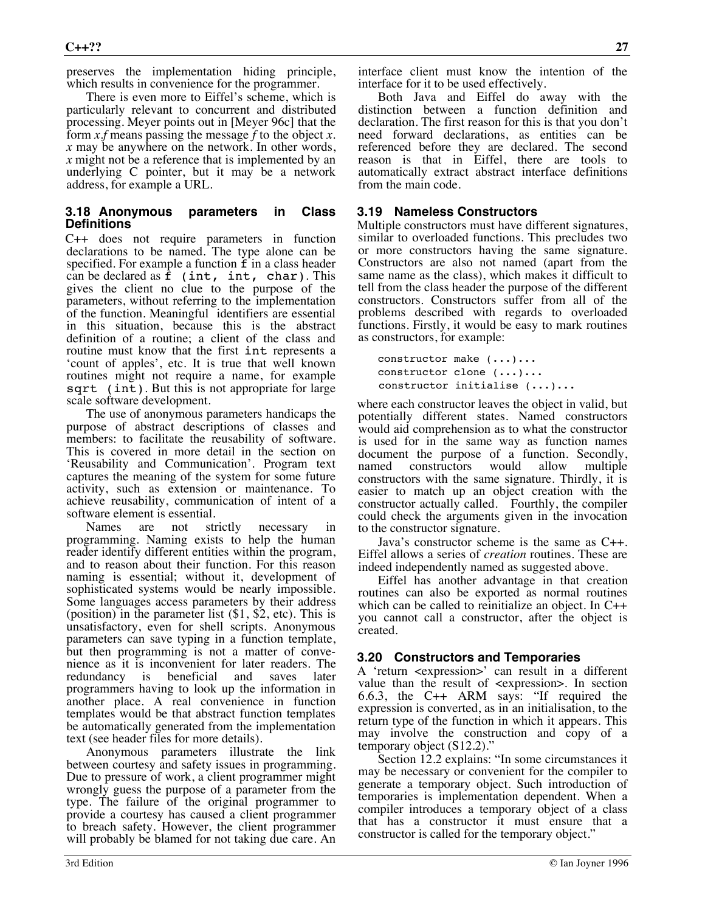preserves the implementation hiding principle, which results in convenience for the programmer.

There is even more to Eiffel's scheme, which is particularly relevant to concurrent and distributed processing. Meyer points out in [Meyer 96c] that the form *x.f* means passing the message *f* to the object *x*. *x* may be anywhere on the network. In other words, *x* might not be a reference that is implemented by an underlying C pointer, but it may be a network address, for example a URL.

### 3.18 Anonymous parameters in Class Definitions

C++ does not require parameters in function declarations to be named. The type alone can be specified. For example a function `f` in a class header can be declared as `f (int, int, char)`. This gives the client no clue to the purpose of the parameters, without referring to the implementation of the function. Meaningful identifiers are essential in this situation, because this is the abstract definition of a routine; a client of the class and routine must know that the first `int` represents a 'count of apples', etc. It is true that well known routines might not require a name, for example `sqrt (int)`. But this is not appropriate for large scale software development.

The use of anonymous parameters handicaps the purpose of abstract descriptions of classes and members: to facilitate the reusability of software. This is covered in more detail in the section on 'Reusability and Communication'. Program text captures the meaning of the system for some future activity, such as extension or maintenance. To achieve reusability, communication of intent of a software element is essential.

Names are not strictly necessary in programming. Naming exists to help the human reader identify different entities within the program, and to reason about their function. For this reason naming is essential; without it, development of sophisticated systems would be nearly impossible. Some languages access parameters by their address (position) in the parameter list ($1, $2, etc). This is unsatisfactory, even for shell scripts. Anonymous parameters can save typing in a function template, but then programming is not a matter of convenience as it is inconvenient for later readers. The redundancy is beneficial and saves later programmers having to look up the information in another place. A real convenience in function templates would be that abstract function templates be automatically generated from the implementation text (see header files for more details).

Anonymous parameters illustrate the link between courtesy and safety issues in programming. Due to pressure of work, a client programmer might wrongly guess the purpose of a parameter from the type. The failure of the original programmer to provide a courtesy has caused a client programmer to breach safety. However, the client programmer will probably be blamed for not taking due care. An interface client must know the intention of the interface for it to be used effectively.

Both Java and Eiffel do away with the distinction between a function definition and declaration. The first reason for this is that you don't need forward declarations, as entities can be referenced before they are declared. The second reason is that in Eiffel, there are tools to automatically extract abstract interface definitions from the main code.

### 3.19 Nameless Constructors

Multiple constructors must have different signatures, similar to overloaded functions. This precludes two or more constructors having the same signature. Constructors are also not named (apart from the same name as the class), which makes it difficult to tell from the class header the purpose of the different constructors. Constructors suffer from all of the problems described with regards to overloaded functions. Firstly, it would be easy to mark routines as constructors, for example:

```
constructor make (...)...
constructor clone (...)...
constructor initialise (...)...
```

where each constructor leaves the object in valid, but potentially different states. Named constructors would aid comprehension as to what the constructor is used for in the same way as function names document the purpose of a function. Secondly, named constructors would allow multiple constructors with the same signature. Thirdly, it is easier to match up an object creation with the constructor actually called. Fourthly, the compiler could check the arguments given in the invocation to the constructor signature.

Java's constructor scheme is the same as C++. Eiffel allows a series of *creation* routines. These are indeed independently named as suggested above.

Eiffel has another advantage in that creation routines can also be exported as normal routines which can be called to reinitialize an object. In C++ you cannot call a constructor, after the object is created.

### 3.20 Constructors and Temporaries

A 'return <expression>' can result in a different value than the result of <expression>. In section 6.6.3, the C++ ARM says: "If required the expression is converted, as in an initialisation, to the return type of the function in which it appears. This may involve the construction and copy of a temporary object (S12.2)."

Section 12.2 explains: "In some circumstances it may be necessary or convenient for the compiler to generate a temporary object. Such introduction of temporaries is implementation dependent. When a compiler introduces a temporary object of a class that has a constructor it must ensure that a constructor is called for the temporary object."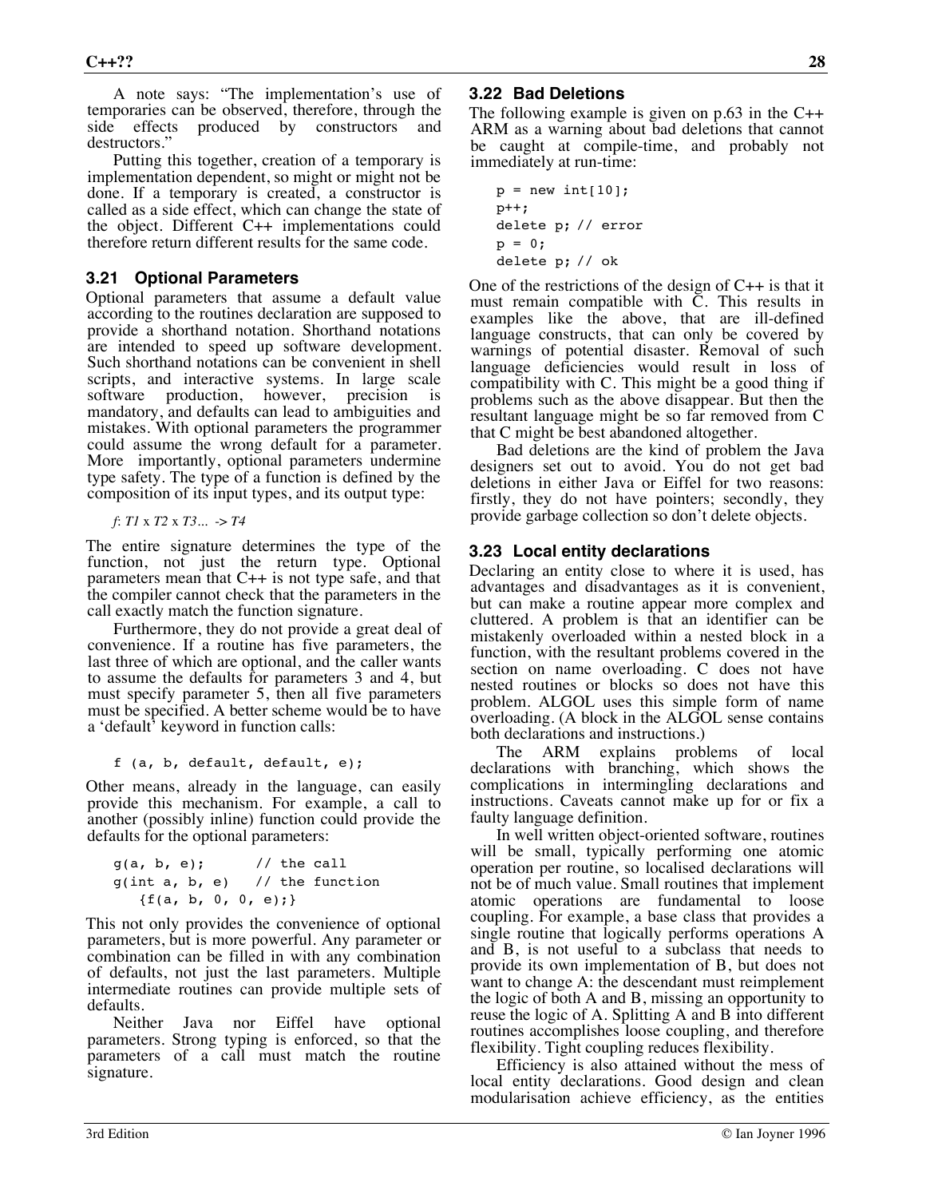A note says: "The implementation's use of temporaries can be observed, therefore, through the side effects produced by constructors and destructors."

Putting this together, creation of a temporary is implementation dependent, so might or might not be done. If a temporary is created, a constructor is called as a side effect, which can change the state of the object. Different C++ implementations could therefore return different results for the same code.

### 3.21 Optional Parameters

Optional parameters that assume a default value according to the routines declaration are supposed to provide a shorthand notation. Shorthand notations are intended to speed up software development. Such shorthand notations can be convenient in shell scripts, and interactive systems. In large scale software production, however, precision is mandatory, and defaults can lead to ambiguities and mistakes. With optional parameters the programmer could assume the wrong default for a parameter. More importantly, optional parameters undermine type safety. The type of a function is defined by the composition of its input types, and its output type:

$f$: $T1$ x $T2$ x $T3$... -> $T4$

The entire signature determines the type of the function, not just the return type. Optional parameters mean that C++ is not type safe, and that the compiler cannot check that the parameters in the call exactly match the function signature.

Furthermore, they do not provide a great deal of convenience. If a routine has five parameters, the last three of which are optional, and the caller wants to assume the defaults for parameters 3 and 4, but must specify parameter 5, then all five parameters must be specified. A better scheme would be to have a 'default' keyword in function calls:

```
f (a, b, default, default, e);
```

Other means, already in the language, can easily provide this mechanism. For example, a call to another (possibly inline) function could provide the defaults for the optional parameters:

```
g(a, b, e);       // the call
g(int a, b, e)    // the function
   {f(a, b, 0, 0, e);}
```

This not only provides the convenience of optional parameters, but is more powerful. Any parameter or combination can be filled in with any combination of defaults, not just the last parameters. Multiple intermediate routines can provide multiple sets of defaults.

Neither Java nor Eiffel have optional parameters. Strong typing is enforced, so that the parameters of a call must match the routine signature.

### 3.22 Bad Deletions

The following example is given on p.63 in the C++ ARM as a warning about bad deletions that cannot be caught at compile-time, and probably not immediately at run-time:

```
p = new int[10];
p++;
delete p; // error
p = 0;
delete p; // ok
```

One of the restrictions of the design of C++ is that it must remain compatible with C. This results in examples like the above, that are ill-defined language constructs, that can only be covered by warnings of potential disaster. Removal of such language deficiencies would result in loss of compatibility with C. This might be a good thing if problems such as the above disappear. But then the resultant language might be so far removed from C that C might be best abandoned altogether.

Bad deletions are the kind of problem the Java designers set out to avoid. You do not get bad deletions in either Java or Eiffel for two reasons: firstly, they do not have pointers; secondly, they provide garbage collection so don't delete objects.

### 3.23 Local entity declarations

Declaring an entity close to where it is used, has advantages and disadvantages as it is convenient, but can make a routine appear more complex and cluttered. A problem is that an identifier can be mistakenly overloaded within a nested block in a function, with the resultant problems covered in the section on name overloading. C does not have nested routines or blocks so does not have this problem. ALGOL uses this simple form of name overloading. (A block in the ALGOL sense contains both declarations and instructions.)

The ARM explains problems of local declarations with branching, which shows the complications in intermingling declarations and instructions. Caveats cannot make up for or fix a faulty language definition.

In well written object-oriented software, routines will be small, typically performing one atomic operation per routine, so localised declarations will not be of much value. Small routines that implement atomic operations are fundamental to loose coupling. For example, a base class that provides a single routine that logically performs operations A and B, is not useful to a subclass that needs to provide its own implementation of B, but does not want to change A: the descendant must reimplement the logic of both A and B, missing an opportunity to reuse the logic of A. Splitting A and B into different routines accomplishes loose coupling, and therefore flexibility. Tight coupling reduces flexibility.

Efficiency is also attained without the mess of local entity declarations. Good design and clean modularisation achieve efficiency, as the entities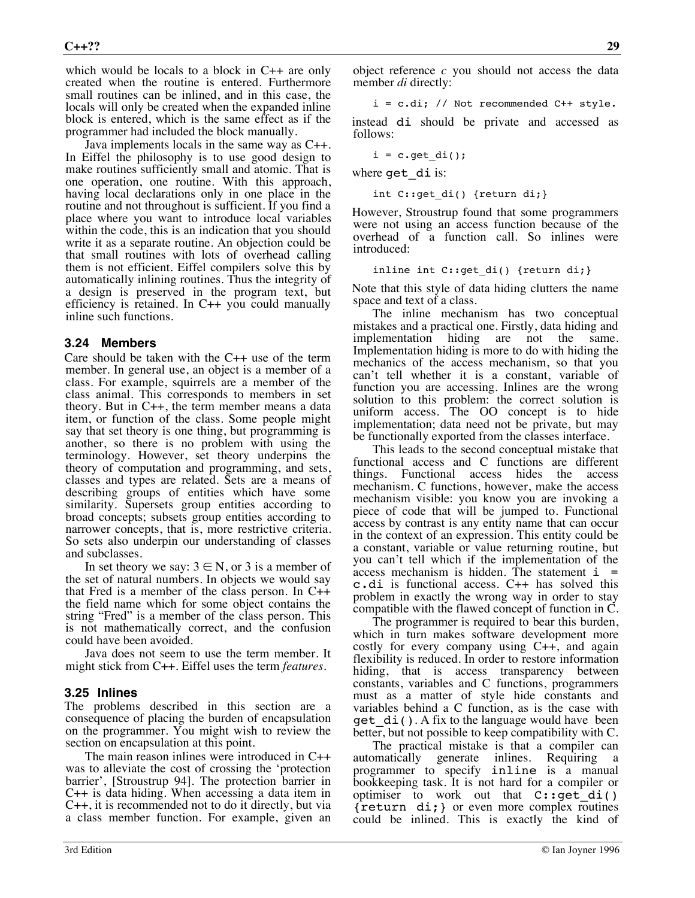which would be locals to a block in C++ are only created when the routine is entered. Furthermore small routines can be inlined, and in this case, the locals will only be created when the expanded inline block is entered, which is the same effect as if the programmer had included the block manually.

Java implements locals in the same way as C++. In Eiffel the philosophy is to use good design to make routines sufficiently small and atomic. That is one operation, one routine. With this approach, having local declarations only in one place in the routine and not throughout is sufficient. If you find a place where you want to introduce local variables within the code, this is an indication that you should write it as a separate routine. An objection could be that small routines with lots of overhead calling them is not efficient. Eiffel compilers solve this by automatically inlining routines. Thus the integrity of a design is preserved in the program text, but efficiency is retained. In C++ you could manually inline such functions.

### 3.24 Members

Care should be taken with the C++ use of the term member. In general use, an object is a member of a class. For example, squirrels are a member of the class animal. This corresponds to members in set theory. But in C++, the term member means a data item, or function of the class. Some people might say that set theory is one thing, but programming is another, so there is no problem with using the terminology. However, set theory underpins the theory of computation and programming, and sets, classes and types are related. Sets are a means of describing groups of entities which have some similarity. Supersets group entities according to broad concepts; subsets group entities according to narrower concepts, that is, more restrictive criteria. So sets also underpin our understanding of classes and subclasses.

In set theory we say: $3 \in N$, or 3 is a member of the set of natural numbers. In objects we would say that Fred is a member of the class person. In C++ the field name which for some object contains the string "Fred" is a member of the class person. This is not mathematically correct, and the confusion could have been avoided.

Java does not seem to use the term member. It might stick from C++. Eiffel uses the term *features*.

### 3.25 Inlines

The problems described in this section are a consequence of placing the burden of encapsulation on the programmer. You might wish to review the section on encapsulation at this point.

The main reason inlines were introduced in C++ was to alleviate the cost of crossing the 'protection barrier', [Stroustrup 94]. The protection barrier in C++ is data hiding. When accessing a data item in C++, it is recommended not to do it directly, but via a class member function. For example, given an object reference *c* you should not access the data member *di* directly:

```
i = c.di; // Not recommended C++ style.
```

instead `di` should be private and accessed as follows:

```
i = c.get_di();
```

where `get_di` is:

```
int C::get_di() {return di;}
```

However, Stroustrup found that some programmers were not using an access function because of the overhead of a function call. So inlines were introduced:

```
inline int C::get_di() {return di;}
```

Note that this style of data hiding clutters the name space and text of a class.

The inline mechanism has two conceptual mistakes and a practical one. Firstly, data hiding and implementation hiding are not the same. Implementation hiding is more to do with hiding the mechanics of the access mechanism, so that you can't tell whether it is a constant, variable of function you are accessing. Inlines are the wrong solution to this problem: the correct solution is uniform access. The OO concept is to hide implementation; data need not be private, but may be functionally exported from the classes interface.

This leads to the second conceptual mistake that functional access and C functions are different things. Functional access hides the access mechanism. C functions, however, make the access mechanism visible: you know you are invoking a piece of code that will be jumped to. Functional access by contrast is any entity name that can occur in the context of an expression. This entity could be a constant, variable or value returning routine, but you can't tell which if the implementation of the access mechanism is hidden. The statement `i = c.di` is functional access. C++ has solved this problem in exactly the wrong way in order to stay compatible with the flawed concept of function in C.

The programmer is required to bear this burden, which in turn makes software development more costly for every company using C++, and again flexibility is reduced. In order to restore information hiding, that is access transparency between constants, variables and C functions, programmers must as a matter of style hide constants and variables behind a C function, as is the case with `get_di()`. A fix to the language would have been better, but not possible to keep compatibility with C.

The practical mistake is that a compiler can automatically generate inlines. Requiring a programmer to specify `inline` is a manual bookkeeping task. It is not hard for a compiler or optimiser to work out that `C::get_di() {return di;}` or even more complex routines could be inlined. This is exactly the kind of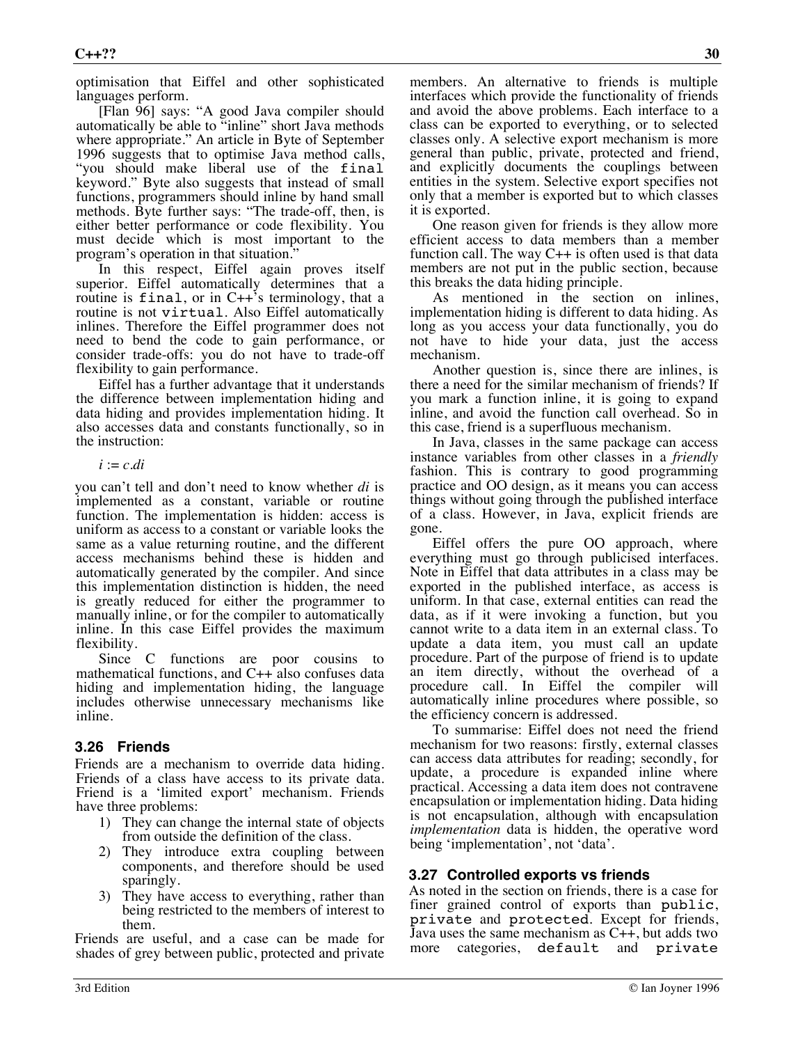optimisation that Eiffel and other sophisticated languages perform.

[Flan 96] says: "A good Java compiler should automatically be able to "inline" short Java methods where appropriate." An article in Byte of September 1996 suggests that to optimise Java method calls, "you should make liberal use of the `final` keyword." Byte also suggests that instead of small functions, programmers should inline by hand small methods. Byte further says: "The trade-off, then, is either better performance or code flexibility. You must decide which is most important to the program's operation in that situation."

In this respect, Eiffel again proves itself superior. Eiffel automatically determines that a routine is `final`, or in C++'s terminology, that a routine is not `virtual`. Also Eiffel automatically inlines. Therefore the Eiffel programmer does not need to bend the code to gain performance, or consider trade-offs: you do not have to trade-off flexibility to gain performance.

Eiffel has a further advantage that it understands the difference between implementation hiding and data hiding and provides implementation hiding. It also accesses data and constants functionally, so in the instruction:

*i* := *c*.*di*

you can't tell and don't need to know whether *di* is implemented as a constant, variable or routine function. The implementation is hidden: access is uniform as access to a constant or variable looks the same as a value returning routine, and the different access mechanisms behind these is hidden and automatically generated by the compiler. And since this implementation distinction is hidden, the need is greatly reduced for either the programmer to manually inline, or for the compiler to automatically inline. In this case Eiffel provides the maximum flexibility.

Since C functions are poor cousins to mathematical functions, and C++ also confuses data hiding and implementation hiding, the language includes otherwise unnecessary mechanisms like inline.

### 3.26 Friends

Friends are a mechanism to override data hiding. Friends of a class have access to its private data. Friend is a 'limited export' mechanism. Friends have three problems:

1) They can change the internal state of objects from outside the definition of the class.
2) They introduce extra coupling between components, and therefore should be used sparingly.
3) They have access to everything, rather than being restricted to the members of interest to them.

Friends are useful, and a case can be made for shades of grey between public, protected and private members. An alternative to friends is multiple interfaces which provide the functionality of friends and avoid the above problems. Each interface to a class can be exported to everything, or to selected classes only. A selective export mechanism is more general than public, private, protected and friend, and explicitly documents the couplings between entities in the system. Selective export specifies not only that a member is exported but to which classes it is exported.

One reason given for friends is they allow more efficient access to data members than a member function call. The way C++ is often used is that data members are not put in the public section, because this breaks the data hiding principle.

As mentioned in the section on inlines, implementation hiding is different to data hiding. As long as you access your data functionally, you do not have to hide your data, just the access mechanism.

Another question is, since there are inlines, is there a need for the similar mechanism of friends? If you mark a function inline, it is going to expand inline, and avoid the function call overhead. So in this case, friend is a superfluous mechanism.

In Java, classes in the same package can access instance variables from other classes in a *friendly* fashion. This is contrary to good programming practice and OO design, as it means you can access things without going through the published interface of a class. However, in Java, explicit friends are gone.

Eiffel offers the pure OO approach, where everything must go through publicised interfaces. Note in Eiffel that data attributes in a class may be exported in the published interface, as access is uniform. In that case, external entities can read the data, as if it were invoking a function, but you cannot write to a data item in an external class. To update a data item, you must call an update procedure. Part of the purpose of friend is to update an item directly, without the overhead of a procedure call. In Eiffel the compiler will automatically inline procedures where possible, so the efficiency concern is addressed.

To summarise: Eiffel does not need the friend mechanism for two reasons: firstly, external classes can access data attributes for reading; secondly, for update, a procedure is expanded inline where practical. Accessing a data item does not contravene encapsulation or implementation hiding. Data hiding is not encapsulation, although with encapsulation *implementation* data is hidden, the operative word being 'implementation', not 'data'.

### 3.27 Controlled exports vs friends

As noted in the section on friends, there is a case for finer grained control of exports than `public`, `private` and `protected`. Except for friends, Java uses the same mechanism as C++, but adds two more categories, `default` and `private`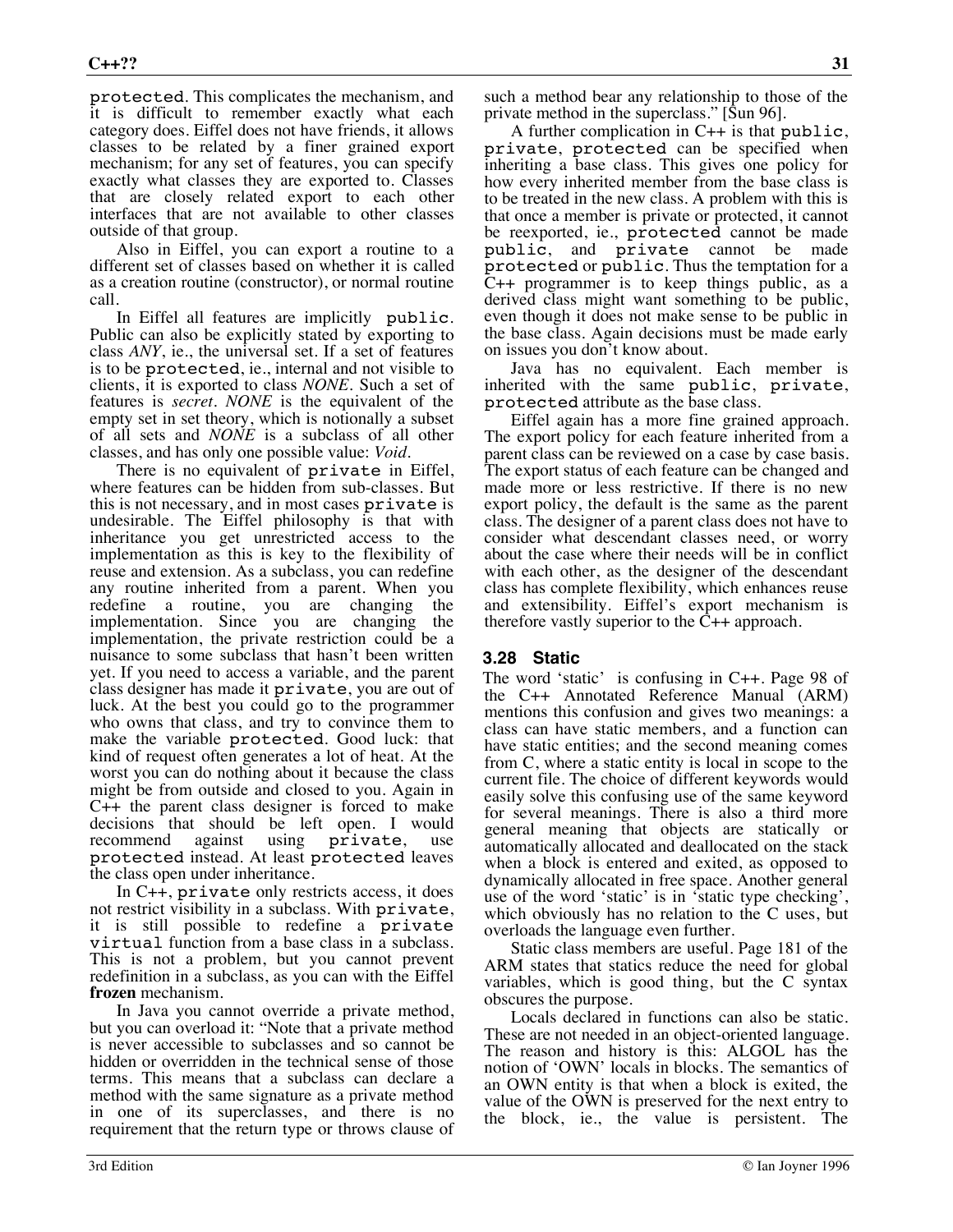protected. This complicates the mechanism, and it is difficult to remember exactly what each category does. Eiffel does not have friends, it allows classes to be related by a finer grained export mechanism; for any set of features, you can specify exactly what classes they are exported to. Classes that are closely related export to each other interfaces that are not available to other classes outside of that group.

Also in Eiffel, you can export a routine to a different set of classes based on whether it is called as a creation routine (constructor), or normal routine call.

In Eiffel all features are implicitly public. Public can also be explicitly stated by exporting to class *ANY*, ie., the universal set. If a set of features is to be protected, ie., internal and not visible to clients, it is exported to class *NONE*. Such a set of features is *secret*. *NONE* is the equivalent of the empty set in set theory, which is notionally a subset of all sets and *NONE* is a subclass of all other classes, and has only one possible value: *Void*.

There is no equivalent of private in Eiffel, where features can be hidden from sub-classes. But this is not necessary, and in most cases private is undesirable. The Eiffel philosophy is that with inheritance you get unrestricted access to the implementation as this is key to the flexibility of reuse and extension. As a subclass, you can redefine any routine inherited from a parent. When you redefine a routine, you are changing the implementation. Since you are changing the implementation, the private restriction could be a nuisance to some subclass that hasn't been written yet. If you need to access a variable, and the parent class designer has made it private, you are out of luck. At the best you could go to the programmer who owns that class, and try to convince them to make the variable protected. Good luck: that kind of request often generates a lot of heat. At the worst you can do nothing about it because the class might be from outside and closed to you. Again in C++ the parent class designer is forced to make decisions that should be left open. I would recommend against using private, use protected instead. At least protected leaves the class open under inheritance.

In C++, private only restricts access, it does not restrict visibility in a subclass. With private, it is still possible to redefine a private virtual function from a base class in a subclass. This is not a problem, but you cannot prevent redefinition in a subclass, as you can with the Eiffel **frozen** mechanism.

In Java you cannot override a private method, but you can overload it: "Note that a private method is never accessible to subclasses and so cannot be hidden or overridden in the technical sense of those terms. This means that a subclass can declare a method with the same signature as a private method in one of its superclasses, and there is no requirement that the return type or throws clause of such a method bear any relationship to those of the private method in the superclass." [Sun 96].

A further complication in C++ is that public, private, protected can be specified when inheriting a base class. This gives one policy for how every inherited member from the base class is to be treated in the new class. A problem with this is that once a member is private or protected, it cannot be reexported, ie., protected cannot be made public, and private cannot be made protected or public. Thus the temptation for a C++ programmer is to keep things public, as a derived class might want something to be public, even though it does not make sense to be public in the base class. Again decisions must be made early on issues you don't know about.

Java has no equivalent. Each member is inherited with the same public, private, protected attribute as the base class.

Eiffel again has a more fine grained approach. The export policy for each feature inherited from a parent class can be reviewed on a case by case basis. The export status of each feature can be changed and made more or less restrictive. If there is no new export policy, the default is the same as the parent class. The designer of a parent class does not have to consider what descendant classes need, or worry about the case where their needs will be in conflict with each other, as the designer of the descendant class has complete flexibility, which enhances reuse and extensibility. Eiffel's export mechanism is therefore vastly superior to the C++ approach.

### 3.28 Static

The word 'static' is confusing in C++. Page 98 of the C++ Annotated Reference Manual (ARM) mentions this confusion and gives two meanings: a class can have static members, and a function can have static entities; and the second meaning comes from C, where a static entity is local in scope to the current file. The choice of different keywords would easily solve this confusing use of the same keyword for several meanings. There is also a third more general meaning that objects are statically or automatically allocated and deallocated on the stack when a block is entered and exited, as opposed to dynamically allocated in free space. Another general use of the word 'static' is in 'static type checking', which obviously has no relation to the C uses, but overloads the language even further.

Static class members are useful. Page 181 of the ARM states that statics reduce the need for global variables, which is good thing, but the C syntax obscures the purpose.

Locals declared in functions can also be static. These are not needed in an object-oriented language. The reason and history is this: ALGOL has the notion of 'OWN' locals in blocks. The semantics of an OWN entity is that when a block is exited, the value of the OWN is preserved for the next entry to the block, ie., the value is persistent. The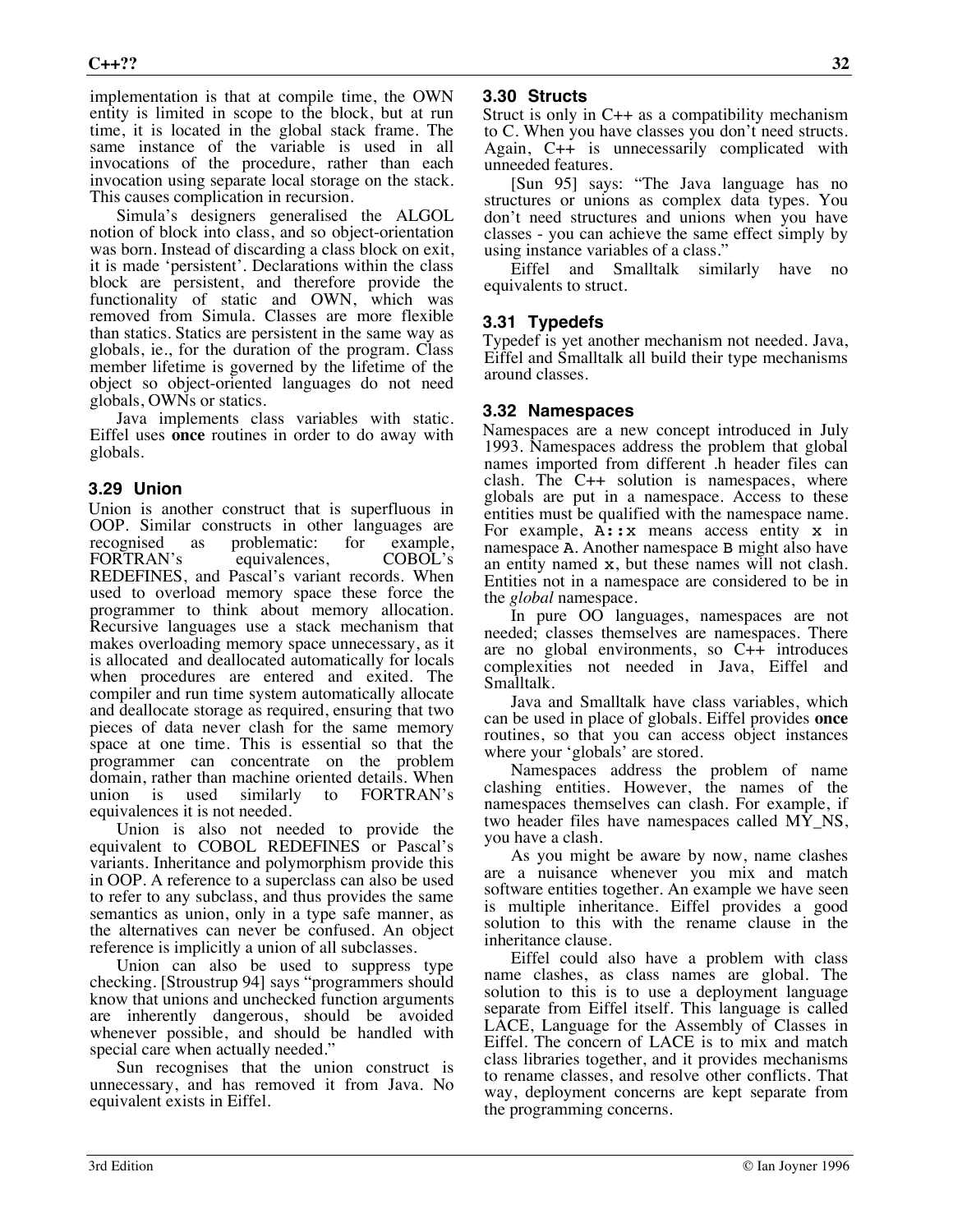implementation is that at compile time, the OWN entity is limited in scope to the block, but at run time, it is located in the global stack frame. The same instance of the variable is used in all invocations of the procedure, rather than each invocation using separate local storage on the stack. This causes complication in recursion.

Simula's designers generalised the ALGOL notion of block into class, and so object-orientation was born. Instead of discarding a class block on exit, it is made 'persistent'. Declarations within the class block are persistent, and therefore provide the functionality of static and OWN, which was removed from Simula. Classes are more flexible than statics. Statics are persistent in the same way as globals, ie., for the duration of the program. Class member lifetime is governed by the lifetime of the object so object-oriented languages do not need globals, OWNs or statics.

Java implements class variables with static. Eiffel uses **once** routines in order to do away with globals.

### 3.29 Union

Union is another construct that is superfluous in OOP. Similar constructs in other languages are recognised as problematic: for example, FORTRAN's equivalences, COBOL's REDEFINES, and Pascal's variant records. When used to overload memory space these force the programmer to think about memory allocation. Recursive languages use a stack mechanism that makes overloading memory space unnecessary, as it is allocated and deallocated automatically for locals when procedures are entered and exited. The compiler and run time system automatically allocate and deallocate storage as required, ensuring that two pieces of data never clash for the same memory space at one time. This is essential so that the programmer can concentrate on the problem domain, rather than machine oriented details. When union is used similarly to FORTRAN's equivalences it is not needed.

Union is also not needed to provide the equivalent to COBOL REDEFINES or Pascal's variants. Inheritance and polymorphism provide this in OOP. A reference to a superclass can also be used to refer to any subclass, and thus provides the same semantics as union, only in a type safe manner, as the alternatives can never be confused. An object reference is implicitly a union of all subclasses.

Union can also be used to suppress type checking. [Stroustrup 94] says "programmers should know that unions and unchecked function arguments are inherently dangerous, should be avoided whenever possible, and should be handled with special care when actually needed."

Sun recognises that the union construct is unnecessary, and has removed it from Java. No equivalent exists in Eiffel.

### 3.30 Structs

Struct is only in C++ as a compatibility mechanism to C. When you have classes you don't need structs. Again, C++ is unnecessarily complicated with unneeded features.

[Sun 95] says: "The Java language has no structures or unions as complex data types. You don't need structures and unions when you have classes - you can achieve the same effect simply by using instance variables of a class."

Eiffel and Smalltalk similarly have no equivalents to struct.

### 3.31 Typedefs

Typedef is yet another mechanism not needed. Java, Eiffel and Smalltalk all build their type mechanisms around classes.

### 3.32 Namespaces

Namespaces are a new concept introduced in July 1993. Namespaces address the problem that global names imported from different .h header files can clash. The C++ solution is namespaces, where globals are put in a namespace. Access to these entities must be qualified with the namespace name. For example, `A::x` means access entity `x` in namespace `A`. Another namespace `B` might also have an entity named `x`, but these names will not clash. Entities not in a namespace are considered to be in the *global* namespace.

In pure OO languages, namespaces are not needed; classes themselves are namespaces. There are no global environments, so C++ introduces complexities not needed in Java, Eiffel and Smalltalk.

Java and Smalltalk have class variables, which can be used in place of globals. Eiffel provides **once** routines, so that you can access object instances where your 'globals' are stored.

Namespaces address the problem of name clashing entities. However, the names of the namespaces themselves can clash. For example, if two header files have namespaces called MY_NS, you have a clash.

As you might be aware by now, name clashes are a nuisance whenever you mix and match software entities together. An example we have seen is multiple inheritance. Eiffel provides a good solution to this with the rename clause in the inheritance clause.

Eiffel could also have a problem with class name clashes, as class names are global. The solution to this is to use a deployment language separate from Eiffel itself. This language is called LACE, Language for the Assembly of Classes in Eiffel. The concern of LACE is to mix and match class libraries together, and it provides mechanisms to rename classes, and resolve other conflicts. That way, deployment concerns are kept separate from the programming concerns.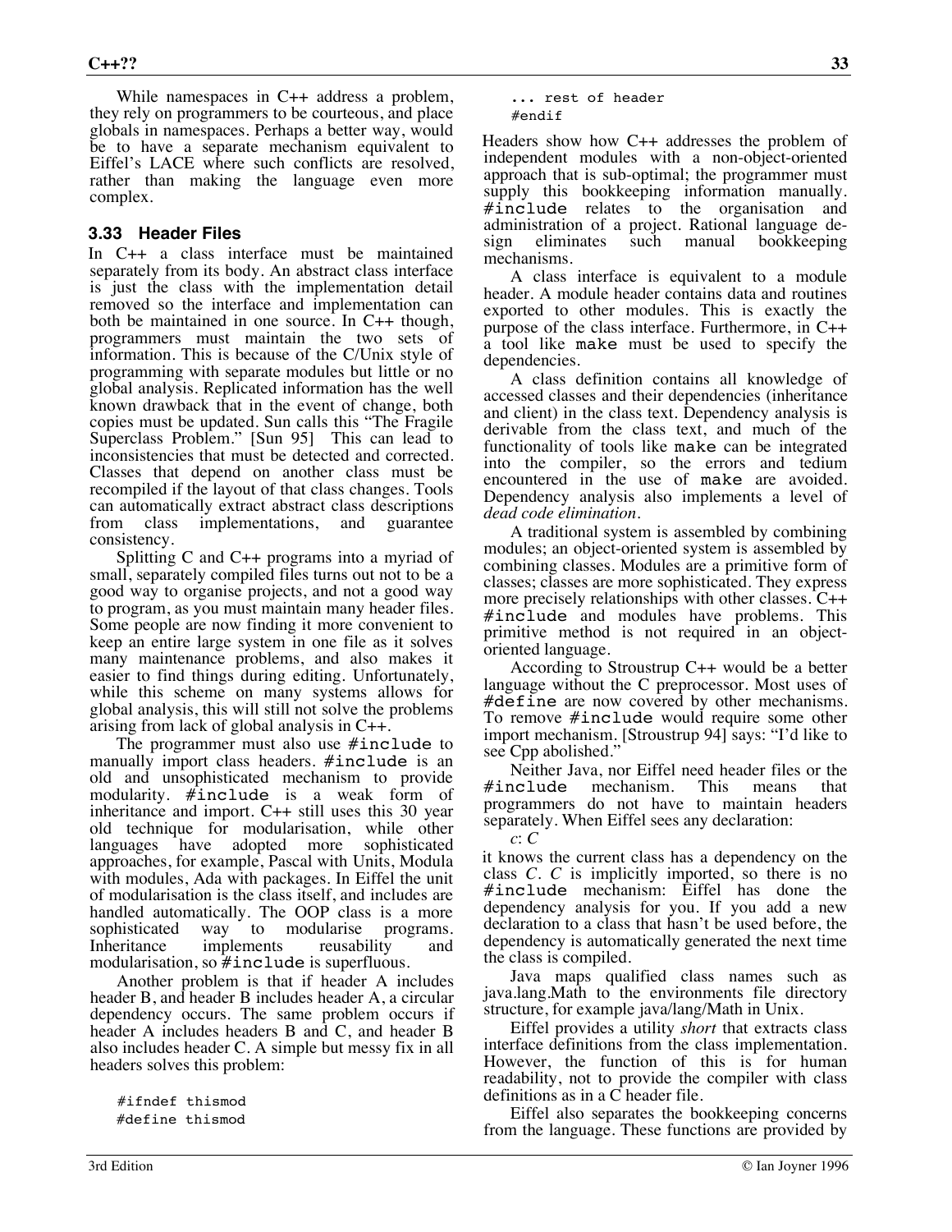While namespaces in C++ address a problem, they rely on programmers to be courteous, and place globals in namespaces. Perhaps a better way, would be to have a separate mechanism equivalent to Eiffel's LACE where such conflicts are resolved, rather than making the language even more complex.

### 3.33 Header Files

In C++ a class interface must be maintained separately from its body. An abstract class interface is just the class with the implementation detail removed so the interface and implementation can both be maintained in one source. In C++ though, programmers must maintain the two sets of information. This is because of the C/Unix style of programming with separate modules but little or no global analysis. Replicated information has the well known drawback that in the event of change, both copies must be updated. Sun calls this "The Fragile Superclass Problem." [Sun 95] This can lead to inconsistencies that must be detected and corrected. Classes that depend on another class must be recompiled if the layout of that class changes. Tools can automatically extract abstract class descriptions from class implementations, and guarantee consistency.

Splitting C and C++ programs into a myriad of small, separately compiled files turns out not to be a good way to organise projects, and not a good way to program, as you must maintain many header files. Some people are now finding it more convenient to keep an entire large system in one file as it solves many maintenance problems, and also makes it easier to find things during editing. Unfortunately, while this scheme on many systems allows for global analysis, this will still not solve the problems arising from lack of global analysis in C++.

The programmer must also use `#include` to manually import class headers. `#include` is an old and unsophisticated mechanism to provide modularity. `#include` is a weak form of inheritance and import. C++ still uses this 30 year old technique for modularisation, while other languages have adopted more sophisticated approaches, for example, Pascal with Units, Modula with modules, Ada with packages. In Eiffel the unit of modularisation is the class itself, and includes are handled automatically. The OOP class is a more sophisticated way to modularise programs. Inheritance implements reusability and modularisation, so `#include` is superfluous.

Another problem is that if header A includes header B, and header B includes header A, a circular dependency occurs. The same problem occurs if header A includes headers B and C, and header B also includes header C. A simple but messy fix in all headers solves this problem:

```
#ifndef thismod
#define thismod
... rest of header
#endif
```

Headers show how C++ addresses the problem of independent modules with a non-object-oriented approach that is sub-optimal; the programmer must supply this bookkeeping information manually. `#include` relates to the organisation and administration of a project. Rational language design eliminates such manual bookkeeping mechanisms.

A class interface is equivalent to a module header. A module header contains data and routines exported to other modules. This is exactly the purpose of the class interface. Furthermore, in C++ a tool like `make` must be used to specify the dependencies.

A class definition contains all knowledge of accessed classes and their dependencies (inheritance and client) in the class text. Dependency analysis is derivable from the class text, and much of the functionality of tools like `make` can be integrated into the compiler, so the errors and tedium encountered in the use of `make` are avoided. Dependency analysis also implements a level of *dead code elimination*.

A traditional system is assembled by combining modules; an object-oriented system is assembled by combining classes. Modules are a primitive form of classes; classes are more sophisticated. They express more precisely relationships with other classes. C++ `#include` and modules have problems. This primitive method is not required in an object-oriented language.

According to Stroustrup C++ would be a better language without the C preprocessor. Most uses of `#define` are now covered by other mechanisms. To remove `#include` would require some other import mechanism. [Stroustrup 94] says: "I'd like to see Cpp abolished."

Neither Java, nor Eiffel need header files or the `#include` mechanism. This means that programmers do not have to maintain headers separately. When Eiffel sees any declaration:

*c*: *C*

it knows the current class has a dependency on the class *C*. *C* is implicitly imported, so there is no `#include` mechanism: Eiffel has done the dependency analysis for you. If you add a new declaration to a class that hasn't be used before, the dependency is automatically generated the next time the class is compiled.

Java maps qualified class names such as java.lang.Math to the environments file directory structure, for example java/lang/Math in Unix.

Eiffel provides a utility *short* that extracts class interface definitions from the class implementation. However, the function of this is for human readability, not to provide the compiler with class definitions as in a C header file.

Eiffel also separates the bookkeeping concerns from the language. These functions are provided by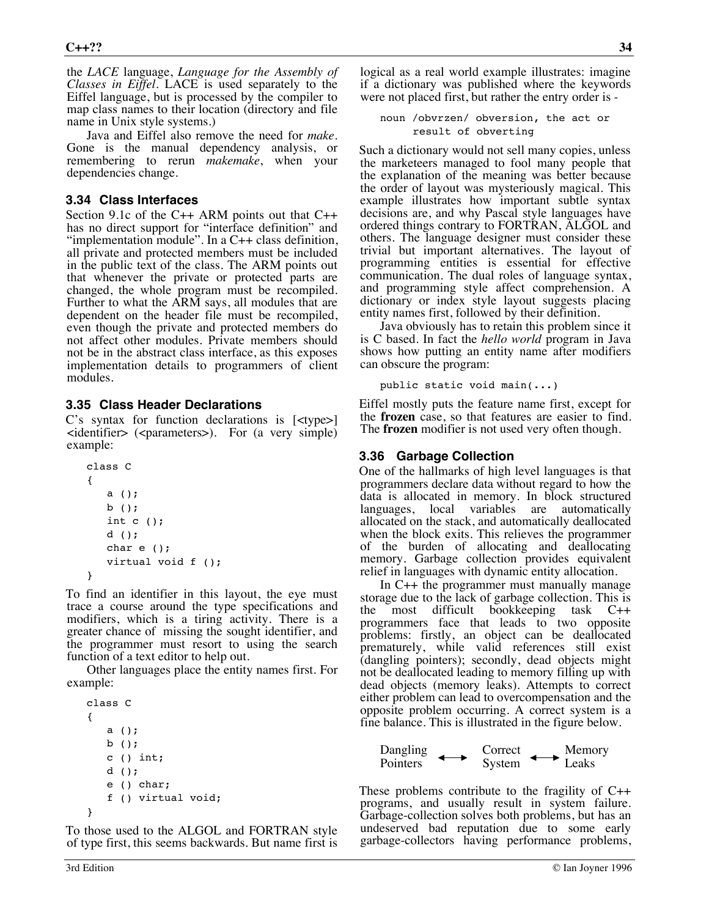the *LACE* language, *Language for the Assembly of Classes in Eiffel*. LACE is used separately to the Eiffel language, but is processed by the compiler to map class names to their location (directory and file name in Unix style systems.)

Java and Eiffel also remove the need for *make*. Gone is the manual dependency analysis, or remembering to rerun *makemake*, when your dependencies change.

### 3.34 Class Interfaces

Section 9.1c of the C++ ARM points out that C++ has no direct support for "interface definition" and "implementation module". In a C++ class definition, all private and protected members must be included in the public text of the class. The ARM points out that whenever the private or protected parts are changed, the whole program must be recompiled. Further to what the ARM says, all modules that are dependent on the header file must be recompiled, even though the private and protected members do not affect other modules. Private members should not be in the abstract class interface, as this exposes implementation details to programmers of client modules.

### 3.35 Class Header Declarations

C's syntax for function declarations is [<type>] <identifier> (<parameters>). For (a very simple) example:

```
class C
{
   a ();
   b ();
   int c ();
   d ();
   char e ();
   virtual void f ();
}
```

To find an identifier in this layout, the eye must trace a course around the type specifications and modifiers, which is a tiring activity. There is a greater chance of missing the sought identifier, and the programmer must resort to using the search function of a text editor to help out.

Other languages place the entity names first. For example:

```
class C
{
   a ();
   b ();
   c () int;
   d ();
   e () char;
   f () virtual void;
}
```

To those used to the ALGOL and FORTRAN style of type first, this seems backwards. But name first is logical as a real world example illustrates: imagine if a dictionary was published where the keywords were not placed first, but rather the entry order is -

```
noun /obvrzen/ obversion, the act or
     result of obverting
```

Such a dictionary would not sell many copies, unless the marketeers managed to fool many people that the explanation of the meaning was better because the order of layout was mysteriously magical. This example illustrates how important subtle syntax decisions are, and why Pascal style languages have ordered things contrary to FORTRAN, ALGOL and others. The language designer must consider these trivial but important alternatives. The layout of programming entities is essential for effective communication. The dual roles of language syntax, and programming style affect comprehension. A dictionary or index style layout suggests placing entity names first, followed by their definition.

Java obviously has to retain this problem since it is C based. In fact the *hello world* program in Java shows how putting an entity name after modifiers can obscure the program:

```
public static void main(...)
```

Eiffel mostly puts the feature name first, except for the **frozen** case, so that features are easier to find. The **frozen** modifier is not used very often though.

### 3.36 Garbage Collection

One of the hallmarks of high level languages is that programmers declare data without regard to how the data is allocated in memory. In block structured languages, local variables are automatically allocated on the stack, and automatically deallocated when the block exits. This relieves the programmer of the burden of allocating and deallocating memory. Garbage collection provides equivalent relief in languages with dynamic entity allocation.

In C++ the programmer must manually manage storage due to the lack of garbage collection. This is the most difficult bookkeeping task C++ programmers face that leads to two opposite problems: firstly, an object can be deallocated prematurely, while valid references still exist (dangling pointers); secondly, dead objects might not be deallocated leading to memory filling up with dead objects (memory leaks). Attempts to correct either problem can lead to overcompensation and the opposite problem occurring. A correct system is a fine balance. This is illustrated in the figure below.

Dangling Pointers ⟷ Correct System ⟷ Memory Leaks

These problems contribute to the fragility of C++ programs, and usually result in system failure. Garbage-collection solves both problems, but has an undeserved bad reputation due to some early garbage-collectors having performance problems,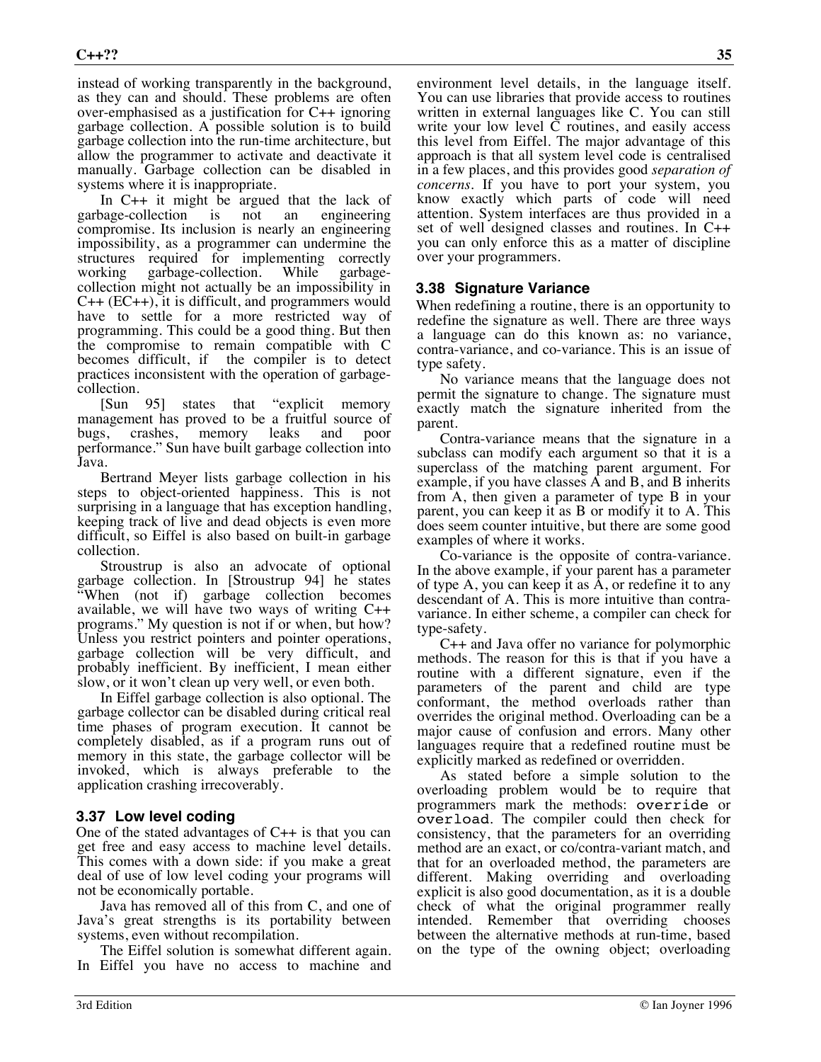instead of working transparently in the background, as they can and should. These problems are often over-emphasised as a justification for C++ ignoring garbage collection. A possible solution is to build garbage collection into the run-time architecture, but allow the programmer to activate and deactivate it manually. Garbage collection can be disabled in systems where it is inappropriate.

In C++ it might be argued that the lack of garbage-collection is not an engineering compromise. Its inclusion is nearly an engineering impossibility, as a programmer can undermine the structures required for implementing correctly working garbage-collection. While garbage-collection might not actually be an impossibility in C++ (EC++), it is difficult, and programmers would have to settle for a more restricted way of programming. This could be a good thing. But then the compromise to remain compatible with C becomes difficult, if the compiler is to detect practices inconsistent with the operation of garbage-collection.

[Sun 95] states that "explicit memory management has proved to be a fruitful source of bugs, crashes, memory leaks and poor performance." Sun have built garbage collection into Java.

Bertrand Meyer lists garbage collection in his steps to object-oriented happiness. This is not surprising in a language that has exception handling, keeping track of live and dead objects is even more difficult, so Eiffel is also based on built-in garbage collection.

Stroustrup is also an advocate of optional garbage collection. In [Stroustrup 94] he states "When (not if) garbage collection becomes available, we will have two ways of writing C++ programs." My question is not if or when, but how? Unless you restrict pointers and pointer operations, garbage collection will be very difficult, and probably inefficient. By inefficient, I mean either slow, or it won't clean up very well, or even both.

In Eiffel garbage collection is also optional. The garbage collector can be disabled during critical real time phases of program execution. It cannot be completely disabled, as if a program runs out of memory in this state, the garbage collector will be invoked, which is always preferable to the application crashing irrecoverably.

## 3.37 Low level coding

One of the stated advantages of C++ is that you can get free and easy access to machine level details. This comes with a down side: if you make a great deal of use of low level coding your programs will not be economically portable.

Java has removed all of this from C, and one of Java's great strengths is its portability between systems, even without recompilation.

The Eiffel solution is somewhat different again. In Eiffel you have no access to machine and environment level details, in the language itself. You can use libraries that provide access to routines written in external languages like C. You can still write your low level C routines, and easily access this level from Eiffel. The major advantage of this approach is that all system level code is centralised in a few places, and this provides good *separation of concerns*. If you have to port your system, you know exactly which parts of code will need attention. System interfaces are thus provided in a set of well designed classes and routines. In C++ you can only enforce this as a matter of discipline over your programmers.

## 3.38 Signature Variance

When redefining a routine, there is an opportunity to redefine the signature as well. There are three ways a language can do this known as: no variance, contra-variance, and co-variance. This is an issue of type safety.

No variance means that the language does not permit the signature to change. The signature must exactly match the signature inherited from the parent.

Contra-variance means that the signature in a subclass can modify each argument so that it is a superclass of the matching parent argument. For example, if you have classes A and B, and B inherits from A, then given a parameter of type B in your parent, you can keep it as B or modify it to A. This does seem counter intuitive, but there are some good examples of where it works.

Co-variance is the opposite of contra-variance. In the above example, if your parent has a parameter of type A, you can keep it as A, or redefine it to any descendant of A. This is more intuitive than contra-variance. In either scheme, a compiler can check for type-safety.

C++ and Java offer no variance for polymorphic methods. The reason for this is that if you have a routine with a different signature, even if the parameters of the parent and child are type conformant, the method overloads rather than overrides the original method. Overloading can be a major cause of confusion and errors. Many other languages require that a redefined routine must be explicitly marked as redefined or overridden.

As stated before a simple solution to the overloading problem would be to require that programmers mark the methods: `override` or `overload`. The compiler could then check for consistency, that the parameters for an overriding method are an exact, or co/contra-variant match, and that for an overloaded method, the parameters are different. Making overriding and overloading explicit is also good documentation, as it is a double check of what the original programmer really intended. Remember that overriding chooses between the alternative methods at run-time, based on the type of the owning object; overloading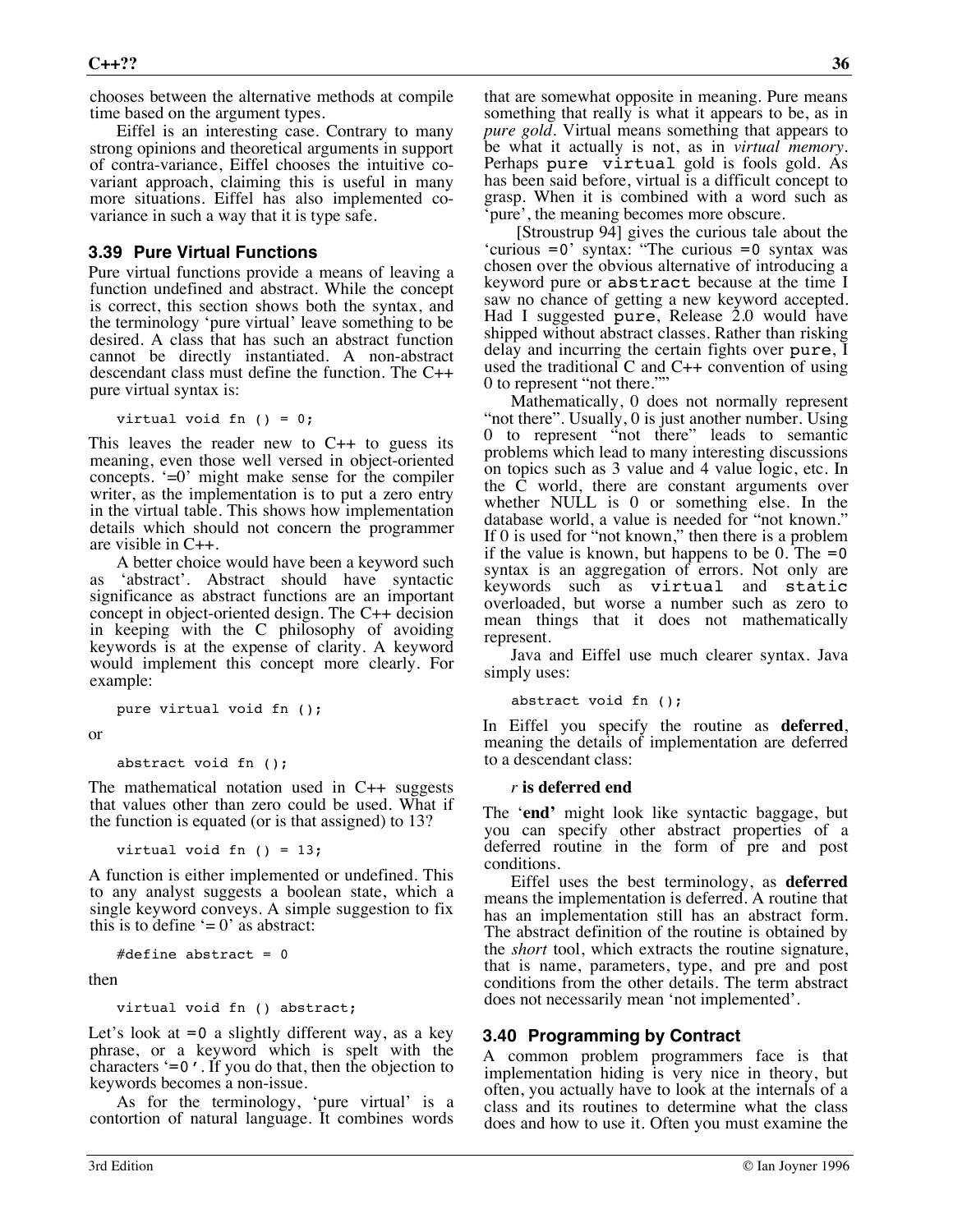chooses between the alternative methods at compile time based on the argument types.

Eiffel is an interesting case. Contrary to many strong opinions and theoretical arguments in support of contra-variance, Eiffel chooses the intuitive co-variant approach, claiming this is useful in many more situations. Eiffel has also implemented co-variance in such a way that it is type safe.

### 3.39 Pure Virtual Functions

Pure virtual functions provide a means of leaving a function undefined and abstract. While the concept is correct, this section shows both the syntax, and the terminology 'pure virtual' leave something to be desired. A class that has such an abstract function cannot be directly instantiated. A non-abstract descendant class must define the function. The C++ pure virtual syntax is:

```
virtual void fn () = 0;
```

This leaves the reader new to C++ to guess its meaning, even those well versed in object-oriented concepts. '=0' might make sense for the compiler writer, as the implementation is to put a zero entry in the virtual table. This shows how implementation details which should not concern the programmer are visible in C++.

A better choice would have been a keyword such as 'abstract'. Abstract should have syntactic significance as abstract functions are an important concept in object-oriented design. The C++ decision in keeping with the C philosophy of avoiding keywords is at the expense of clarity. A keyword would implement this concept more clearly. For example:

```
pure virtual void fn ();
```

or

```
abstract void fn ();
```

The mathematical notation used in C++ suggests that values other than zero could be used. What if the function is equated (or is that assigned) to 13?

```
virtual void fn () = 13;
```

A function is either implemented or undefined. This to any analyst suggests a boolean state, which a single keyword conveys. A simple suggestion to fix this is to define '= 0' as abstract:

```
#define abstract = 0
```

then

```
virtual void fn () abstract;
```

Let's look at `=0` a slightly different way, as a key phrase, or a keyword which is spelt with the characters '`=0`'. If you do that, then the objection to keywords becomes a non-issue.

As for the terminology, 'pure virtual' is a contortion of natural language. It combines words that are somewhat opposite in meaning. Pure means something that really is what it appears to be, as in *pure gold*. Virtual means something that appears to be what it actually is not, as in *virtual memory*. Perhaps `pure virtual` gold is fools gold. As has been said before, virtual is a difficult concept to grasp. When it is combined with a word such as 'pure', the meaning becomes more obscure.

[Stroustrup 94] gives the curious tale about the 'curious `=0`' syntax: "The curious `=0` syntax was chosen over the obvious alternative of introducing a keyword pure or `abstract` because at the time I saw no chance of getting a new keyword accepted. Had I suggested `pure`, Release 2.0 would have shipped without abstract classes. Rather than risking delay and incurring the certain fights over `pure`, I used the traditional C and C++ convention of using 0 to represent "not there.""

Mathematically, 0 does not normally represent "not there". Usually, 0 is just another number. Using 0 to represent "not there" leads to semantic problems which lead to many interesting discussions on topics such as 3 value and 4 value logic, etc. In the C world, there are constant arguments over whether NULL is 0 or something else. In the database world, a value is needed for "not known." If 0 is used for "not known," then there is a problem if the value is known, but happens to be 0. The `=0` syntax is an aggregation of errors. Not only are keywords such as `virtual` and `static` overloaded, but worse a number such as zero to mean things that it does not mathematically represent.

Java and Eiffel use much clearer syntax. Java simply uses:

```
abstract void fn ();
```

In Eiffel you specify the routine as **deferred**, meaning the details of implementation are deferred to a descendant class:

*r* **is deferred end**

The '**end**' might look like syntactic baggage, but you can specify other abstract properties of a deferred routine in the form of pre and post conditions.

Eiffel uses the best terminology, as **deferred** means the implementation is deferred. A routine that has an implementation still has an abstract form. The abstract definition of the routine is obtained by the *short* tool, which extracts the routine signature, that is name, parameters, type, and pre and post conditions from the other details. The term abstract does not necessarily mean 'not implemented'.

### 3.40 Programming by Contract

A common problem programmers face is that implementation hiding is very nice in theory, but often, you actually have to look at the internals of a class and its routines to determine what the class does and how to use it. Often you must examine the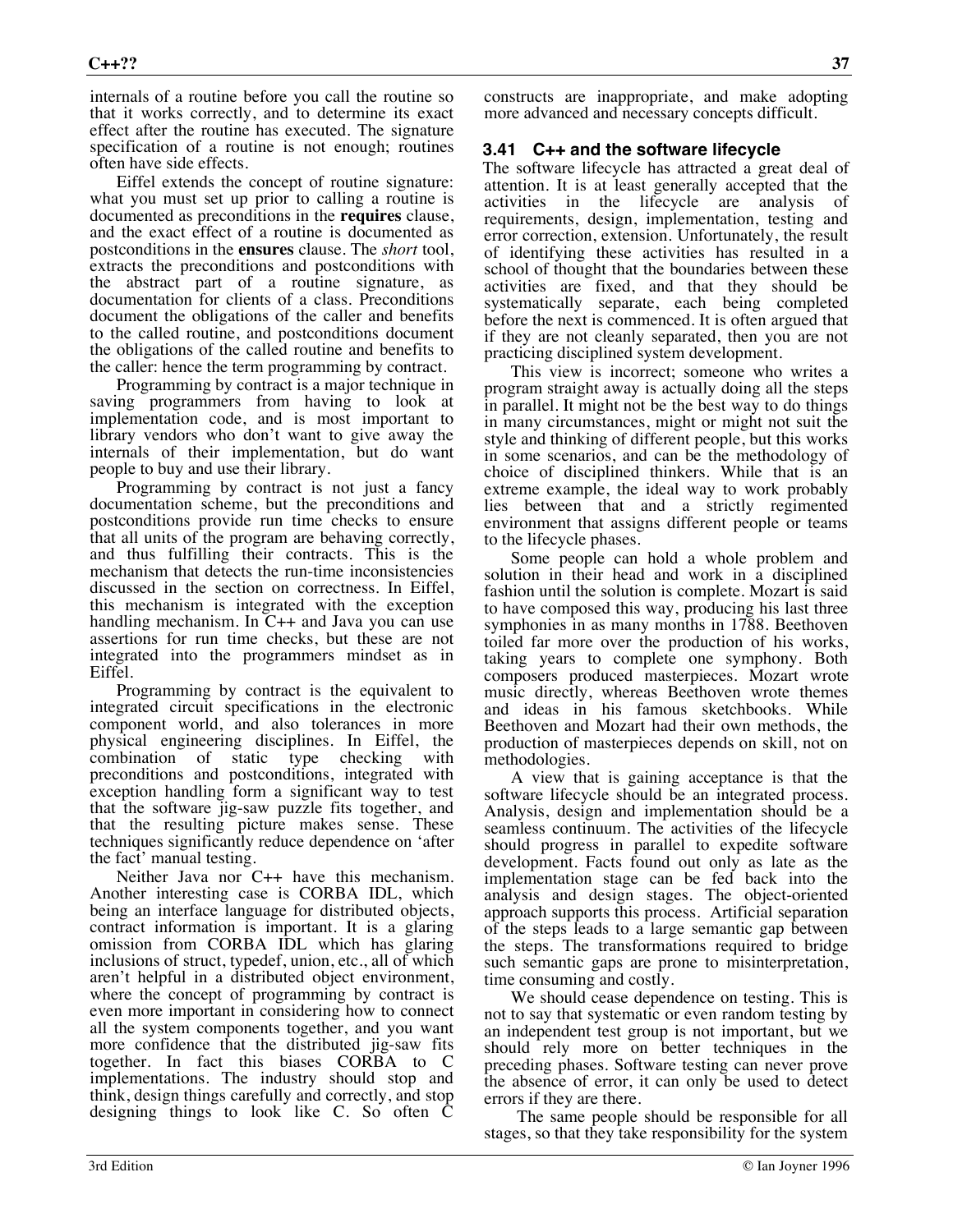internals of a routine before you call the routine so that it works correctly, and to determine its exact effect after the routine has executed. The signature specification of a routine is not enough; routines often have side effects.

Eiffel extends the concept of routine signature: what you must set up prior to calling a routine is documented as preconditions in the **requires** clause, and the exact effect of a routine is documented as postconditions in the **ensures** clause. The *short* tool, extracts the preconditions and postconditions with the abstract part of a routine signature, as documentation for clients of a class. Preconditions document the obligations of the caller and benefits to the called routine, and postconditions document the obligations of the called routine and benefits to the caller: hence the term programming by contract.

Programming by contract is a major technique in saving programmers from having to look at implementation code, and is most important to library vendors who don't want to give away the internals of their implementation, but do want people to buy and use their library.

Programming by contract is not just a fancy documentation scheme, but the preconditions and postconditions provide run time checks to ensure that all units of the program are behaving correctly, and thus fulfilling their contracts. This is the mechanism that detects the run-time inconsistencies discussed in the section on correctness. In Eiffel, this mechanism is integrated with the exception handling mechanism. In C++ and Java you can use assertions for run time checks, but these are not integrated into the programmers mindset as in Eiffel.

Programming by contract is the equivalent to integrated circuit specifications in the electronic component world, and also tolerances in more physical engineering disciplines. In Eiffel, the combination of static type checking with preconditions and postconditions, integrated with exception handling form a significant way to test that the software jig-saw puzzle fits together, and that the resulting picture makes sense. These techniques significantly reduce dependence on 'after the fact' manual testing.

Neither Java nor C++ have this mechanism. Another interesting case is CORBA IDL, which being an interface language for distributed objects, contract information is important. It is a glaring omission from CORBA IDL which has glaring inclusions of struct, typedef, union, etc., all of which aren't helpful in a distributed object environment, where the concept of programming by contract is even more important in considering how to connect all the system components together, and you want more confidence that the distributed jig-saw fits together. In fact this biases CORBA to C implementations. The industry should stop and think, design things carefully and correctly, and stop designing things to look like C. So often C constructs are inappropriate, and make adopting more advanced and necessary concepts difficult.

### 3.41 C++ and the software lifecycle

The software lifecycle has attracted a great deal of attention. It is at least generally accepted that the activities in the lifecycle are analysis of requirements, design, implementation, testing and error correction, extension. Unfortunately, the result of identifying these activities has resulted in a school of thought that the boundaries between these activities are fixed, and that they should be systematically separate, each being completed before the next is commenced. It is often argued that if they are not cleanly separated, then you are not practicing disciplined system development.

This view is incorrect; someone who writes a program straight away is actually doing all the steps in parallel. It might not be the best way to do things in many circumstances, might or might not suit the style and thinking of different people, but this works in some scenarios, and can be the methodology of choice of disciplined thinkers. While that is an extreme example, the ideal way to work probably lies between that and a strictly regimented environment that assigns different people or teams to the lifecycle phases.

Some people can hold a whole problem and solution in their head and work in a disciplined fashion until the solution is complete. Mozart is said to have composed this way, producing his last three symphonies in as many months in 1788. Beethoven toiled far more over the production of his works, taking years to complete one symphony. Both composers produced masterpieces. Mozart wrote music directly, whereas Beethoven wrote themes and ideas in his famous sketchbooks. While Beethoven and Mozart had their own methods, the production of masterpieces depends on skill, not on methodologies.

A view that is gaining acceptance is that the software lifecycle should be an integrated process. Analysis, design and implementation should be a seamless continuum. The activities of the lifecycle should progress in parallel to expedite software development. Facts found out only as late as the implementation stage can be fed back into the analysis and design stages. The object-oriented approach supports this process. Artificial separation of the steps leads to a large semantic gap between the steps. The transformations required to bridge such semantic gaps are prone to misinterpretation, time consuming and costly.

We should cease dependence on testing. This is not to say that systematic or even random testing by an independent test group is not important, but we should rely more on better techniques in the preceding phases. Software testing can never prove the absence of error, it can only be used to detect errors if they are there.

The same people should be responsible for all stages, so that they take responsibility for the system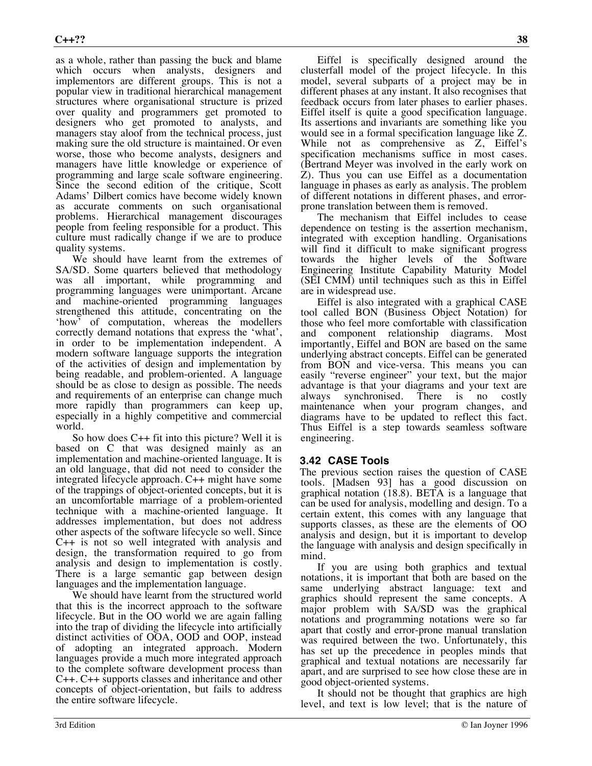as a whole, rather than passing the buck and blame which occurs when analysts, designers and implementors are different groups. This is not a popular view in traditional hierarchical management structures where organisational structure is prized over quality and programmers get promoted to designers who get promoted to analysts, and managers stay aloof from the technical process, just making sure the old structure is maintained. Or even worse, those who become analysts, designers and managers have little knowledge or experience of programming and large scale software engineering. Since the second edition of the critique, Scott Adams' Dilbert comics have become widely known as accurate comments on such organisational problems. Hierarchical management discourages people from feeling responsible for a product. This culture must radically change if we are to produce quality systems.

We should have learnt from the extremes of SA/SD. Some quarters believed that methodology was all important, while programming and programming languages were unimportant. Arcane and machine-oriented programming languages strengthened this attitude, concentrating on the 'how' of computation, whereas the modellers correctly demand notations that express the 'what', in order to be implementation independent. A modern software language supports the integration of the activities of design and implementation by being readable, and problem-oriented. A language should be as close to design as possible. The needs and requirements of an enterprise can change much more rapidly than programmers can keep up, especially in a highly competitive and commercial world.

So how does C++ fit into this picture? Well it is based on C that was designed mainly as an implementation and machine-oriented language. It is an old language, that did not need to consider the integrated lifecycle approach. C++ might have some of the trappings of object-oriented concepts, but it is an uncomfortable marriage of a problem-oriented technique with a machine-oriented language. It addresses implementation, but does not address other aspects of the software lifecycle so well. Since C++ is not so well integrated with analysis and design, the transformation required to go from analysis and design to implementation is costly. There is a large semantic gap between design languages and the implementation language.

We should have learnt from the structured world that this is the incorrect approach to the software lifecycle. But in the OO world we are again falling into the trap of dividing the lifecycle into artificially distinct activities of OOA, OOD and OOP, instead of adopting an integrated approach. Modern languages provide a much more integrated approach to the complete software development process than C++. C++ supports classes and inheritance and other concepts of object-orientation, but fails to address the entire software lifecycle.

Eiffel is specifically designed around the clusterfall model of the project lifecycle. In this model, several subparts of a project may be in different phases at any instant. It also recognises that feedback occurs from later phases to earlier phases. Eiffel itself is quite a good specification language. Its assertions and invariants are something like you would see in a formal specification language like Z. While not as comprehensive as Z, Eiffel's specification mechanisms suffice in most cases. (Bertrand Meyer was involved in the early work on Z). Thus you can use Eiffel as a documentation language in phases as early as analysis. The problem of different notations in different phases, and error-prone translation between them is removed.

The mechanism that Eiffel includes to cease dependence on testing is the assertion mechanism, integrated with exception handling. Organisations will find it difficult to make significant progress towards the higher levels of the Software Engineering Institute Capability Maturity Model (SEI CMM) until techniques such as this in Eiffel are in widespread use.

Eiffel is also integrated with a graphical CASE tool called BON (Business Object Notation) for those who feel more comfortable with classification and component relationship diagrams. Most importantly, Eiffel and BON are based on the same underlying abstract concepts. Eiffel can be generated from BON and vice-versa. This means you can easily "reverse engineer" your text, but the major advantage is that your diagrams and your text are always synchronised. There is no costly maintenance when your program changes, and diagrams have to be updated to reflect this fact. Thus Eiffel is a step towards seamless software engineering.

### 3.42 CASE Tools

The previous section raises the question of CASE tools. [Madsen 93] has a good discussion on graphical notation (18.8). BETA is a language that can be used for analysis, modelling and design. To a certain extent, this comes with any language that supports classes, as these are the elements of OO analysis and design, but it is important to develop the language with analysis and design specifically in mind.

If you are using both graphics and textual notations, it is important that both are based on the same underlying abstract language: text and graphics should represent the same concepts. A major problem with SA/SD was the graphical notations and programming notations were so far apart that costly and error-prone manual translation was required between the two. Unfortunately, this has set up the precedence in peoples minds that graphical and textual notations are necessarily far apart, and are surprised to see how close these are in good object-oriented systems.

It should not be thought that graphics are high level, and text is low level; that is the nature of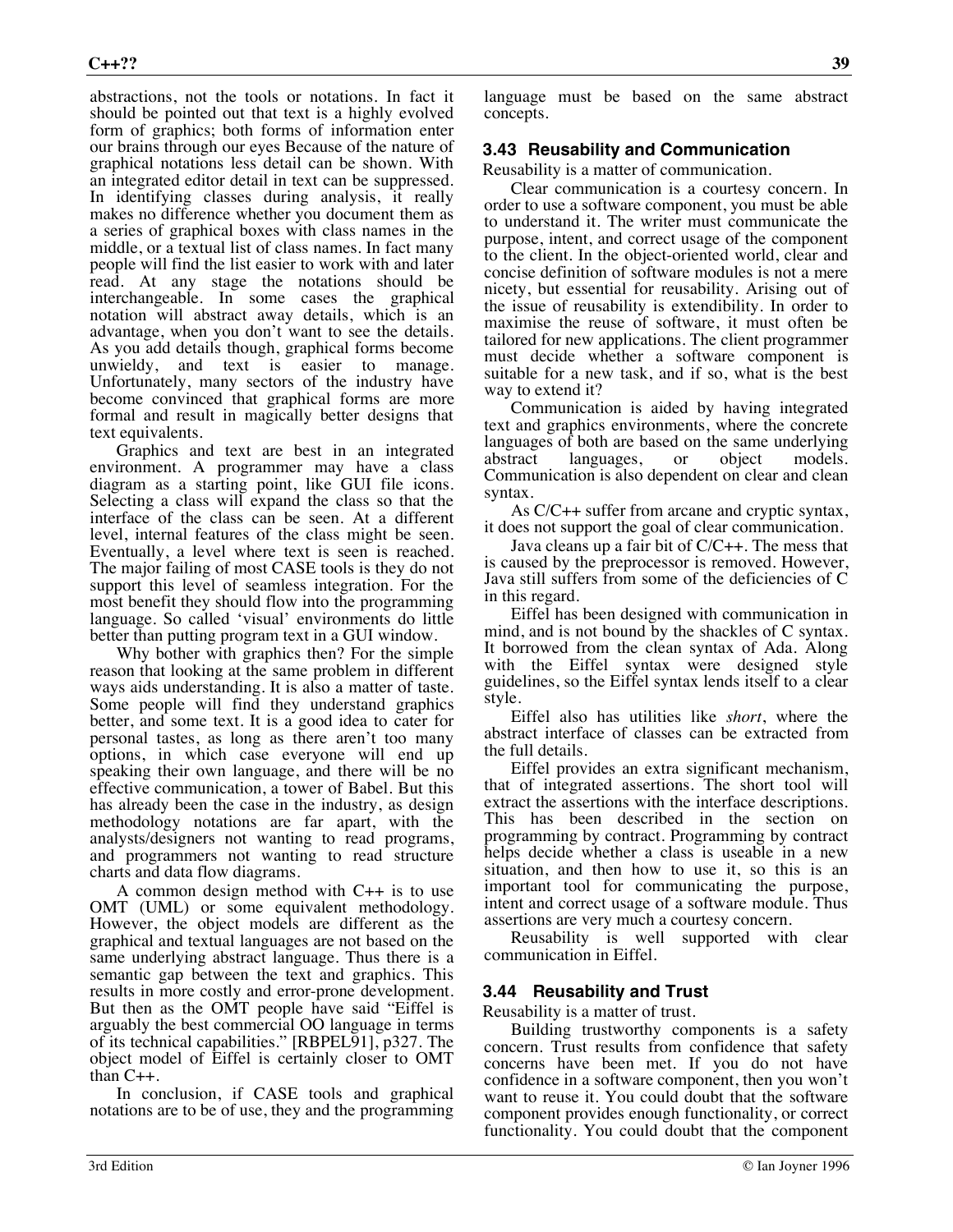abstractions, not the tools or notations. In fact it should be pointed out that text is a highly evolved form of graphics; both forms of information enter our brains through our eyes Because of the nature of graphical notations less detail can be shown. With an integrated editor detail in text can be suppressed. In identifying classes during analysis, it really makes no difference whether you document them as a series of graphical boxes with class names in the middle, or a textual list of class names. In fact many people will find the list easier to work with and later read. At any stage the notations should be interchangeable. In some cases the graphical notation will abstract away details, which is an advantage, when you don't want to see the details. As you add details though, graphical forms become unwieldy, and text is easier to manage. Unfortunately, many sectors of the industry have become convinced that graphical forms are more formal and result in magically better designs that text equivalents.

Graphics and text are best in an integrated environment. A programmer may have a class diagram as a starting point, like GUI file icons. Selecting a class will expand the class so that the interface of the class can be seen. At a different level, internal features of the class might be seen. Eventually, a level where text is seen is reached. The major failing of most CASE tools is they do not support this level of seamless integration. For the most benefit they should flow into the programming language. So called 'visual' environments do little better than putting program text in a GUI window.

Why bother with graphics then? For the simple reason that looking at the same problem in different ways aids understanding. It is also a matter of taste. Some people will find they understand graphics better, and some text. It is a good idea to cater for personal tastes, as long as there aren't too many options, in which case everyone will end up speaking their own language, and there will be no effective communication, a tower of Babel. But this has already been the case in the industry, as design methodology notations are far apart, with the analysts/designers not wanting to read programs, and programmers not wanting to read structure charts and data flow diagrams.

A common design method with C++ is to use OMT (UML) or some equivalent methodology. However, the object models are different as the graphical and textual languages are not based on the same underlying abstract language. Thus there is a semantic gap between the text and graphics. This results in more costly and error-prone development. But then as the OMT people have said "Eiffel is arguably the best commercial OO language in terms of its technical capabilities." [RBPEL91], p327. The object model of Eiffel is certainly closer to OMT than C++.

In conclusion, if CASE tools and graphical notations are to be of use, they and the programming language must be based on the same abstract concepts.

### 3.43 Reusability and Communication

Reusability is a matter of communication.

Clear communication is a courtesy concern. In order to use a software component, you must be able to understand it. The writer must communicate the purpose, intent, and correct usage of the component to the client. In the object-oriented world, clear and concise definition of software modules is not a mere nicety, but essential for reusability. Arising out of the issue of reusability is extendibility. In order to maximise the reuse of software, it must often be tailored for new applications. The client programmer must decide whether a software component is suitable for a new task, and if so, what is the best way to extend it?

Communication is aided by having integrated text and graphics environments, where the concrete languages of both are based on the same underlying abstract languages, or object models. Communication is also dependent on clear and clean syntax.

As C/C++ suffer from arcane and cryptic syntax, it does not support the goal of clear communication.

Java cleans up a fair bit of C/C++. The mess that is caused by the preprocessor is removed. However, Java still suffers from some of the deficiencies of C in this regard.

Eiffel has been designed with communication in mind, and is not bound by the shackles of C syntax. It borrowed from the clean syntax of Ada. Along with the Eiffel syntax were designed style guidelines, so the Eiffel syntax lends itself to a clear style.

Eiffel also has utilities like *short*, where the abstract interface of classes can be extracted from the full details.

Eiffel provides an extra significant mechanism, that of integrated assertions. The short tool will extract the assertions with the interface descriptions. This has been described in the section on programming by contract. Programming by contract helps decide whether a class is useable in a new situation, and then how to use it, so this is an important tool for communicating the purpose, intent and correct usage of a software module. Thus assertions are very much a courtesy concern.

Reusability is well supported with clear communication in Eiffel.

### 3.44 Reusability and Trust

Reusability is a matter of trust.

Building trustworthy components is a safety concern. Trust results from confidence that safety concerns have been met. If you do not have confidence in a software component, then you won't want to reuse it. You could doubt that the software component provides enough functionality, or correct functionality. You could doubt that the component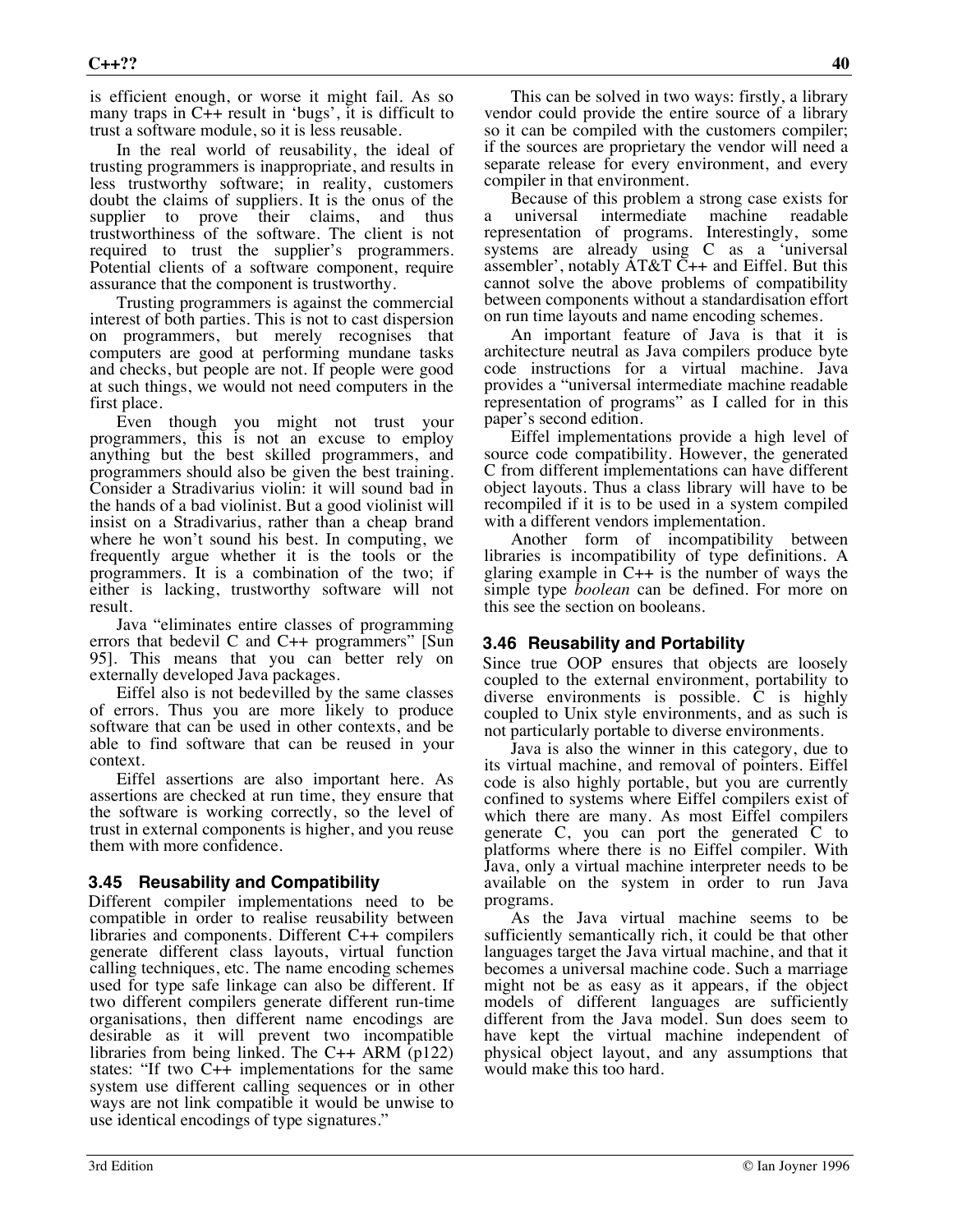is efficient enough, or worse it might fail. As so many traps in C++ result in 'bugs', it is difficult to trust a software module, so it is less reusable.

In the real world of reusability, the ideal of trusting programmers is inappropriate, and results in less trustworthy software; in reality, customers doubt the claims of suppliers. It is the onus of the supplier to prove their claims, and thus trustworthiness of the software. The client is not required to trust the supplier's programmers. Potential clients of a software component, require assurance that the component is trustworthy.

Trusting programmers is against the commercial interest of both parties. This is not to cast dispersion on programmers, but merely recognises that computers are good at performing mundane tasks and checks, but people are not. If people were good at such things, we would not need computers in the first place.

Even though you might not trust your programmers, this is not an excuse to employ anything but the best skilled programmers, and programmers should also be given the best training. Consider a Stradivarius violin: it will sound bad in the hands of a bad violinist. But a good violinist will insist on a Stradivarius, rather than a cheap brand where he won't sound his best. In computing, we frequently argue whether it is the tools or the programmers. It is a combination of the two; if either is lacking, trustworthy software will not result.

Java "eliminates entire classes of programming errors that bedevil C and C++ programmers" [Sun 95]. This means that you can better rely on externally developed Java packages.

Eiffel also is not bedevilled by the same classes of errors. Thus you are more likely to produce software that can be used in other contexts, and be able to find software that can be reused in your context.

Eiffel assertions are also important here. As assertions are checked at run time, they ensure that the software is working correctly, so the level of trust in external components is higher, and you reuse them with more confidence.

### 3.45 Reusability and Compatibility

Different compiler implementations need to be compatible in order to realise reusability between libraries and components. Different C++ compilers generate different class layouts, virtual function calling techniques, etc. The name encoding schemes used for type safe linkage can also be different. If two different compilers generate different run-time organisations, then different name encodings are desirable as it will prevent two incompatible libraries from being linked. The C++ ARM (p122) states: "If two C++ implementations for the same system use different calling sequences or in other ways are not link compatible it would be unwise to use identical encodings of type signatures."

This can be solved in two ways: firstly, a library vendor could provide the entire source of a library so it can be compiled with the customers compiler; if the sources are proprietary the vendor will need a separate release for every environment, and every compiler in that environment.

Because of this problem a strong case exists for a universal intermediate machine readable representation of programs. Interestingly, some systems are already using C as a 'universal assembler', notably AT&T C++ and Eiffel. But this cannot solve the above problems of compatibility between components without a standardisation effort on run time layouts and name encoding schemes.

An important feature of Java is that it is architecture neutral as Java compilers produce byte code instructions for a virtual machine. Java provides a "universal intermediate machine readable representation of programs" as I called for in this paper's second edition.

Eiffel implementations provide a high level of source code compatibility. However, the generated C from different implementations can have different object layouts. Thus a class library will have to be recompiled if it is to be used in a system compiled with a different vendors implementation.

Another form of incompatibility between libraries is incompatibility of type definitions. A glaring example in C++ is the number of ways the simple type *boolean* can be defined. For more on this see the section on booleans.

### 3.46 Reusability and Portability

Since true OOP ensures that objects are loosely coupled to the external environment, portability to diverse environments is possible. C is highly coupled to Unix style environments, and as such is not particularly portable to diverse environments.

Java is also the winner in this category, due to its virtual machine, and removal of pointers. Eiffel code is also highly portable, but you are currently confined to systems where Eiffel compilers exist of which there are many. As most Eiffel compilers generate C, you can port the generated C to platforms where there is no Eiffel compiler. With Java, only a virtual machine interpreter needs to be available on the system in order to run Java programs.

As the Java virtual machine seems to be sufficiently semantically rich, it could be that other languages target the Java virtual machine, and that it becomes a universal machine code. Such a marriage might not be as easy as it appears, if the object models of different languages are sufficiently different from the Java model. Sun does seem to have kept the virtual machine independent of physical object layout, and any assumptions that would make this too hard.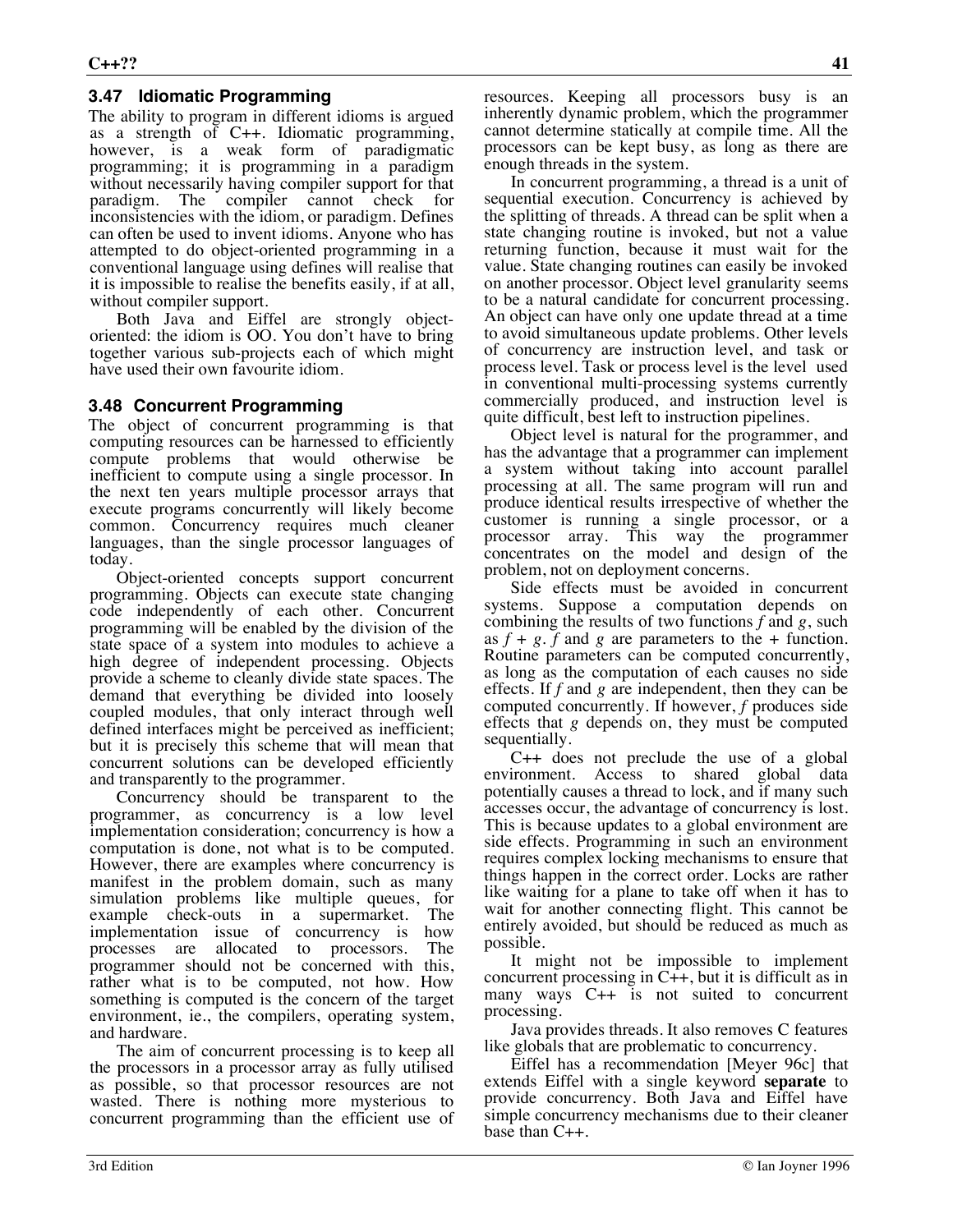### 3.47 Idiomatic Programming

The ability to program in different idioms is argued as a strength of C++. Idiomatic programming, however, is a weak form of paradigmatic programming; it is programming in a paradigm without necessarily having compiler support for that paradigm. The compiler cannot check for inconsistencies with the idiom, or paradigm. Defines can often be used to invent idioms. Anyone who has attempted to do object-oriented programming in a conventional language using defines will realise that it is impossible to realise the benefits easily, if at all, without compiler support.

Both Java and Eiffel are strongly object-oriented: the idiom is OO. You don't have to bring together various sub-projects each of which might have used their own favourite idiom.

### 3.48 Concurrent Programming

The object of concurrent programming is that computing resources can be harnessed to efficiently compute problems that would otherwise be inefficient to compute using a single processor. In the next ten years multiple processor arrays that execute programs concurrently will likely become common. Concurrency requires much cleaner languages, than the single processor languages of today.

Object-oriented concepts support concurrent programming. Objects can execute state changing code independently of each other. Concurrent programming will be enabled by the division of the state space of a system into modules to achieve a high degree of independent processing. Objects provide a scheme to cleanly divide state spaces. The demand that everything be divided into loosely coupled modules, that only interact through well defined interfaces might be perceived as inefficient; but it is precisely this scheme that will mean that concurrent solutions can be developed efficiently and transparently to the programmer.

Concurrency should be transparent to the programmer, as concurrency is a low level implementation consideration; concurrency is how a computation is done, not what is to be computed. However, there are examples where concurrency is manifest in the problem domain, such as many simulation problems like multiple queues, for example check-outs in a supermarket. The implementation issue of concurrency is how processes are allocated to processors. The programmer should not be concerned with this, rather what is to be computed, not how. How something is computed is the concern of the target environment, ie., the compilers, operating system, and hardware.

The aim of concurrent processing is to keep all the processors in a processor array as fully utilised as possible, so that processor resources are not wasted. There is nothing more mysterious to concurrent programming than the efficient use of resources. Keeping all processors busy is an inherently dynamic problem, which the programmer cannot determine statically at compile time. All the processors can be kept busy, as long as there are enough threads in the system.

In concurrent programming, a thread is a unit of sequential execution. Concurrency is achieved by the splitting of threads. A thread can be split when a state changing routine is invoked, but not a value returning function, because it must wait for the value. State changing routines can easily be invoked on another processor. Object level granularity seems to be a natural candidate for concurrent processing. An object can have only one update thread at a time to avoid simultaneous update problems. Other levels of concurrency are instruction level, and task or process level. Task or process level is the level used in conventional multi-processing systems currently commercially produced, and instruction level is quite difficult, best left to instruction pipelines.

Object level is natural for the programmer, and has the advantage that a programmer can implement a system without taking into account parallel processing at all. The same program will run and produce identical results irrespective of whether the customer is running a single processor, or a processor array. This way the programmer concentrates on the model and design of the problem, not on deployment concerns.

Side effects must be avoided in concurrent systems. Suppose a computation depends on combining the results of two functions $f$ and $g$, such as $f + g$. $f$ and $g$ are parameters to the + function. Routine parameters can be computed concurrently, as long as the computation of each causes no side effects. If $f$ and $g$ are independent, then they can be computed concurrently. If however, $f$ produces side effects that $g$ depends on, they must be computed sequentially.

C++ does not preclude the use of a global environment. Access to shared global data potentially causes a thread to lock, and if many such accesses occur, the advantage of concurrency is lost. This is because updates to a global environment are side effects. Programming in such an environment requires complex locking mechanisms to ensure that things happen in the correct order. Locks are rather like waiting for a plane to take off when it has to wait for another connecting flight. This cannot be entirely avoided, but should be reduced as much as possible.

It might not be impossible to implement concurrent processing in C++, but it is difficult as in many ways C++ is not suited to concurrent processing.

Java provides threads. It also removes C features like globals that are problematic to concurrency.

Eiffel has a recommendation [Meyer 96c] that extends Eiffel with a single keyword **separate** to provide concurrency. Both Java and Eiffel have simple concurrency mechanisms due to their cleaner base than C++.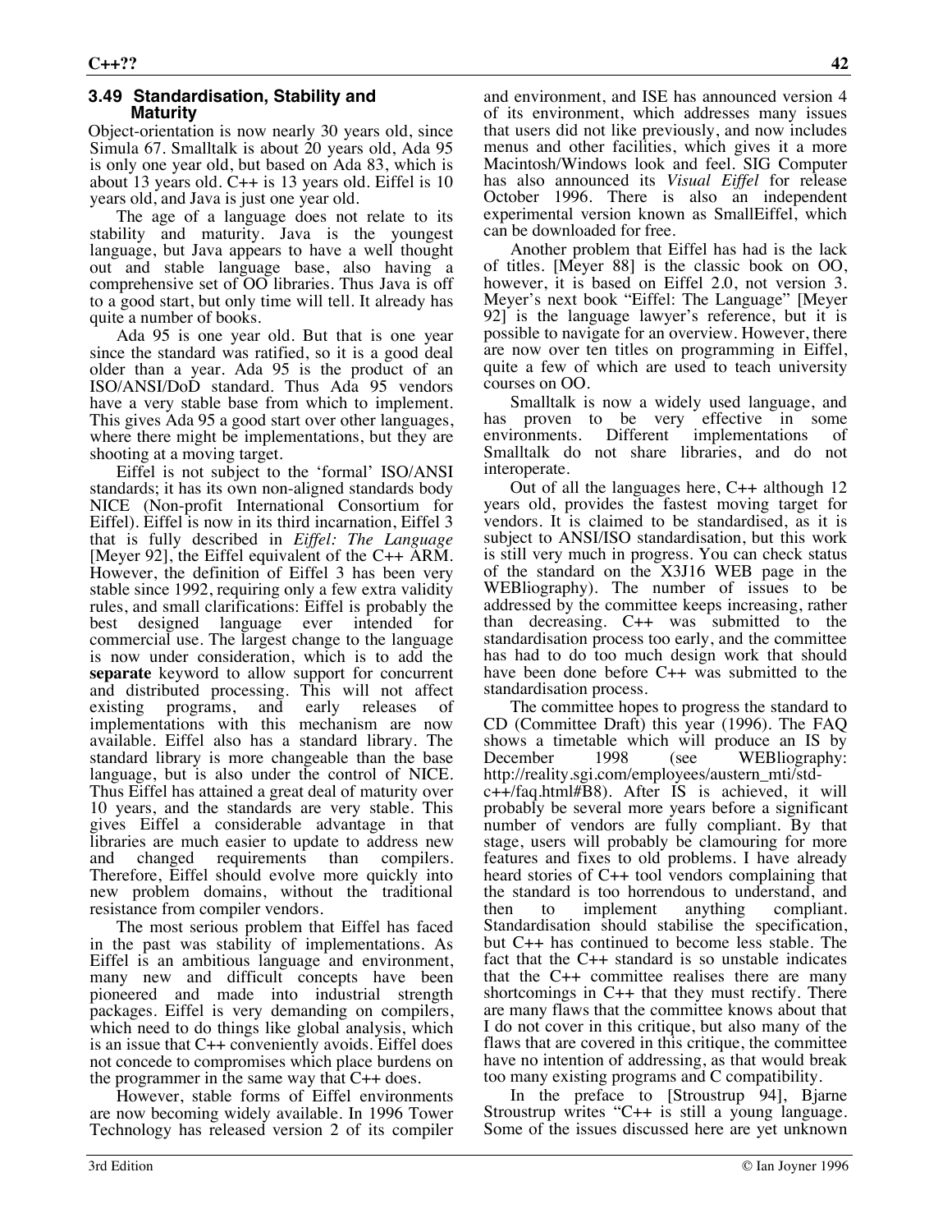### 3.49 Standardisation, Stability and Maturity

Object-orientation is now nearly 30 years old, since Simula 67. Smalltalk is about 20 years old, Ada 95 is only one year old, but based on Ada 83, which is about 13 years old. C++ is 13 years old. Eiffel is 10 years old, and Java is just one year old.

The age of a language does not relate to its stability and maturity. Java is the youngest language, but Java appears to have a well thought out and stable language base, also having a comprehensive set of OO libraries. Thus Java is off to a good start, but only time will tell. It already has quite a number of books.

Ada 95 is one year old. But that is one year since the standard was ratified, so it is a good deal older than a year. Ada 95 is the product of an ISO/ANSI/DoD standard. Thus Ada 95 vendors have a very stable base from which to implement. This gives Ada 95 a good start over other languages, where there might be implementations, but they are shooting at a moving target.

Eiffel is not subject to the 'formal' ISO/ANSI standards; it has its own non-aligned standards body NICE (Non-profit International Consortium for Eiffel). Eiffel is now in its third incarnation, Eiffel 3 that is fully described in *Eiffel: The Language* [Meyer 92], the Eiffel equivalent of the C++ ARM. However, the definition of Eiffel 3 has been very stable since 1992, requiring only a few extra validity rules, and small clarifications: Eiffel is probably the best designed language ever intended for commercial use. The largest change to the language is now under consideration, which is to add the **separate** keyword to allow support for concurrent and distributed processing. This will not affect existing programs, and early releases of implementations with this mechanism are now available. Eiffel also has a standard library. The standard library is more changeable than the base language, but is also under the control of NICE. Thus Eiffel has attained a great deal of maturity over 10 years, and the standards are very stable. This gives Eiffel a considerable advantage in that libraries are much easier to update to address new and changed requirements than compilers. Therefore, Eiffel should evolve more quickly into new problem domains, without the traditional resistance from compiler vendors.

The most serious problem that Eiffel has faced in the past was stability of implementations. As Eiffel is an ambitious language and environment, many new and difficult concepts have been pioneered and made into industrial strength packages. Eiffel is very demanding on compilers, which need to do things like global analysis, which is an issue that C++ conveniently avoids. Eiffel does not concede to compromises which place burdens on the programmer in the same way that C++ does.

However, stable forms of Eiffel environments are now becoming widely available. In 1996 Tower Technology has released version 2 of its compiler and environment, and ISE has announced version 4 of its environment, which addresses many issues that users did not like previously, and now includes menus and other facilities, which gives it a more Macintosh/Windows look and feel. SIG Computer has also announced its *Visual Eiffel* for release October 1996. There is also an independent experimental version known as SmallEiffel, which can be downloaded for free.

Another problem that Eiffel has had is the lack of titles. [Meyer 88] is the classic book on OO, however, it is based on Eiffel 2.0, not version 3. Meyer's next book "Eiffel: The Language" [Meyer 92] is the language lawyer's reference, but it is possible to navigate for an overview. However, there are now over ten titles on programming in Eiffel, quite a few of which are used to teach university courses on OO.

Smalltalk is now a widely used language, and has proven to be very effective in some environments. Different implementations of Smalltalk do not share libraries, and do not interoperate.

Out of all the languages here, C++ although 12 years old, provides the fastest moving target for vendors. It is claimed to be standardised, as it is subject to ANSI/ISO standardisation, but this work is still very much in progress. You can check status of the standard on the X3J16 WEB page in the WEBliography). The number of issues to be addressed by the committee keeps increasing, rather than decreasing. C++ was submitted to the standardisation process too early, and the committee has had to do too much design work that should have been done before C++ was submitted to the standardisation process.

The committee hopes to progress the standard to CD (Committee Draft) this year (1996). The FAQ shows a timetable which will produce an IS by December 1998 (see WEBliography: http://reality.sgi.com/employees/austern_mti/std-c++/faq.html#B8). After IS is achieved, it will probably be several more years before a significant number of vendors are fully compliant. By that stage, users will probably be clamouring for more features and fixes to old problems. I have already heard stories of C++ tool vendors complaining that the standard is too horrendous to understand, and then to implement anything compliant. Standardisation should stabilise the specification, but C++ has continued to become less stable. The fact that the C++ standard is so unstable indicates that the C++ committee realises there are many shortcomings in C++ that they must rectify. There are many flaws that the committee knows about that I do not cover in this critique, but also many of the flaws that are covered in this critique, the committee have no intention of addressing, as that would break too many existing programs and C compatibility.

In the preface to [Stroustrup 94], Bjarne Stroustrup writes "C++ is still a young language. Some of the issues discussed here are yet unknown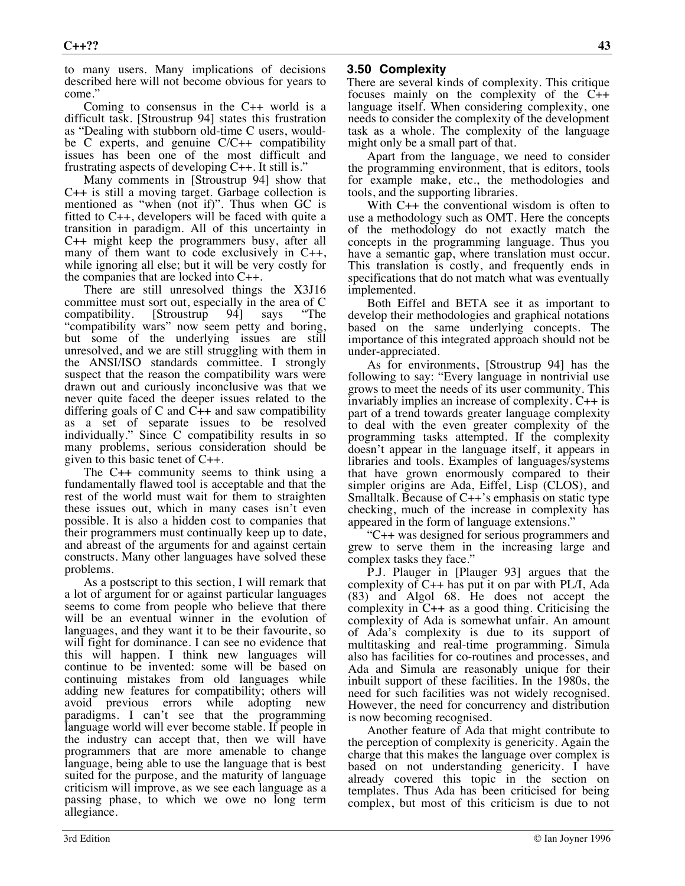to many users. Many implications of decisions described here will not become obvious for years to come."

Coming to consensus in the C++ world is a difficult task. [Stroustrup 94] states this frustration as "Dealing with stubborn old-time C users, would-be C experts, and genuine C/C++ compatibility issues has been one of the most difficult and frustrating aspects of developing C++. It still is."

Many comments in [Stroustrup 94] show that C++ is still a moving target. Garbage collection is mentioned as "when (not if)". Thus when GC is fitted to C++, developers will be faced with quite a transition in paradigm. All of this uncertainty in C++ might keep the programmers busy, after all many of them want to code exclusively in C++, while ignoring all else; but it will be very costly for the companies that are locked into C++.

There are still unresolved things the X3J16 committee must sort out, especially in the area of C compatibility. [Stroustrup 94] says "The "compatibility wars" now seem petty and boring, but some of the underlying issues are still unresolved, and we are still struggling with them in the ANSI/ISO standards committee. I strongly suspect that the reason the compatibility wars were drawn out and curiously inconclusive was that we never quite faced the deeper issues related to the differing goals of C and C++ and saw compatibility as a set of separate issues to be resolved individually." Since C compatibility results in so many problems, serious consideration should be given to this basic tenet of C++.

The C++ community seems to think using a fundamentally flawed tool is acceptable and that the rest of the world must wait for them to straighten these issues out, which in many cases isn't even possible. It is also a hidden cost to companies that their programmers must continually keep up to date, and abreast of the arguments for and against certain constructs. Many other languages have solved these problems.

As a postscript to this section, I will remark that a lot of argument for or against particular languages seems to come from people who believe that there will be an eventual winner in the evolution of languages, and they want it to be their favourite, so will fight for dominance. I can see no evidence that this will happen. I think new languages will continue to be invented: some will be based on continuing mistakes from old languages while adding new features for compatibility; others will avoid previous errors while adopting new paradigms. I can't see that the programming language world will ever become stable. If people in the industry can accept that, then we will have programmers that are more amenable to change language, being able to use the language that is best suited for the purpose, and the maturity of language criticism will improve, as we see each language as a passing phase, to which we owe no long term allegiance.

### 3.50 Complexity

There are several kinds of complexity. This critique focuses mainly on the complexity of the C++ language itself. When considering complexity, one needs to consider the complexity of the development task as a whole. The complexity of the language might only be a small part of that.

Apart from the language, we need to consider the programming environment, that is editors, tools for example make, etc., the methodologies and tools, and the supporting libraries.

With C++ the conventional wisdom is often to use a methodology such as OMT. Here the concepts of the methodology do not exactly match the concepts in the programming language. Thus you have a semantic gap, where translation must occur. This translation is costly, and frequently ends in specifications that do not match what was eventually implemented.

Both Eiffel and BETA see it as important to develop their methodologies and graphical notations based on the same underlying concepts. The importance of this integrated approach should not be under-appreciated.

As for environments, [Stroustrup 94] has the following to say: "Every language in nontrivial use grows to meet the needs of its user community. This invariably implies an increase of complexity. C++ is part of a trend towards greater language complexity to deal with the even greater complexity of the programming tasks attempted. If the complexity doesn't appear in the language itself, it appears in libraries and tools. Examples of languages/systems that have grown enormously compared to their simpler origins are Ada, Eiffel, Lisp (CLOS), and Smalltalk. Because of C++'s emphasis on static type checking, much of the increase in complexity has appeared in the form of language extensions."

"C++ was designed for serious programmers and grew to serve them in the increasing large and complex tasks they face."

P.J. Plauger in [Plauger 93] argues that the complexity of C++ has put it on par with PL/I, Ada (83) and Algol 68. He does not accept the complexity in C++ as a good thing. Criticising the complexity of Ada is somewhat unfair. An amount of Ada's complexity is due to its support of multitasking and real-time programming. Simula also has facilities for co-routines and processes, and Ada and Simula are reasonably unique for their inbuilt support of these facilities. In the 1980s, the need for such facilities was not widely recognised. However, the need for concurrency and distribution is now becoming recognised.

Another feature of Ada that might contribute to the perception of complexity is genericity. Again the charge that this makes the language over complex is based on not understanding genericity. I have already covered this topic in the section on templates. Thus Ada has been criticised for being complex, but most of this criticism is due to not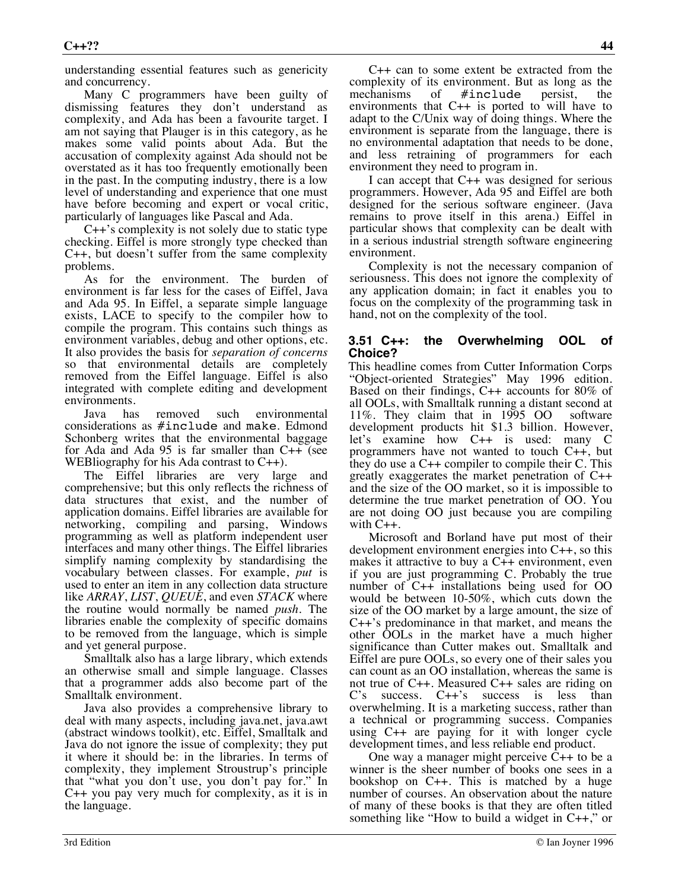understanding essential features such as genericity and concurrency.

Many C programmers have been guilty of dismissing features they don't understand as complexity, and Ada has been a favourite target. I am not saying that Plauger is in this category, as he makes some valid points about Ada. But the accusation of complexity against Ada should not be overstated as it has too frequently emotionally been in the past. In the computing industry, there is a low level of understanding and experience that one must have before becoming and expert or vocal critic, particularly of languages like Pascal and Ada.

C++'s complexity is not solely due to static type checking. Eiffel is more strongly type checked than C++, but doesn't suffer from the same complexity problems.

As for the environment. The burden of environment is far less for the cases of Eiffel, Java and Ada 95. In Eiffel, a separate simple language exists, LACE to specify to the compiler how to compile the program. This contains such things as environment variables, debug and other options, etc. It also provides the basis for *separation of concerns* so that environmental details are completely removed from the Eiffel language. Eiffel is also integrated with complete editing and development environments.

Java has removed such environmental considerations as `#include` and `make`. Edmond Schonberg writes that the environmental baggage for Ada and Ada 95 is far smaller than C++ (see WEBliography for his Ada contrast to C++).

The Eiffel libraries are very large and comprehensive; but this only reflects the richness of data structures that exist, and the number of application domains. Eiffel libraries are available for networking, compiling and parsing, Windows programming as well as platform independent user interfaces and many other things. The Eiffel libraries simplify naming complexity by standardising the vocabulary between classes. For example, *put* is used to enter an item in any collection data structure like *ARRAY*, *LIST*, *QUEUE*, and even *STACK* where the routine would normally be named *push*. The libraries enable the complexity of specific domains to be removed from the language, which is simple and yet general purpose.

Smalltalk also has a large library, which extends an otherwise small and simple language. Classes that a programmer adds also become part of the Smalltalk environment.

Java also provides a comprehensive library to deal with many aspects, including java.net, java.awt (abstract windows toolkit), etc. Eiffel, Smalltalk and Java do not ignore the issue of complexity; they put it where it should be: in the libraries. In terms of complexity, they implement Stroustrup's principle that "what you don't use, you don't pay for." In C++ you pay very much for complexity, as it is in the language.

C++ can to some extent be extracted from the complexity of its environment. But as long as the mechanisms of `#include` persist, the environments that C++ is ported to will have to adapt to the C/Unix way of doing things. Where the environment is separate from the language, there is no environmental adaptation that needs to be done, and less retraining of programmers for each environment they need to program in.

I can accept that C++ was designed for serious programmers. However, Ada 95 and Eiffel are both designed for the serious software engineer. (Java remains to prove itself in this arena.) Eiffel in particular shows that complexity can be dealt with in a serious industrial strength software engineering environment.

Complexity is not the necessary companion of seriousness. This does not ignore the complexity of any application domain; in fact it enables you to focus on the complexity of the programming task in hand, not on the complexity of the tool.

### 3.51 C++: the Overwhelming OOL of Choice?

This headline comes from Cutter Information Corps "Object-oriented Strategies" May 1996 edition. Based on their findings, C++ accounts for 80% of all OOLs, with Smalltalk running a distant second at 11%. They claim that in 1995 OO software development products hit $1.3 billion. However, let's examine how C++ is used: many C programmers have not wanted to touch C++, but they do use a C++ compiler to compile their C. This greatly exaggerates the market penetration of C++ and the size of the OO market, so it is impossible to determine the true market penetration of OO. You are not doing OO just because you are compiling with C++.

Microsoft and Borland have put most of their development environment energies into C++, so this makes it attractive to buy a C++ environment, even if you are just programming C. Probably the true number of C++ installations being used for OO would be between 10-50%, which cuts down the size of the OO market by a large amount, the size of C++'s predominance in that market, and means the other OOLs in the market have a much higher significance than Cutter makes out. Smalltalk and Eiffel are pure OOLs, so every one of their sales you can count as an OO installation, whereas the same is not true of C++. Measured C++ sales are riding on C's success. C++'s success is less than overwhelming. It is a marketing success, rather than a technical or programming success. Companies using C++ are paying for it with longer cycle development times, and less reliable end product.

One way a manager might perceive C++ to be a winner is the sheer number of books one sees in a bookshop on C++. This is matched by a huge number of courses. An observation about the nature of many of these books is that they are often titled something like "How to build a widget in C++," or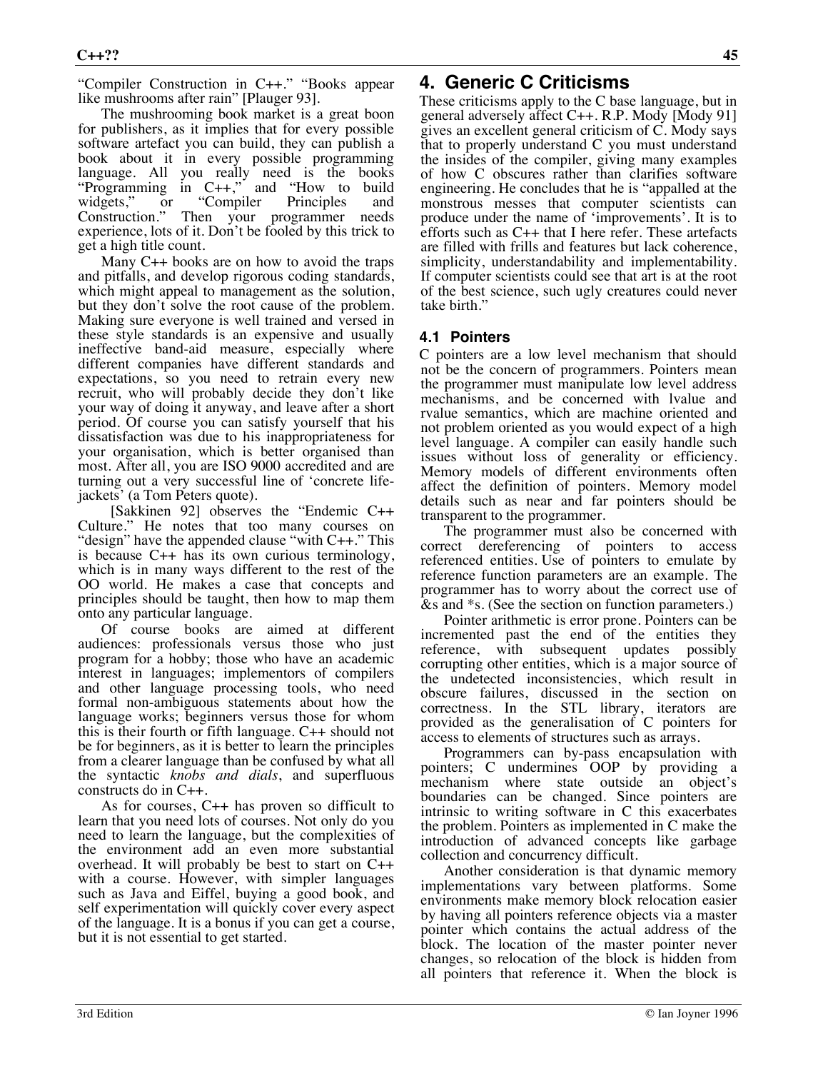"Compiler Construction in C++." "Books appear like mushrooms after rain" [Plauger 93].

The mushrooming book market is a great boon for publishers, as it implies that for every possible software artefact you can build, they can publish a book about it in every possible programming language. All you really need is the books "Programming in C++," and "How to build widgets," or "Compiler Principles and Construction." Then your programmer needs experience, lots of it. Don't be fooled by this trick to get a high title count.

Many C++ books are on how to avoid the traps and pitfalls, and develop rigorous coding standards, which might appeal to management as the solution, but they don't solve the root cause of the problem. Making sure everyone is well trained and versed in these style standards is an expensive and usually ineffective band-aid measure, especially where different companies have different standards and expectations, so you need to retrain every new recruit, who will probably decide they don't like your way of doing it anyway, and leave after a short period. Of course you can satisfy yourself that his dissatisfaction was due to his inappropriateness for your organisation, which is better organised than most. After all, you are ISO 9000 accredited and are turning out a very successful line of 'concrete life-jackets' (a Tom Peters quote).

[Sakkinen 92] observes the "Endemic C++ Culture." He notes that too many courses on "design" have the appended clause "with C++." This is because C++ has its own curious terminology, which is in many ways different to the rest of the OO world. He makes a case that concepts and principles should be taught, then how to map them onto any particular language.

Of course books are aimed at different audiences: professionals versus those who just program for a hobby; those who have an academic interest in languages; implementors of compilers and other language processing tools, who need formal non-ambiguous statements about how the language works; beginners versus those for whom this is their fourth or fifth language. C++ should not be for beginners, as it is better to learn the principles from a clearer language than be confused by what all the syntactic *knobs and dials*, and superfluous constructs do in C++.

As for courses, C++ has proven so difficult to learn that you need lots of courses. Not only do you need to learn the language, but the complexities of the environment add an even more substantial overhead. It will probably be best to start on C++ with a course. However, with simpler languages such as Java and Eiffel, buying a good book, and self experimentation will quickly cover every aspect of the language. It is a bonus if you can get a course, but it is not essential to get started.

# 4. Generic C Criticisms

These criticisms apply to the C base language, but in general adversely affect C++. R.P. Mody [Mody 91] gives an excellent general criticism of C. Mody says that to properly understand C you must understand the insides of the compiler, giving many examples of how C obscures rather than clarifies software engineering. He concludes that he is "appalled at the monstrous messes that computer scientists can produce under the name of 'improvements'. It is to efforts such as C++ that I here refer. These artefacts are filled with frills and features but lack coherence, simplicity, understandability and implementability. If computer scientists could see that art is at the root of the best science, such ugly creatures could never take birth."

## 4.1 Pointers

C pointers are a low level mechanism that should not be the concern of programmers. Pointers mean the programmer must manipulate low level address mechanisms, and be concerned with lvalue and rvalue semantics, which are machine oriented and not problem oriented as you would expect of a high level language. A compiler can easily handle such issues without loss of generality or efficiency. Memory models of different environments often affect the definition of pointers. Memory model details such as near and far pointers should be transparent to the programmer.

The programmer must also be concerned with correct dereferencing of pointers to access referenced entities. Use of pointers to emulate by reference function parameters are an example. The programmer has to worry about the correct use of &s and *s. (See the section on function parameters.)

Pointer arithmetic is error prone. Pointers can be incremented past the end of the entities they reference, with subsequent updates possibly corrupting other entities, which is a major source of the undetected inconsistencies, which result in obscure failures, discussed in the section on correctness. In the STL library, iterators are provided as the generalisation of C pointers for access to elements of structures such as arrays.

Programmers can by-pass encapsulation with pointers; C undermines OOP by providing a mechanism where state outside an object's boundaries can be changed. Since pointers are intrinsic to writing software in C this exacerbates the problem. Pointers as implemented in C make the introduction of advanced concepts like garbage collection and concurrency difficult.

Another consideration is that dynamic memory implementations vary between platforms. Some environments make memory block relocation easier by having all pointers reference objects via a master pointer which contains the actual address of the block. The location of the master pointer never changes, so relocation of the block is hidden from all pointers that reference it. When the block is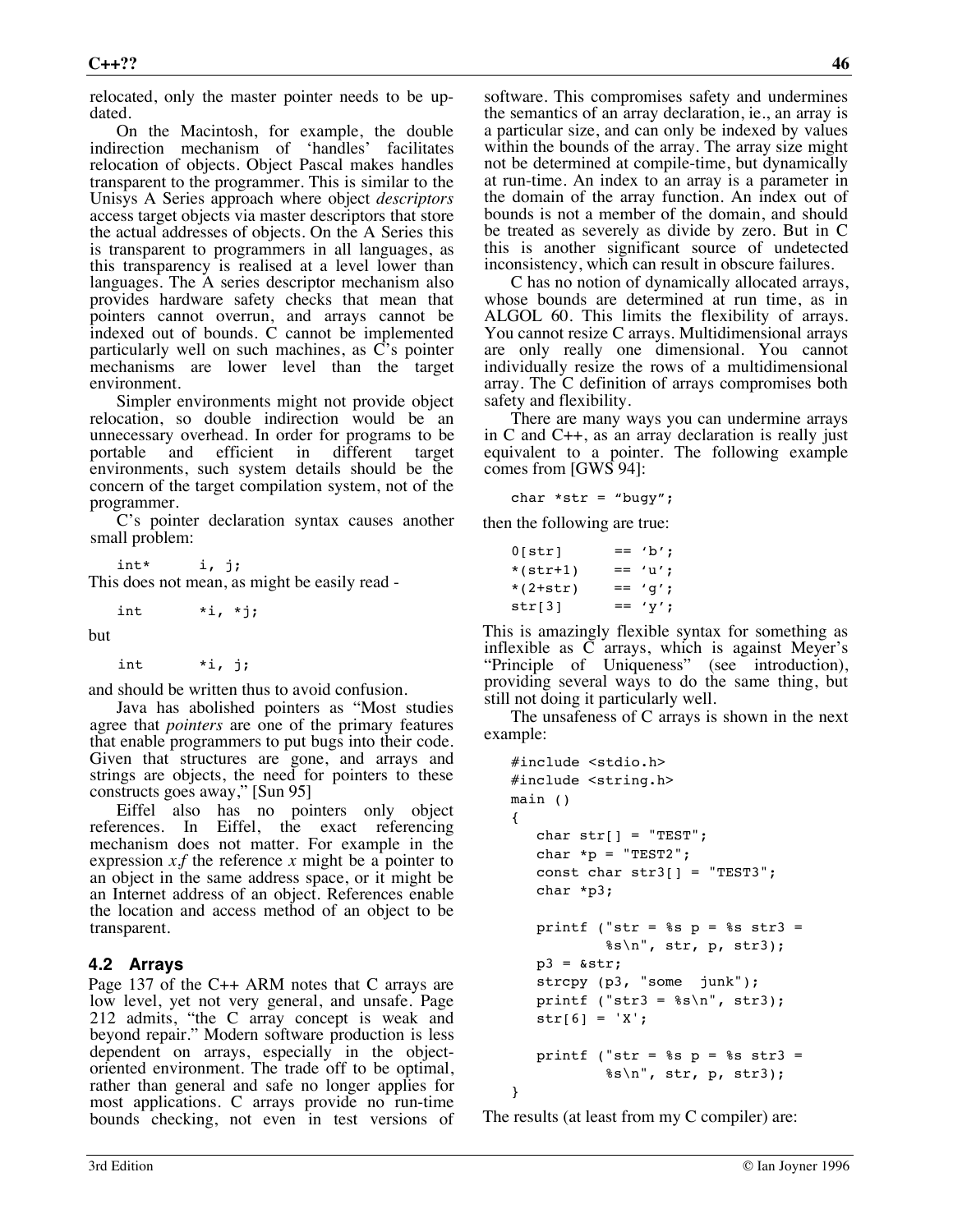relocated, only the master pointer needs to be updated.

On the Macintosh, for example, the double indirection mechanism of 'handles' facilitates relocation of objects. Object Pascal makes handles transparent to the programmer. This is similar to the Unisys A Series approach where object *descriptors* access target objects via master descriptors that store the actual addresses of objects. On the A Series this is transparent to programmers in all languages, as this transparency is realised at a level lower than languages. The A series descriptor mechanism also provides hardware safety checks that mean that pointers cannot overrun, and arrays cannot be indexed out of bounds. C cannot be implemented particularly well on such machines, as C's pointer mechanisms are lower level than the target environment.

Simpler environments might not provide object relocation, so double indirection would be an unnecessary overhead. In order for programs to be portable and efficient in different target environments, such system details should be the concern of the target compilation system, not of the programmer.

C's pointer declaration syntax causes another small problem:

```
int*     i, j;
```

This does not mean, as might be easily read -

```
int      *i, *j;
```

but

```
int      *i, j;
```

and should be written thus to avoid confusion.

Java has abolished pointers as "Most studies agree that *pointers* are one of the primary features that enable programmers to put bugs into their code. Given that structures are gone, and arrays and strings are objects, the need for pointers to these constructs goes away," [Sun 95]

Eiffel also has no pointers only object references. In Eiffel, the exact referencing mechanism does not matter. For example in the expression *x.f* the reference *x* might be a pointer to an object in the same address space, or it might be an Internet address of an object. References enable the location and access method of an object to be transparent.

### 4.2 Arrays

Page 137 of the C++ ARM notes that C arrays are low level, yet not very general, and unsafe. Page 212 admits, "the C array concept is weak and beyond repair." Modern software production is less dependent on arrays, especially in the object-oriented environment. The trade off to be optimal, rather than general and safe no longer applies for most applications. C arrays provide no run-time bounds checking, not even in test versions of software. This compromises safety and undermines the semantics of an array declaration, ie., an array is a particular size, and can only be indexed by values within the bounds of the array. The array size might not be determined at compile-time, but dynamically at run-time. An index to an array is a parameter in the domain of the array function. An index out of bounds is not a member of the domain, and should be treated as severely as divide by zero. But in C this is another significant source of undetected inconsistency, which can result in obscure failures.

C has no notion of dynamically allocated arrays, whose bounds are determined at run time, as in ALGOL 60. This limits the flexibility of arrays. You cannot resize C arrays. Multidimensional arrays are only really one dimensional. You cannot individually resize the rows of a multidimensional array. The C definition of arrays compromises both safety and flexibility.

There are many ways you can undermine arrays in C and C++, as an array declaration is really just equivalent to a pointer. The following example comes from [GWS 94]:

```
char *str = "bugy";
```

then the following are true:

```
0[str]      == 'b';
*(str+1)    == 'u';
*(2+str)    == 'g';
str[3]      == 'y';
```

This is amazingly flexible syntax for something as inflexible as C arrays, which is against Meyer's "Principle of Uniqueness" (see introduction), providing several ways to do the same thing, but still not doing it particularly well.

The unsafeness of C arrays is shown in the next example:

```
#include <stdio.h>
#include <string.h>
main ()
{
   char str[] = "TEST";
   char *p = "TEST2";
   const char str3[] = "TEST3";
   char *p3;

   printf ("str = %s p = %s str3 =
           %s\n", str, p, str3);
   p3 = &str;
   strcpy (p3, "some  junk");
   printf ("str3 = %s\n", str3);
   str[6] = 'X';

   printf ("str = %s p = %s str3 =
           %s\n", str, p, str3);
}
```

The results (at least from my C compiler) are: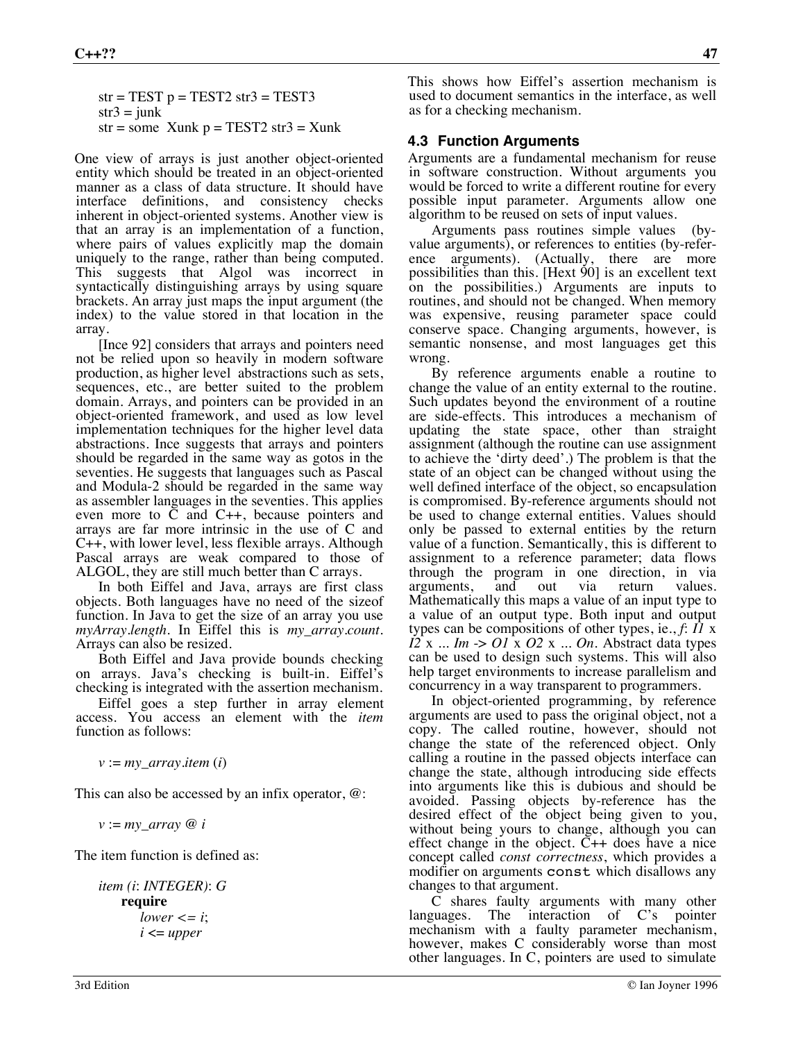```
str = TEST p = TEST2 str3 = TEST3
str3 = junk
str = some  Xunk p = TEST2 str3 = Xunk
```

One view of arrays is just another object-oriented entity which should be treated in an object-oriented manner as a class of data structure. It should have interface definitions, and consistency checks inherent in object-oriented systems. Another view is that an array is an implementation of a function, where pairs of values explicitly map the domain uniquely to the range, rather than being computed. This suggests that Algol was incorrect in syntactically distinguishing arrays by using square brackets. An array just maps the input argument (the index) to the value stored in that location in the array.

[Ince 92] considers that arrays and pointers need not be relied upon so heavily in modern software production, as higher level abstractions such as sets, sequences, etc., are better suited to the problem domain. Arrays, and pointers can be provided in an object-oriented framework, and used as low level implementation techniques for the higher level data abstractions. Ince suggests that arrays and pointers should be regarded in the same way as gotos in the seventies. He suggests that languages such as Pascal and Modula-2 should be regarded in the same way as assembler languages in the seventies. This applies even more to C and C++, because pointers and arrays are far more intrinsic in the use of C and C++, with lower level, less flexible arrays. Although Pascal arrays are weak compared to those of ALGOL, they are still much better than C arrays.

In both Eiffel and Java, arrays are first class objects. Both languages have no need of the sizeof function. In Java to get the size of an array you use *myArray.length*. In Eiffel this is *my_array.count*. Arrays can also be resized.

Both Eiffel and Java provide bounds checking on arrays. Java's checking is built-in. Eiffel's checking is integrated with the assertion mechanism.

Eiffel goes a step further in array element access. You access an element with the *item* function as follows:

```
v := my_array.item (i)
```

This can also be accessed by an infix operator, @:

```
v := my_array @ i
```

The item function is defined as:

```
item (i: INTEGER): G
    require
        lower <= i;
        i <= upper
```

This shows how Eiffel's assertion mechanism is used to document semantics in the interface, as well as for a checking mechanism.

### 4.3 Function Arguments

Arguments are a fundamental mechanism for reuse in software construction. Without arguments you would be forced to write a different routine for every possible input parameter. Arguments allow one algorithm to be reused on sets of input values.

Arguments pass routines simple values (by-value arguments), or references to entities (by-reference arguments). (Actually, there are more possibilities than this. [Hext 90] is an excellent text on the possibilities.) Arguments are inputs to routines, and should not be changed. When memory was expensive, reusing parameter space could conserve space. Changing arguments, however, is semantic nonsense, and most languages get this wrong.

By reference arguments enable a routine to change the value of an entity external to the routine. Such updates beyond the environment of a routine are side-effects. This introduces a mechanism of updating the state space, other than straight assignment (although the routine can use assignment to achieve the 'dirty deed'.) The problem is that the state of an object can be changed without using the well defined interface of the object, so encapsulation is compromised. By-reference arguments should not be used to change external entities. Values should only be passed to external entities by the return value of a function. Semantically, this is different to assignment to a reference parameter; data flows through the program in one direction, in via arguments, and out via return values. Mathematically this maps a value of an input type to a value of an output type. Both input and output types can be compositions of other types, ie., *f*: *I1* x *I2* x ... *Im* -> *O1* x *O2* x ... *On*. Abstract data types can be used to design such systems. This will also help target environments to increase parallelism and concurrency in a way transparent to programmers.

In object-oriented programming, by reference arguments are used to pass the original object, not a copy. The called routine, however, should not change the state of the referenced object. Only calling a routine in the passed objects interface can change the state, although introducing side effects into arguments like this is dubious and should be avoided. Passing objects by-reference has the desired effect of the object being given to you, without being yours to change, although you can effect change in the object. C++ does have a nice concept called *const correctness*, which provides a modifier on arguments `const` which disallows any changes to that argument.

C shares faulty arguments with many other languages. The interaction of C's pointer mechanism with a faulty parameter mechanism, however, makes C considerably worse than most other languages. In C, pointers are used to simulate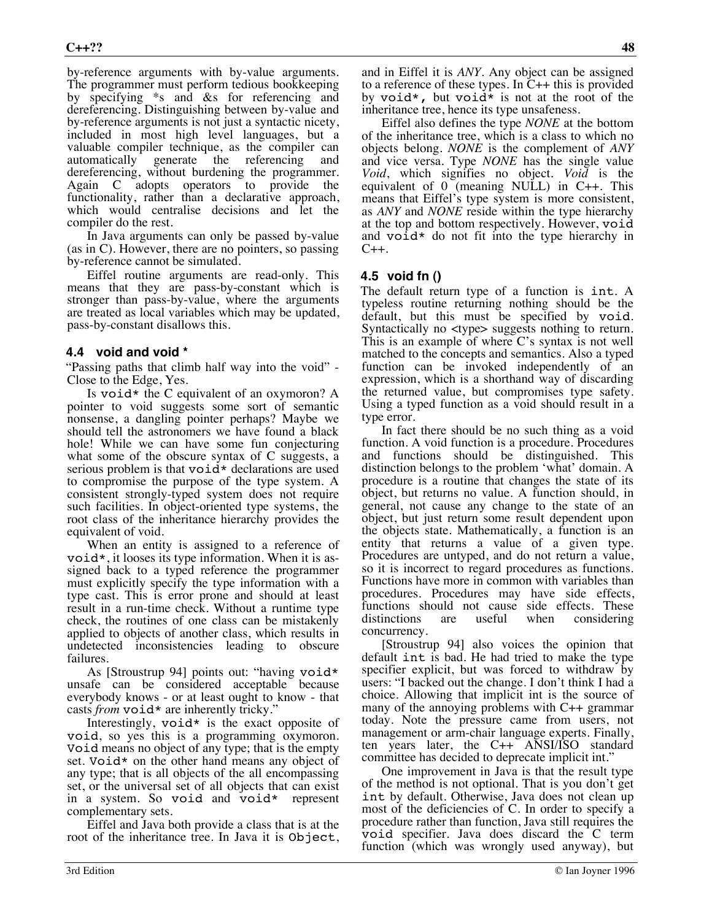by-reference arguments with by-value arguments. The programmer must perform tedious bookkeeping by specifying *s and &s for referencing and dereferencing. Distinguishing between by-value and by-reference arguments is not just a syntactic nicety, included in most high level languages, but a valuable compiler technique, as the compiler can automatically generate the referencing and dereferencing, without burdening the programmer. Again C adopts operators to provide the functionality, rather than a declarative approach, which would centralise decisions and let the compiler do the rest.

In Java arguments can only be passed by-value (as in C). However, there are no pointers, so passing by-reference cannot be simulated.

Eiffel routine arguments are read-only. This means that they are pass-by-constant which is stronger than pass-by-value, where the arguments are treated as local variables which may be updated, pass-by-constant disallows this.

### 4.4 void and void *

"Passing paths that climb half way into the void" - Close to the Edge, Yes.

Is `void*` the C equivalent of an oxymoron? A pointer to void suggests some sort of semantic nonsense, a dangling pointer perhaps? Maybe we should tell the astronomers we have found a black hole! While we can have some fun conjecturing what some of the obscure syntax of C suggests, a serious problem is that `void*` declarations are used to compromise the purpose of the type system. A consistent strongly-typed system does not require such facilities. In object-oriented type systems, the root class of the inheritance hierarchy provides the equivalent of void.

When an entity is assigned to a reference of `void*`, it looses its type information. When it is assigned back to a typed reference the programmer must explicitly specify the type information with a type cast. This is error prone and should at least result in a run-time check. Without a runtime type check, the routines of one class can be mistakenly applied to objects of another class, which results in undetected inconsistencies leading to obscure failures.

As [Stroustrup 94] points out: "having `void*` unsafe can be considered acceptable because everybody knows - or at least ought to know - that casts *from* `void*` are inherently tricky."

Interestingly, `void*` is the exact opposite of `void`, so yes this is a programming oxymoron. `Void` means no object of any type; that is the empty set. `Void*` on the other hand means any object of any type; that is all objects of the all encompassing set, or the universal set of all objects that can exist in a system. So `void` and `void*` represent complementary sets.

Eiffel and Java both provide a class that is at the root of the inheritance tree. In Java it is `Object`, and in Eiffel it is *ANY*. Any object can be assigned to a reference of these types. In C++ this is provided by `void*`, but `void*` is not at the root of the inheritance tree, hence its type unsafeness.

Eiffel also defines the type *NONE* at the bottom of the inheritance tree, which is a class to which no objects belong. *NONE* is the complement of *ANY* and vice versa. Type *NONE* has the single value *Void*, which signifies no object. *Void* is the equivalent of 0 (meaning NULL) in C++. This means that Eiffel's type system is more consistent, as *ANY* and *NONE* reside within the type hierarchy at the top and bottom respectively. However, `void` and `void*` do not fit into the type hierarchy in C++.

### 4.5 void fn ()

The default return type of a function is `int`. A typeless routine returning nothing should be the default, but this must be specified by `void`. Syntactically no <type> suggests nothing to return. This is an example of where C's syntax is not well matched to the concepts and semantics. Also a typed function can be invoked independently of an expression, which is a shorthand way of discarding the returned value, but compromises type safety. Using a typed function as a void should result in a type error.

In fact there should be no such thing as a void function. A void function is a procedure. Procedures and functions should be distinguished. This distinction belongs to the problem 'what' domain. A procedure is a routine that changes the state of its object, but returns no value. A function should, in general, not cause any change to the state of an object, but just return some result dependent upon the objects state. Mathematically, a function is an entity that returns a value of a given type. Procedures are untyped, and do not return a value, so it is incorrect to regard procedures as functions. Functions have more in common with variables than procedures. Procedures may have side effects, functions should not cause side effects. These distinctions are useful when considering concurrency.

[Stroustrup 94] also voices the opinion that default `int` is bad. He had tried to make the type specifier explicit, but was forced to withdraw by users: "I backed out the change. I don't think I had a choice. Allowing that implicit int is the source of many of the annoying problems with C++ grammar today. Note the pressure came from users, not management or arm-chair language experts. Finally, ten years later, the C++ ANSI/ISO standard committee has decided to deprecate implicit int."

One improvement in Java is that the result type of the method is not optional. That is you don't get `int` by default. Otherwise, Java does not clean up most of the deficiencies of C. In order to specify a procedure rather than function, Java still requires the `void` specifier. Java does discard the C term function (which was wrongly used anyway), but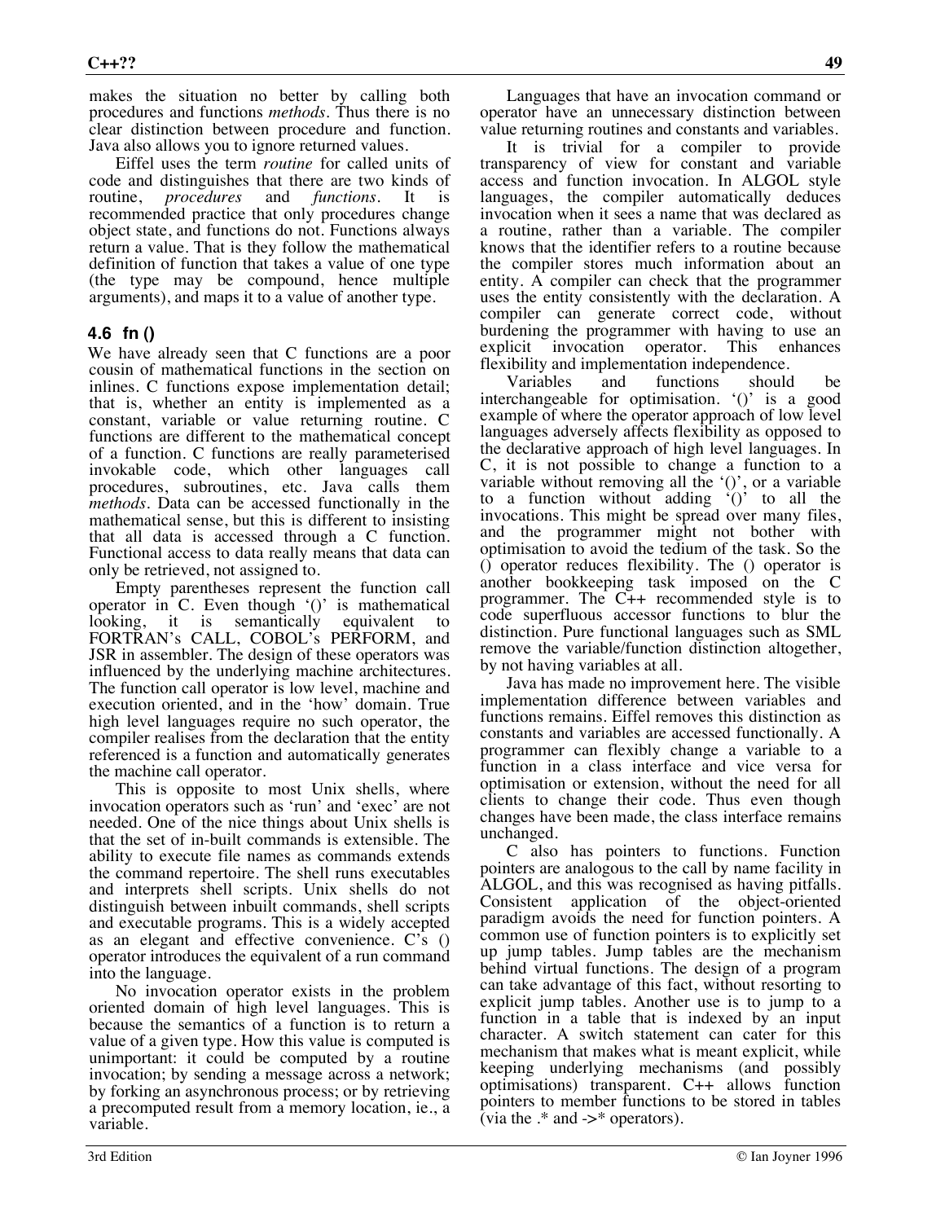makes the situation no better by calling both procedures and functions *methods*. Thus there is no clear distinction between procedure and function. Java also allows you to ignore returned values.

Eiffel uses the term *routine* for called units of code and distinguishes that there are two kinds of routine, *procedures* and *functions*. It is recommended practice that only procedures change object state, and functions do not. Functions always return a value. That is they follow the mathematical definition of function that takes a value of one type (the type may be compound, hence multiple arguments), and maps it to a value of another type.

## 4.6 fn ()

We have already seen that C functions are a poor cousin of mathematical functions in the section on inlines. C functions expose implementation detail; that is, whether an entity is implemented as a constant, variable or value returning routine. C functions are different to the mathematical concept of a function. C functions are really parameterised invokable code, which other languages call procedures, subroutines, etc. Java calls them *methods*. Data can be accessed functionally in the mathematical sense, but this is different to insisting that all data is accessed through a C function. Functional access to data really means that data can only be retrieved, not assigned to.

Empty parentheses represent the function call operator in C. Even though '()' is mathematical looking, it is semantically equivalent to FORTRAN's CALL, COBOL's PERFORM, and JSR in assembler. The design of these operators was influenced by the underlying machine architectures. The function call operator is low level, machine and execution oriented, and in the 'how' domain. True high level languages require no such operator, the compiler realises from the declaration that the entity referenced is a function and automatically generates the machine call operator.

This is opposite to most Unix shells, where invocation operators such as 'run' and 'exec' are not needed. One of the nice things about Unix shells is that the set of in-built commands is extensible. The ability to execute file names as commands extends the command repertoire. The shell runs executables and interprets shell scripts. Unix shells do not distinguish between inbuilt commands, shell scripts and executable programs. This is a widely accepted as an elegant and effective convenience. C's () operator introduces the equivalent of a run command into the language.

No invocation operator exists in the problem oriented domain of high level languages. This is because the semantics of a function is to return a value of a given type. How this value is computed is unimportant: it could be computed by a routine invocation; by sending a message across a network; by forking an asynchronous process; or by retrieving a precomputed result from a memory location, ie., a variable.

Languages that have an invocation command or operator have an unnecessary distinction between value returning routines and constants and variables.

It is trivial for a compiler to provide transparency of view for constant and variable access and function invocation. In ALGOL style languages, the compiler automatically deduces invocation when it sees a name that was declared as a routine, rather than a variable. The compiler knows that the identifier refers to a routine because the compiler stores much information about an entity. A compiler can check that the programmer uses the entity consistently with the declaration. A compiler can generate correct code, without burdening the programmer with having to use an explicit invocation operator. This enhances flexibility and implementation independence.

Variables and functions should be interchangeable for optimisation. '()' is a good example of where the operator approach of low level languages adversely affects flexibility as opposed to the declarative approach of high level languages. In C, it is not possible to change a function to a variable without removing all the '()', or a variable to a function without adding '()' to all the invocations. This might be spread over many files, and the programmer might not bother with optimisation to avoid the tedium of the task. So the () operator reduces flexibility. The () operator is another bookkeeping task imposed on the C programmer. The C++ recommended style is to code superfluous accessor functions to blur the distinction. Pure functional languages such as SML remove the variable/function distinction altogether, by not having variables at all.

Java has made no improvement here. The visible implementation difference between variables and functions remains. Eiffel removes this distinction as constants and variables are accessed functionally. A programmer can flexibly change a variable to a function in a class interface and vice versa for optimisation or extension, without the need for all clients to change their code. Thus even though changes have been made, the class interface remains unchanged.

C also has pointers to functions. Function pointers are analogous to the call by name facility in ALGOL, and this was recognised as having pitfalls. Consistent application of the object-oriented paradigm avoids the need for function pointers. A common use of function pointers is to explicitly set up jump tables. Jump tables are the mechanism behind virtual functions. The design of a program can take advantage of this fact, without resorting to explicit jump tables. Another use is to jump to a function in a table that is indexed by an input character. A switch statement can cater for this mechanism that makes what is meant explicit, while keeping underlying mechanisms (and possibly optimisations) transparent. C++ allows function pointers to member functions to be stored in tables (via the .* and ->* operators).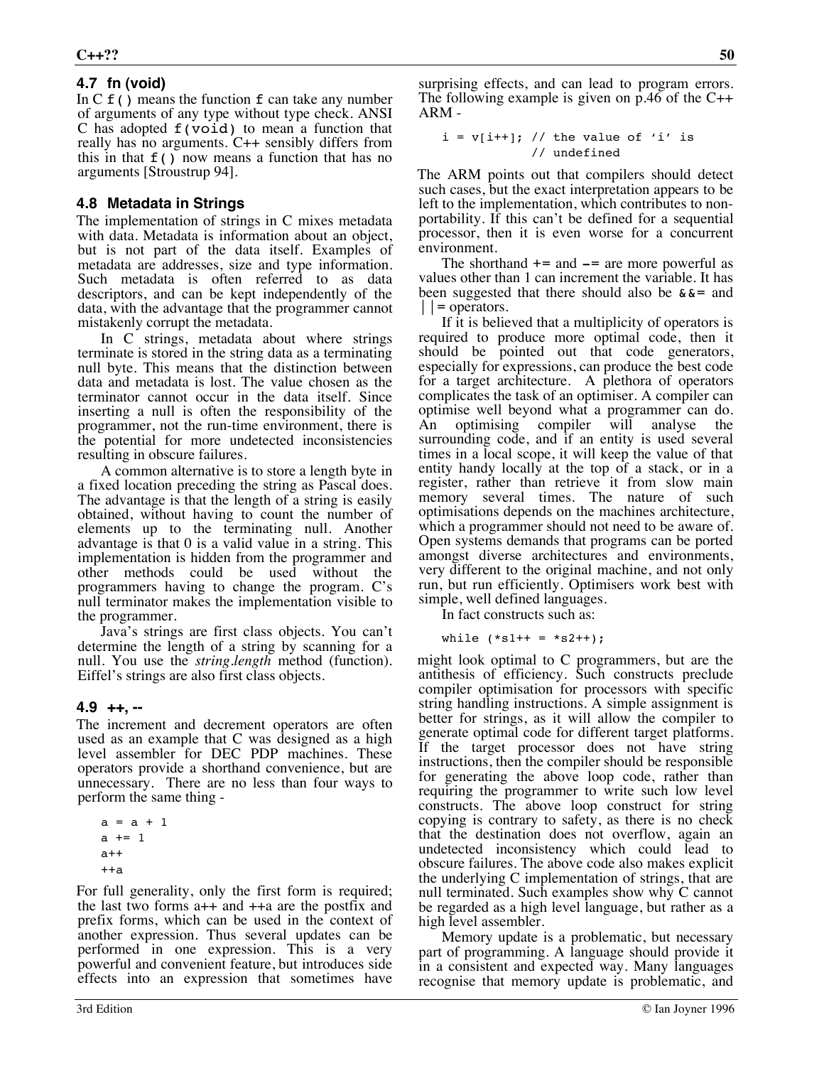### 4.7 fn (void)

In C `f()` means the function `f` can take any number of arguments of any type without type check. ANSI C has adopted `f(void)` to mean a function that really has no arguments. C++ sensibly differs from this in that `f()` now means a function that has no arguments [Stroustrup 94].

### 4.8 Metadata in Strings

The implementation of strings in C mixes metadata with data. Metadata is information about an object, but is not part of the data itself. Examples of metadata are addresses, size and type information. Such metadata is often referred to as data descriptors, and can be kept independently of the data, with the advantage that the programmer cannot mistakenly corrupt the metadata.

In C strings, metadata about where strings terminate is stored in the string data as a terminating null byte. This means that the distinction between data and metadata is lost. The value chosen as the terminator cannot occur in the data itself. Since inserting a null is often the responsibility of the programmer, not the run-time environment, there is the potential for more undetected inconsistencies resulting in obscure failures.

A common alternative is to store a length byte in a fixed location preceding the string as Pascal does. The advantage is that the length of a string is easily obtained, without having to count the number of elements up to the terminating null. Another advantage is that 0 is a valid value in a string. This implementation is hidden from the programmer and other methods could be used without the programmers having to change the program. C's null terminator makes the implementation visible to the programmer.

Java's strings are first class objects. You can't determine the length of a string by scanning for a null. You use the *string.length* method (function). Eiffel's strings are also first class objects.

### 4.9 ++, --

The increment and decrement operators are often used as an example that C was designed as a high level assembler for DEC PDP machines. These operators provide a shorthand convenience, but are unnecessary. There are no less than four ways to perform the same thing -

```
a = a + 1
a += 1
a++
++a
```

For full generality, only the first form is required; the last two forms a++ and ++a are the postfix and prefix forms, which can be used in the context of another expression. Thus several updates can be performed in one expression. This is a very powerful and convenient feature, but introduces side effects into an expression that sometimes have surprising effects, and can lead to program errors. The following example is given on p.46 of the C++ ARM -

```
i = v[i++]; // the value of 'i' is
            // undefined
```

The ARM points out that compilers should detect such cases, but the exact interpretation appears to be left to the implementation, which contributes to non-portability. If this can't be defined for a sequential processor, then it is even worse for a concurrent environment.

The shorthand `+=` and `-=` are more powerful as values other than 1 can increment the variable. It has been suggested that there should also be `&&=` and `||=` operators.

If it is believed that a multiplicity of operators is required to produce more optimal code, then it should be pointed out that code generators, especially for expressions, can produce the best code for a target architecture. A plethora of operators complicates the task of an optimiser. A compiler can optimise well beyond what a programmer can do. An optimising compiler will analyse the surrounding code, and if an entity is used several times in a local scope, it will keep the value of that entity handy locally at the top of a stack, or in a register, rather than retrieve it from slow main memory several times. The nature of such optimisations depends on the machines architecture, which a programmer should not need to be aware of. Open systems demands that programs can be ported amongst diverse architectures and environments, very different to the original machine, and not only run, but run efficiently. Optimisers work best with simple, well defined languages.

In fact constructs such as:

```
while (*s1++ = *s2++);
```

might look optimal to C programmers, but are the antithesis of efficiency. Such constructs preclude compiler optimisation for processors with specific string handling instructions. A simple assignment is better for strings, as it will allow the compiler to generate optimal code for different target platforms. If the target processor does not have string instructions, then the compiler should be responsible for generating the above loop code, rather than requiring the programmer to write such low level constructs. The above loop construct for string copying is contrary to safety, as there is no check that the destination does not overflow, again an undetected inconsistency which could lead to obscure failures. The above code also makes explicit the underlying C implementation of strings, that are null terminated. Such examples show why C cannot be regarded as a high level language, but rather as a high level assembler.

Memory update is a problematic, but necessary part of programming. A language should provide it in a consistent and expected way. Many languages recognise that memory update is problematic, and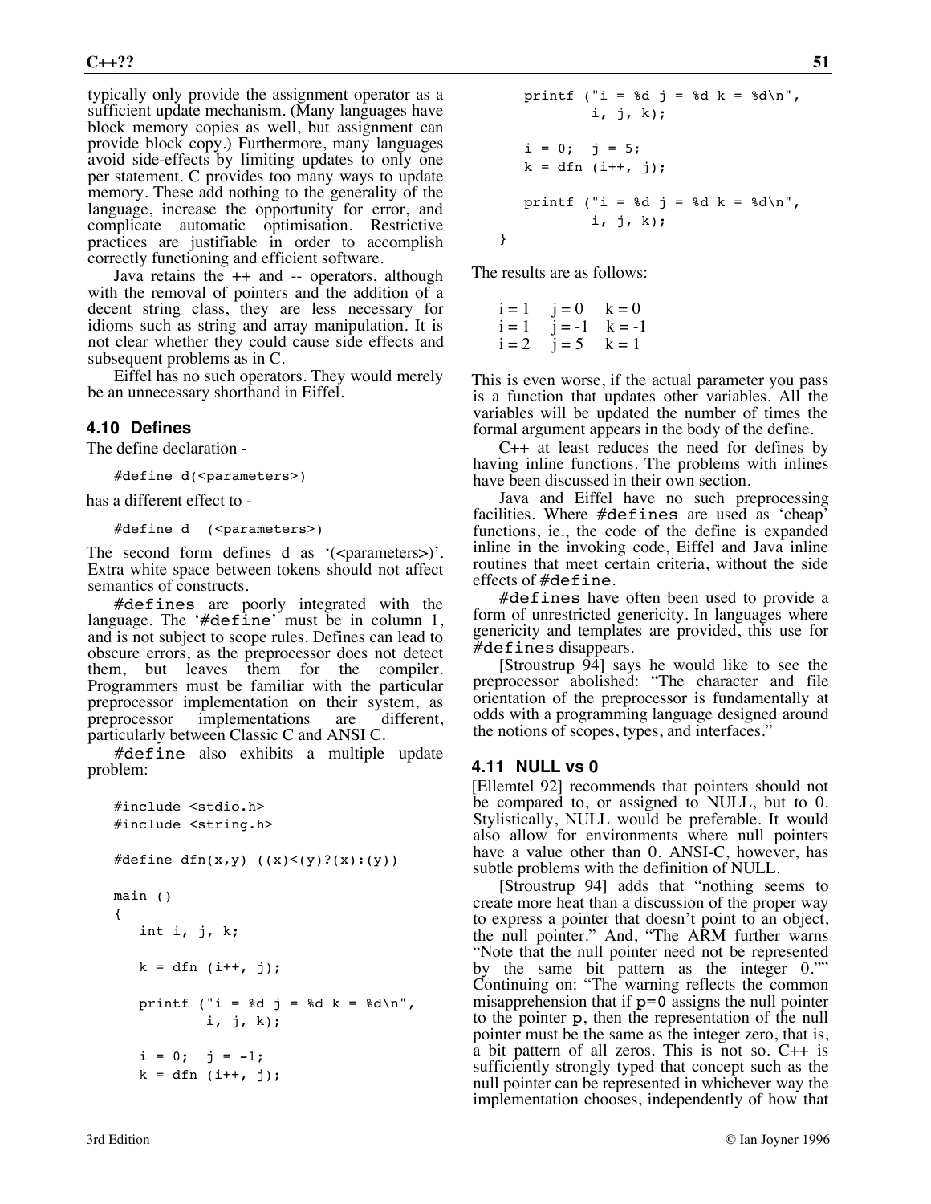typically only provide the assignment operator as a sufficient update mechanism. (Many languages have block memory copies as well, but assignment can provide block copy.) Furthermore, many languages avoid side-effects by limiting updates to only one per statement. C provides too many ways to update memory. These add nothing to the generality of the language, increase the opportunity for error, and complicate automatic optimisation. Restrictive practices are justifiable in order to accomplish correctly functioning and efficient software.

Java retains the ++ and -- operators, although with the removal of pointers and the addition of a decent string class, they are less necessary for idioms such as string and array manipulation. It is not clear whether they could cause side effects and subsequent problems as in C.

Eiffel has no such operators. They would merely be an unnecessary shorthand in Eiffel.

### 4.10 Defines

The define declaration -

```
#define d(<parameters>)
```

has a different effect to -

```
#define d  (<parameters>)
```

The second form defines d as '(<parameters>)'. Extra white space between tokens should not affect semantics of constructs.

`#defines` are poorly integrated with the language. The '`#define`' must be in column 1, and is not subject to scope rules. Defines can lead to obscure errors, as the preprocessor does not detect them, but leaves them for the compiler. Programmers must be familiar with the particular preprocessor implementation on their system, as preprocessor implementations are different, particularly between Classic C and ANSI C.

`#define` also exhibits a multiple update problem:

```
#include <stdio.h>
#include <string.h>

#define dfn(x,y) ((x)<(y)?(x):(y))

main ()
{
   int i, j, k;

   k = dfn (i++, j);

   printf ("i = %d j = %d k = %d\n",
           i, j, k);

   i = 0;  j = -1;
   k = dfn (i++, j);

   printf ("i = %d j = %d k = %d\n",
           i, j, k);

   i = 0;  j = 5;
   k = dfn (i++, j);

   printf ("i = %d j = %d k = %d\n",
           i, j, k);
}
```

The results are as follows:

```
i = 1    j = 0    k = 0
i = 1    j = -1   k = -1
i = 2    j = 5    k = 1
```

This is even worse, if the actual parameter you pass is a function that updates other variables. All the variables will be updated the number of times the formal argument appears in the body of the define.

C++ at least reduces the need for defines by having inline functions. The problems with inlines have been discussed in their own section.

Java and Eiffel have no such preprocessing facilities. Where `#defines` are used as 'cheap' functions, ie., the code of the define is expanded inline in the invoking code, Eiffel and Java inline routines that meet certain criteria, without the side effects of `#define`.

`#defines` have often been used to provide a form of unrestricted genericity. In languages where genericity and templates are provided, this use for `#defines` disappears.

[Stroustrup 94] says he would like to see the preprocessor abolished: "The character and file orientation of the preprocessor is fundamentally at odds with a programming language designed around the notions of scopes, types, and interfaces."

### 4.11 NULL vs 0

[Ellemtel 92] recommends that pointers should not be compared to, or assigned to NULL, but to 0. Stylistically, NULL would be preferable. It would also allow for environments where null pointers have a value other than 0. ANSI-C, however, has subtle problems with the definition of NULL.

[Stroustrup 94] adds that "nothing seems to create more heat than a discussion of the proper way to express a pointer that doesn't point to an object, the null pointer." And, "The ARM further warns "Note that the null pointer need not be represented by the same bit pattern as the integer 0."" Continuing on: "The warning reflects the common misapprehension that if `p=0` assigns the null pointer to the pointer `p`, then the representation of the null pointer must be the same as the integer zero, that is, a bit pattern of all zeros. This is not so. C++ is sufficiently strongly typed that concept such as the null pointer can be represented in whichever way the implementation chooses, independently of how that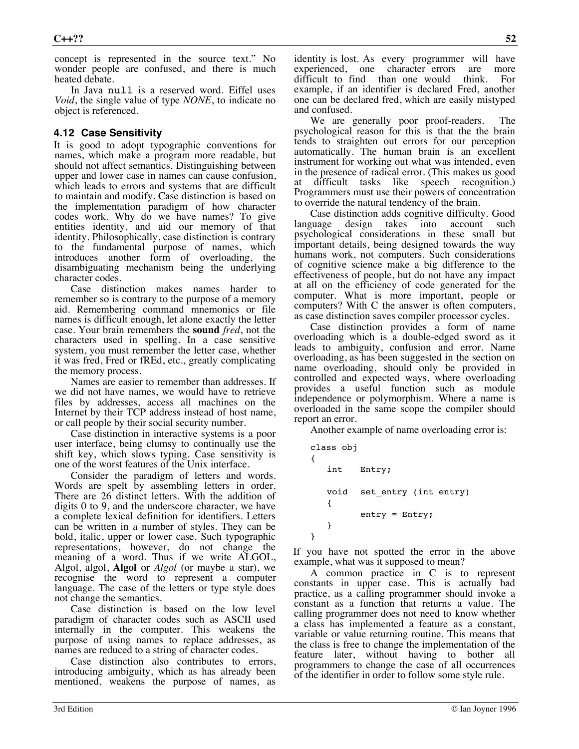concept is represented in the source text." No wonder people are confused, and there is much heated debate.

In Java `null` is a reserved word. Eiffel uses *Void*, the single value of type *NONE*, to indicate no object is referenced.

### 4.12 Case Sensitivity

It is good to adopt typographic conventions for names, which make a program more readable, but should not affect semantics. Distinguishing between upper and lower case in names can cause confusion, which leads to errors and systems that are difficult to maintain and modify. Case distinction is based on the implementation paradigm of how character codes work. Why do we have names? To give entities identity, and aid our memory of that identity. Philosophically, case distinction is contrary to the fundamental purpose of names, which introduces another form of overloading, the disambiguating mechanism being the underlying character codes.

Case distinction makes names harder to remember so is contrary to the purpose of a memory aid. Remembering command mnemonics or file names is difficult enough, let alone exactly the letter case. Your brain remembers the **sound** *fred*, not the characters used in spelling. In a case sensitive system, you must remember the letter case, whether it was fred, Fred or fREd, etc., greatly complicating the memory process.

Names are easier to remember than addresses. If we did not have names, we would have to retrieve files by addresses, access all machines on the Internet by their TCP address instead of host name, or call people by their social security number.

Case distinction in interactive systems is a poor user interface, being clumsy to continually use the shift key, which slows typing. Case sensitivity is one of the worst features of the Unix interface.

Consider the paradigm of letters and words. Words are spelt by assembling letters in order. There are 26 distinct letters. With the addition of digits 0 to 9, and the underscore character, we have a complete lexical definition for identifiers. Letters can be written in a number of styles. They can be bold, italic, upper or lower case. Such typographic representations, however, do not change the meaning of a word. Thus if we write ALGOL, Algol, algol, **Algol** or *Algol* (or maybe a star), we recognise the word to represent a computer language. The case of the letters or type style does not change the semantics.

Case distinction is based on the low level paradigm of character codes such as ASCII used internally in the computer. This weakens the purpose of using names to replace addresses, as names are reduced to a string of character codes.

Case distinction also contributes to errors, introducing ambiguity, which as has already been mentioned, weakens the purpose of names, as identity is lost. As every programmer will have experienced, one character errors are more difficult to find than one would think. For example, if an identifier is declared Fred, another one can be declared fred, which are easily mistyped and confused.

We are generally poor proof-readers. The psychological reason for this is that the the brain tends to straighten out errors for our perception automatically. The human brain is an excellent instrument for working out what was intended, even in the presence of radical error. (This makes us good at difficult tasks like speech recognition.) Programmers must use their powers of concentration to override the natural tendency of the brain.

Case distinction adds cognitive difficulty. Good language design takes into account such psychological considerations in these small but important details, being designed towards the way humans work, not computers. Such considerations of cognitive science make a big difference to the effectiveness of people, but do not have any impact at all on the efficiency of code generated for the computer. What is more important, people or computers? With C the answer is often computers, as case distinction saves compiler processor cycles.

Case distinction provides a form of name overloading which is a double-edged sword as it leads to ambiguity, confusion and error. Name overloading, as has been suggested in the section on name overloading, should only be provided in controlled and expected ways, where overloading provides a useful function such as module independence or polymorphism. Where a name is overloaded in the same scope the compiler should report an error.

Another example of name overloading error is:

```
class obj
{
    int   Entry;

    void  set_entry (int entry)
    {
          entry = Entry;
    }
}
```

If you have not spotted the error in the above example, what was it supposed to mean?

A common practice in C is to represent constants in upper case. This is actually bad practice, as a calling programmer should invoke a constant as a function that returns a value. The calling programmer does not need to know whether a class has implemented a feature as a constant, variable or value returning routine. This means that the class is free to change the implementation of the feature later, without having to bother all programmers to change the case of all occurrences of the identifier in order to follow some style rule.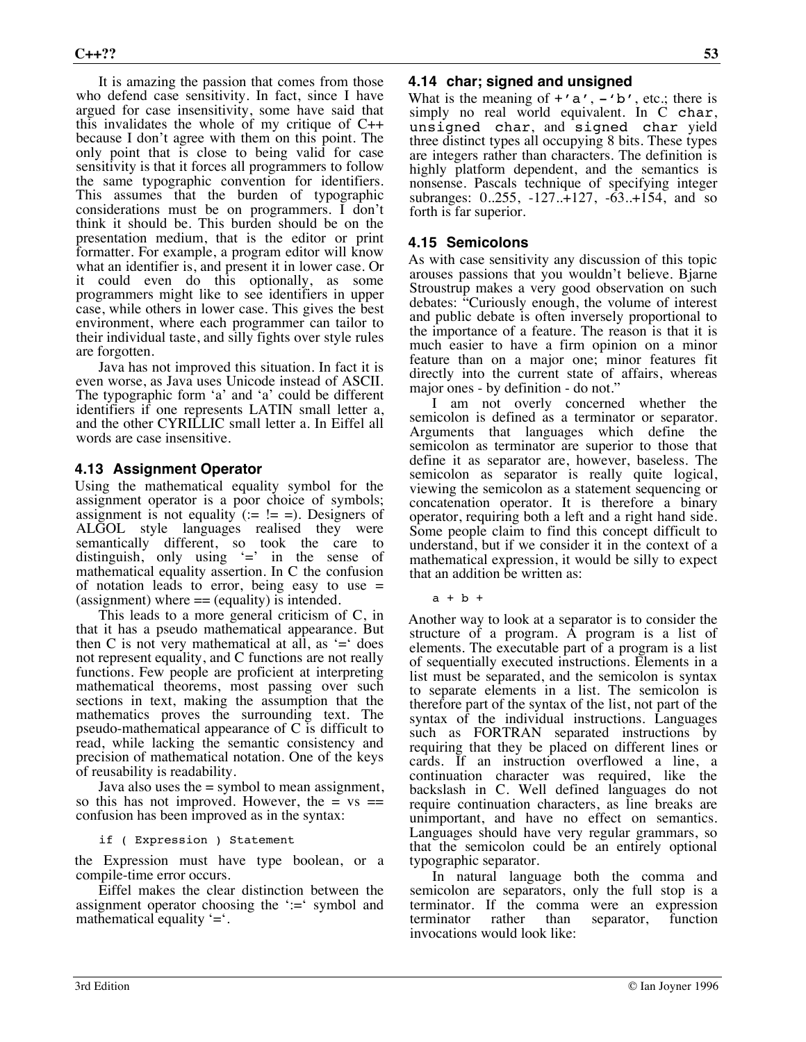It is amazing the passion that comes from those who defend case sensitivity. In fact, since I have argued for case insensitivity, some have said that this invalidates the whole of my critique of C++ because I don't agree with them on this point. The only point that is close to being valid for case sensitivity is that it forces all programmers to follow the same typographic convention for identifiers. This assumes that the burden of typographic considerations must be on programmers. I don't think it should be. This burden should be on the presentation medium, that is the editor or print formatter. For example, a program editor will know what an identifier is, and present it in lower case. Or it could even do this optionally, as some programmers might like to see identifiers in upper case, while others in lower case. This gives the best environment, where each programmer can tailor to their individual taste, and silly fights over style rules are forgotten.

Java has not improved this situation. In fact it is even worse, as Java uses Unicode instead of ASCII. The typographic form 'a' and 'a' could be different identifiers if one represents LATIN small letter a, and the other CYRILLIC small letter a. In Eiffel all words are case insensitive.

### 4.13 Assignment Operator

Using the mathematical equality symbol for the assignment operator is a poor choice of symbols; assignment is not equality (:= != =). Designers of ALGOL style languages realised they were semantically different, so took the care to distinguish, only using '=' in the sense of mathematical equality assertion. In C the confusion of notation leads to error, being easy to use = (assignment) where == (equality) is intended.

This leads to a more general criticism of C, in that it has a pseudo mathematical appearance. But then C is not very mathematical at all, as '=' does not represent equality, and C functions are not really functions. Few people are proficient at interpreting mathematical theorems, most passing over such sections in text, making the assumption that the mathematics proves the surrounding text. The pseudo-mathematical appearance of C is difficult to read, while lacking the semantic consistency and precision of mathematical notation. One of the keys of reusability is readability.

Java also uses the = symbol to mean assignment, so this has not improved. However, the = vs == confusion has been improved as in the syntax:

```
if ( Expression ) Statement
```

the Expression must have type boolean, or a compile-time error occurs.

Eiffel makes the clear distinction between the assignment operator choosing the ':=' symbol and mathematical equality '='.

### 4.14 char; signed and unsigned

What is the meaning of `+'a'`, `-'b'`, etc.; there is simply no real world equivalent. In C `char`, `unsigned char`, and `signed char` yield three distinct types all occupying 8 bits. These types are integers rather than characters. The definition is highly platform dependent, and the semantics is nonsense. Pascals technique of specifying integer subranges: 0..255, -127..+127, -63..+154, and so forth is far superior.

### 4.15 Semicolons

As with case sensitivity any discussion of this topic arouses passions that you wouldn't believe. Bjarne Stroustrup makes a very good observation on such debates: "Curiously enough, the volume of interest and public debate is often inversely proportional to the importance of a feature. The reason is that it is much easier to have a firm opinion on a minor feature than on a major one; minor features fit directly into the current state of affairs, whereas major ones - by definition - do not."

I am not overly concerned whether the semicolon is defined as a terminator or separator. Arguments that languages which define the semicolon as terminator are superior to those that define it as separator are, however, baseless. The semicolon as separator is really quite logical, viewing the semicolon as a statement sequencing or concatenation operator. It is therefore a binary operator, requiring both a left and a right hand side. Some people claim to find this concept difficult to understand, but if we consider it in the context of a mathematical expression, it would be silly to expect that an addition be written as:

```
a + b +
```

Another way to look at a separator is to consider the structure of a program. A program is a list of elements. The executable part of a program is a list of sequentially executed instructions. Elements in a list must be separated, and the semicolon is syntax to separate elements in a list. The semicolon is therefore part of the syntax of the list, not part of the syntax of the individual instructions. Languages such as FORTRAN separated instructions by requiring that they be placed on different lines or cards. If an instruction overflowed a line, a continuation character was required, like the backslash in C. Well defined languages do not require continuation characters, as line breaks are unimportant, and have no effect on semantics. Languages should have very regular grammars, so that the semicolon could be an entirely optional typographic separator.

In natural language both the comma and semicolon are separators, only the full stop is a terminator. If the comma were an expression terminator rather than separator, function invocations would look like: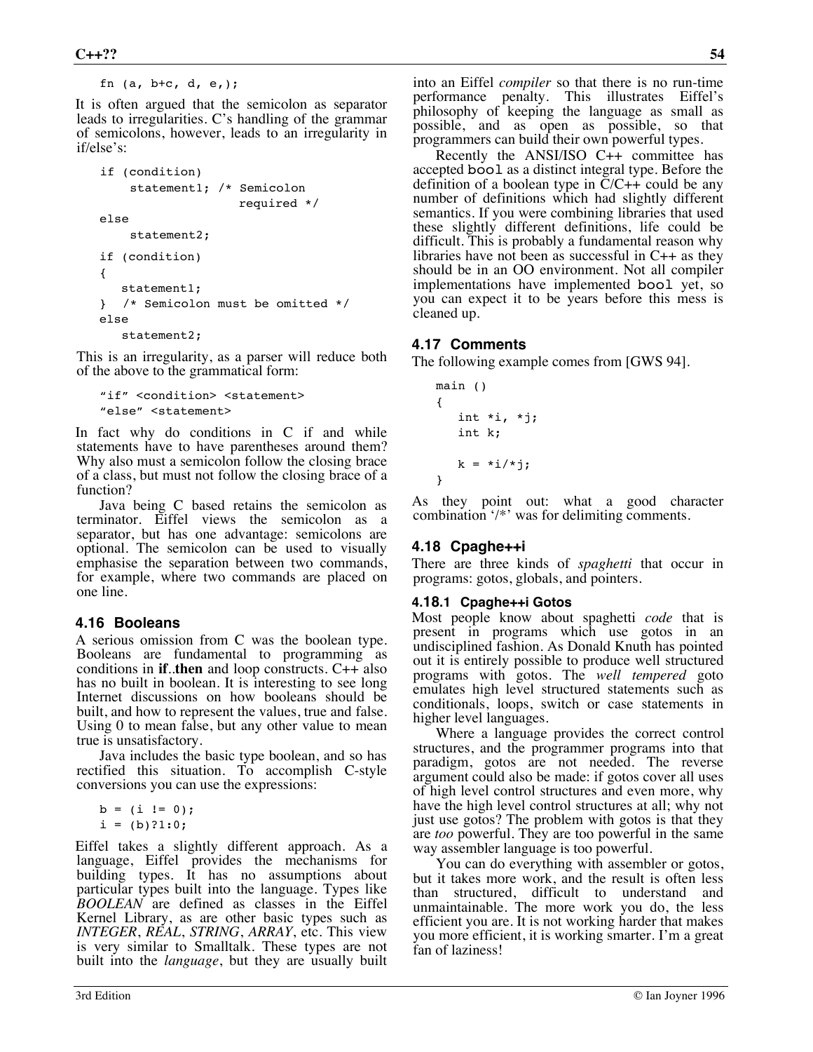```
fn (a, b+c, d, e,);
```

It is often argued that the semicolon as separator leads to irregularities. C's handling of the grammar of semicolons, however, leads to an irregularity in if/else's:

```
if (condition)
     statement1; /* Semicolon
                    required */
else
     statement2;
if (condition)
{
   statement1;
}  /* Semicolon must be omitted */
else
   statement2;
```

This is an irregularity, as a parser will reduce both of the above to the grammatical form:

```
"if" <condition> <statement>
"else" <statement>
```

In fact why do conditions in C if and while statements have to have parentheses around them? Why also must a semicolon follow the closing brace of a class, but must not follow the closing brace of a function?

Java being C based retains the semicolon as terminator. Eiffel views the semicolon as a separator, but has one advantage: semicolons are optional. The semicolon can be used to visually emphasise the separation between two commands, for example, where two commands are placed on one line.

### 4.16 Booleans

A serious omission from C was the boolean type. Booleans are fundamental to programming as conditions in **if**..**then** and loop constructs. C++ also has no built in boolean. It is interesting to see long Internet discussions on how booleans should be built, and how to represent the values, true and false. Using 0 to mean false, but any other value to mean true is unsatisfactory.

Java includes the basic type boolean, and so has rectified this situation. To accomplish C-style conversions you can use the expressions:

```
b = (i != 0);
i = (b)?1:0;
```

Eiffel takes a slightly different approach. As a language, Eiffel provides the mechanisms for building types. It has no assumptions about particular types built into the language. Types like *BOOLEAN* are defined as classes in the Eiffel Kernel Library, as are other basic types such as *INTEGER*, *REAL*, *STRING*, *ARRAY*, etc. This view is very similar to Smalltalk. These types are not built into the *language*, but they are usually built into an Eiffel *compiler* so that there is no run-time performance penalty. This illustrates Eiffel's philosophy of keeping the language as small as possible, and as open as possible, so that programmers can build their own powerful types.

Recently the ANSI/ISO C++ committee has accepted `bool` as a distinct integral type. Before the definition of a boolean type in C/C++ could be any number of definitions which had slightly different semantics. If you were combining libraries that used these slightly different definitions, life could be difficult. This is probably a fundamental reason why libraries have not been as successful in C++ as they should be in an OO environment. Not all compiler implementations have implemented `bool` yet, so you can expect it to be years before this mess is cleaned up.

### 4.17 Comments

The following example comes from [GWS 94].

```
main ()
{
   int *i, *j;
   int k;

   k = *i/*j;
}
```

As they point out: what a good character combination '/*' was for delimiting comments.

### 4.18 Cpaghe++i

There are three kinds of *spaghetti* that occur in programs: gotos, globals, and pointers.

#### 4.18.1 Cpaghe++i Gotos

Most people know about spaghetti *code* that is present in programs which use gotos in an undisciplined fashion. As Donald Knuth has pointed out it is entirely possible to produce well structured programs with gotos. The *well tempered* goto emulates high level structured statements such as conditionals, loops, switch or case statements in higher level languages.

Where a language provides the correct control structures, and the programmer programs into that paradigm, gotos are not needed. The reverse argument could also be made: if gotos cover all uses of high level control structures and even more, why have the high level control structures at all; why not just use gotos? The problem with gotos is that they are *too* powerful. They are too powerful in the same way assembler language is too powerful.

You can do everything with assembler or gotos, but it takes more work, and the result is often less than structured, difficult to understand and unmaintainable. The more work you do, the less efficient you are. It is not working harder that makes you more efficient, it is working smarter. I'm a great fan of laziness!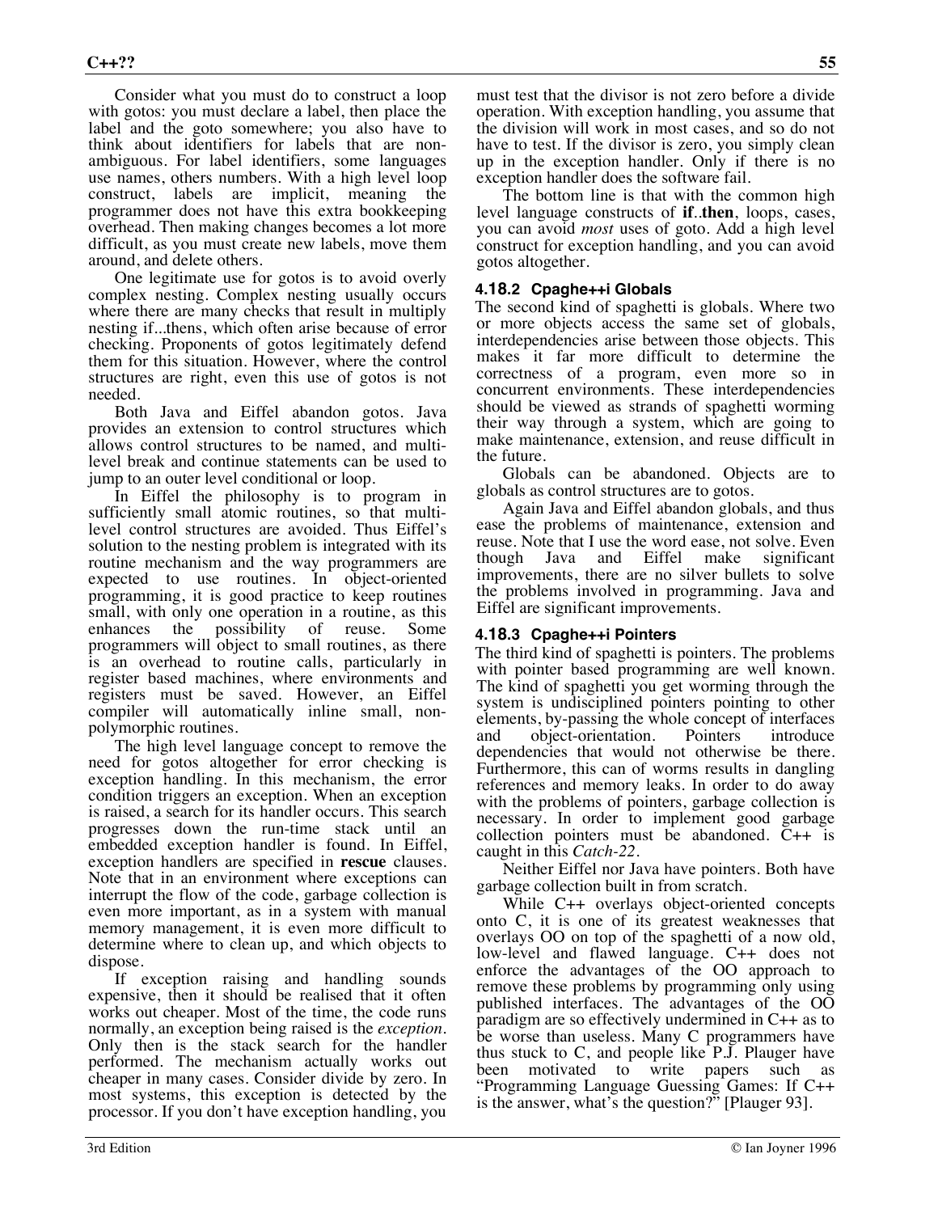Consider what you must do to construct a loop with gotos: you must declare a label, then place the label and the goto somewhere; you also have to think about identifiers for labels that are non-ambiguous. For label identifiers, some languages use names, others numbers. With a high level loop construct, labels are implicit, meaning the programmer does not have this extra bookkeeping overhead. Then making changes becomes a lot more difficult, as you must create new labels, move them around, and delete others.

One legitimate use for gotos is to avoid overly complex nesting. Complex nesting usually occurs where there are many checks that result in multiply nesting if...thens, which often arise because of error checking. Proponents of gotos legitimately defend them for this situation. However, where the control structures are right, even this use of gotos is not needed.

Both Java and Eiffel abandon gotos. Java provides an extension to control structures which allows control structures to be named, and multi-level break and continue statements can be used to jump to an outer level conditional or loop.

In Eiffel the philosophy is to program in sufficiently small atomic routines, so that multi-level control structures are avoided. Thus Eiffel's solution to the nesting problem is integrated with its routine mechanism and the way programmers are expected to use routines. In object-oriented programming, it is good practice to keep routines small, with only one operation in a routine, as this enhances the possibility of reuse. Some programmers will object to small routines, as there is an overhead to routine calls, particularly in register based machines, where environments and registers must be saved. However, an Eiffel compiler will automatically inline small, non-polymorphic routines.

The high level language concept to remove the need for gotos altogether for error checking is exception handling. In this mechanism, the error condition triggers an exception. When an exception is raised, a search for its handler occurs. This search progresses down the run-time stack until an embedded exception handler is found. In Eiffel, exception handlers are specified in **rescue** clauses. Note that in an environment where exceptions can interrupt the flow of the code, garbage collection is even more important, as in a system with manual memory management, it is even more difficult to determine where to clean up, and which objects to dispose.

If exception raising and handling sounds expensive, then it should be realised that it often works out cheaper. Most of the time, the code runs normally, an exception being raised is the *exception*. Only then is the stack search for the handler performed. The mechanism actually works out cheaper in many cases. Consider divide by zero. In most systems, this exception is detected by the processor. If you don't have exception handling, you must test that the divisor is not zero before a divide operation. With exception handling, you assume that the division will work in most cases, and so do not have to test. If the divisor is zero, you simply clean up in the exception handler. Only if there is no exception handler does the software fail.

The bottom line is that with the common high level language constructs of **if**..**then**, loops, cases, you can avoid *most* uses of goto. Add a high level construct for exception handling, and you can avoid gotos altogether.

### 4.18.2 Cpaghe++i Globals

The second kind of spaghetti is globals. Where two or more objects access the same set of globals, interdependencies arise between those objects. This makes it far more difficult to determine the correctness of a program, even more so in concurrent environments. These interdependencies should be viewed as strands of spaghetti worming their way through a system, which are going to make maintenance, extension, and reuse difficult in the future.

Globals can be abandoned. Objects are to globals as control structures are to gotos.

Again Java and Eiffel abandon globals, and thus ease the problems of maintenance, extension and reuse. Note that I use the word ease, not solve. Even though Java and Eiffel make significant improvements, there are no silver bullets to solve the problems involved in programming. Java and Eiffel are significant improvements.

### 4.18.3 Cpaghe++i Pointers

The third kind of spaghetti is pointers. The problems with pointer based programming are well known. The kind of spaghetti you get worming through the system is undisciplined pointers pointing to other elements, by-passing the whole concept of interfaces and object-orientation. Pointers introduce dependencies that would not otherwise be there. Furthermore, this can of worms results in dangling references and memory leaks. In order to do away with the problems of pointers, garbage collection is necessary. In order to implement good garbage collection pointers must be abandoned. C++ is caught in this *Catch-22*.

Neither Eiffel nor Java have pointers. Both have garbage collection built in from scratch.

While C++ overlays object-oriented concepts onto C, it is one of its greatest weaknesses that overlays OO on top of the spaghetti of a now old, low-level and flawed language. C++ does not enforce the advantages of the OO approach to remove these problems by programming only using published interfaces. The advantages of the OO paradigm are so effectively undermined in C++ as to be worse than useless. Many C programmers have thus stuck to C, and people like P.J. Plauger have been motivated to write papers such as "Programming Language Guessing Games: If C++ is the answer, what's the question?" [Plauger 93].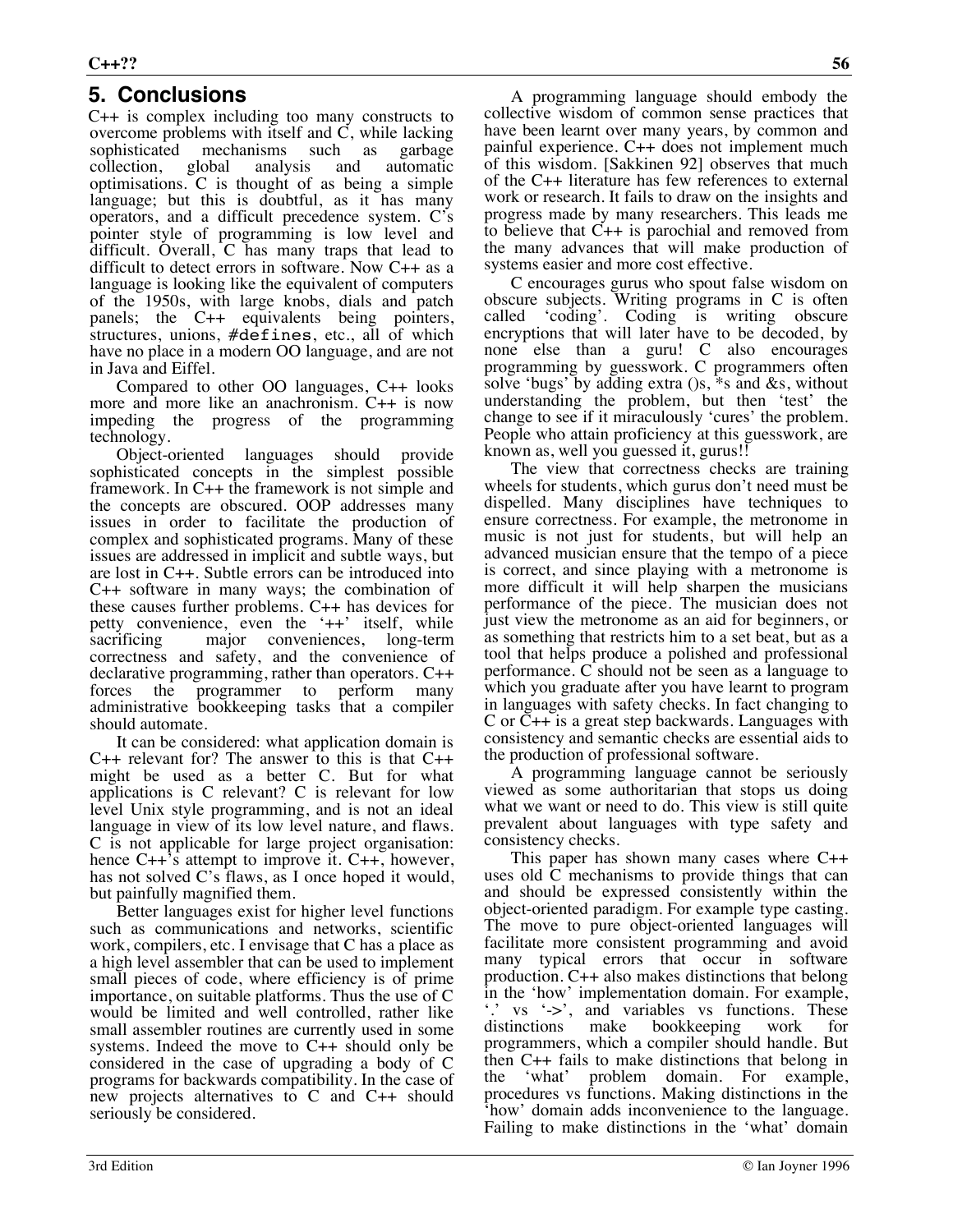## 5. Conclusions

C++ is complex including too many constructs to overcome problems with itself and C, while lacking sophisticated mechanisms such as garbage collection, global analysis and automatic optimisations. C is thought of as being a simple language; but this is doubtful, as it has many operators, and a difficult precedence system. C's pointer style of programming is low level and difficult. Overall, C has many traps that lead to difficult to detect errors in software. Now C++ as a language is looking like the equivalent of computers of the 1950s, with large knobs, dials and patch panels; the C++ equivalents being pointers, structures, unions, `#defines`, etc., all of which have no place in a modern OO language, and are not in Java and Eiffel.

Compared to other OO languages, C++ looks more and more like an anachronism. C++ is now impeding the progress of the programming technology.

Object-oriented languages should provide sophisticated concepts in the simplest possible framework. In C++ the framework is not simple and the concepts are obscured. OOP addresses many issues in order to facilitate the production of complex and sophisticated programs. Many of these issues are addressed in implicit and subtle ways, but are lost in C++. Subtle errors can be introduced into C++ software in many ways; the combination of these causes further problems. C++ has devices for petty convenience, even the '++' itself, while sacrificing major conveniences, long-term correctness and safety, and the convenience of declarative programming, rather than operators. C++ forces the programmer to perform many administrative bookkeeping tasks that a compiler should automate.

It can be considered: what application domain is C++ relevant for? The answer to this is that C++ might be used as a better C. But for what applications is C relevant? C is relevant for low level Unix style programming, and is not an ideal language in view of its low level nature, and flaws. C is not applicable for large project organisation: hence C++'s attempt to improve it. C++, however, has not solved C's flaws, as I once hoped it would, but painfully magnified them.

Better languages exist for higher level functions such as communications and networks, scientific work, compilers, etc. I envisage that C has a place as a high level assembler that can be used to implement small pieces of code, where efficiency is of prime importance, on suitable platforms. Thus the use of C would be limited and well controlled, rather like small assembler routines are currently used in some systems. Indeed the move to C++ should only be considered in the case of upgrading a body of C programs for backwards compatibility. In the case of new projects alternatives to C and C++ should seriously be considered.

A programming language should embody the collective wisdom of common sense practices that have been learnt over many years, by common and painful experience. C++ does not implement much of this wisdom. [Sakkinen 92] observes that much of the C++ literature has few references to external work or research. It fails to draw on the insights and progress made by many researchers. This leads me to believe that C++ is parochial and removed from the many advances that will make production of systems easier and more cost effective.

C encourages gurus who spout false wisdom on obscure subjects. Writing programs in C is often called 'coding'. Coding is writing obscure encryptions that will later have to be decoded, by none else than a guru! C also encourages programming by guesswork. C programmers often solve 'bugs' by adding extra ()s, *s and &s, without understanding the problem, but then 'test' the change to see if it miraculously 'cures' the problem. People who attain proficiency at this guesswork, are known as, well you guessed it, gurus!!

The view that correctness checks are training wheels for students, which gurus don't need must be dispelled. Many disciplines have techniques to ensure correctness. For example, the metronome in music is not just for students, but will help an advanced musician ensure that the tempo of a piece is correct, and since playing with a metronome is more difficult it will help sharpen the musicians performance of the piece. The musician does not just view the metronome as an aid for beginners, or as something that restricts him to a set beat, but as a tool that helps produce a polished and professional performance. C should not be seen as a language to which you graduate after you have learnt to program in languages with safety checks. In fact changing to C or C++ is a great step backwards. Languages with consistency and semantic checks are essential aids to the production of professional software.

A programming language cannot be seriously viewed as some authoritarian that stops us doing what we want or need to do. This view is still quite prevalent about languages with type safety and consistency checks.

This paper has shown many cases where C++ uses old C mechanisms to provide things that can and should be expressed consistently within the object-oriented paradigm. For example type casting. The move to pure object-oriented languages will facilitate more consistent programming and avoid many typical errors that occur in software production. C++ also makes distinctions that belong in the 'how' implementation domain. For example, '.' vs '->', and variables vs functions. These distinctions make bookkeeping work for programmers, which a compiler should handle. But then C++ fails to make distinctions that belong in the 'what' problem domain. For example, procedures vs functions. Making distinctions in the 'how' domain adds inconvenience to the language. Failing to make distinctions in the 'what' domain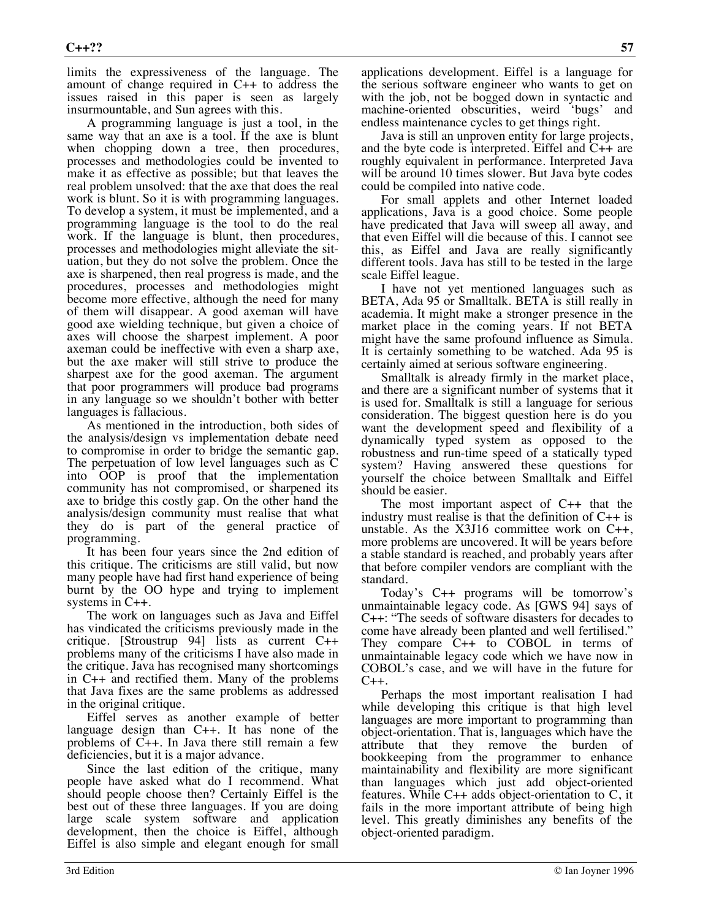limits the expressiveness of the language. The amount of change required in C++ to address the issues raised in this paper is seen as largely insurmountable, and Sun agrees with this.

A programming language is just a tool, in the same way that an axe is a tool. If the axe is blunt when chopping down a tree, then procedures, processes and methodologies could be invented to make it as effective as possible; but that leaves the real problem unsolved: that the axe that does the real work is blunt. So it is with programming languages. To develop a system, it must be implemented, and a programming language is the tool to do the real work. If the language is blunt, then procedures, processes and methodologies might alleviate the situation, but they do not solve the problem. Once the axe is sharpened, then real progress is made, and the procedures, processes and methodologies might become more effective, although the need for many of them will disappear. A good axeman will have good axe wielding technique, but given a choice of axes will choose the sharpest implement. A poor axeman could be ineffective with even a sharp axe, but the axe maker will still strive to produce the sharpest axe for the good axeman. The argument that poor programmers will produce bad programs in any language so we shouldn't bother with better languages is fallacious.

As mentioned in the introduction, both sides of the analysis/design vs implementation debate need to compromise in order to bridge the semantic gap. The perpetuation of low level languages such as C into OOP is proof that the implementation community has not compromised, or sharpened its axe to bridge this costly gap. On the other hand the analysis/design community must realise that what they do is part of the general practice of programming.

It has been four years since the 2nd edition of this critique. The criticisms are still valid, but now many people have had first hand experience of being burnt by the OO hype and trying to implement systems in C++.

The work on languages such as Java and Eiffel has vindicated the criticisms previously made in the critique. [Stroustrup 94] lists as current C++ problems many of the criticisms I have also made in the critique. Java has recognised many shortcomings in C++ and rectified them. Many of the problems that Java fixes are the same problems as addressed in the original critique.

Eiffel serves as another example of better language design than C++. It has none of the problems of C++. In Java there still remain a few deficiencies, but it is a major advance.

Since the last edition of the critique, many people have asked what do I recommend. What should people choose then? Certainly Eiffel is the best out of these three languages. If you are doing large scale system software and application development, then the choice is Eiffel, although Eiffel is also simple and elegant enough for small applications development. Eiffel is a language for the serious software engineer who wants to get on with the job, not be bogged down in syntactic and machine-oriented obscurities, weird 'bugs' and endless maintenance cycles to get things right.

Java is still an unproven entity for large projects, and the byte code is interpreted. Eiffel and C++ are roughly equivalent in performance. Interpreted Java will be around 10 times slower. But Java byte codes could be compiled into native code.

For small applets and other Internet loaded applications, Java is a good choice. Some people have predicated that Java will sweep all away, and that even Eiffel will die because of this. I cannot see this, as Eiffel and Java are really significantly different tools. Java has still to be tested in the large scale Eiffel league.

I have not yet mentioned languages such as BETA, Ada 95 or Smalltalk. BETA is still really in academia. It might make a stronger presence in the market place in the coming years. If not BETA might have the same profound influence as Simula. It is certainly something to be watched. Ada 95 is certainly aimed at serious software engineering.

Smalltalk is already firmly in the market place, and there are a significant number of systems that it is used for. Smalltalk is still a language for serious consideration. The biggest question here is do you want the development speed and flexibility of a dynamically typed system as opposed to the robustness and run-time speed of a statically typed system? Having answered these questions for yourself the choice between Smalltalk and Eiffel should be easier.

The most important aspect of C++ that the industry must realise is that the definition of C++ is unstable. As the X3J16 committee work on C++, more problems are uncovered. It will be years before a stable standard is reached, and probably years after that before compiler vendors are compliant with the standard.

Today's C++ programs will be tomorrow's unmaintainable legacy code. As [GWS 94] says of C++: "The seeds of software disasters for decades to come have already been planted and well fertilised." They compare C++ to COBOL in terms of unmaintainable legacy code which we have now in COBOL's case, and we will have in the future for C++.

Perhaps the most important realisation I had while developing this critique is that high level languages are more important to programming than object-orientation. That is, languages which have the attribute that they remove the burden of bookkeeping from the programmer to enhance maintainability and flexibility are more significant than languages which just add object-oriented features. While C++ adds object-orientation to C, it fails in the more important attribute of being high level. This greatly diminishes any benefits of the object-oriented paradigm.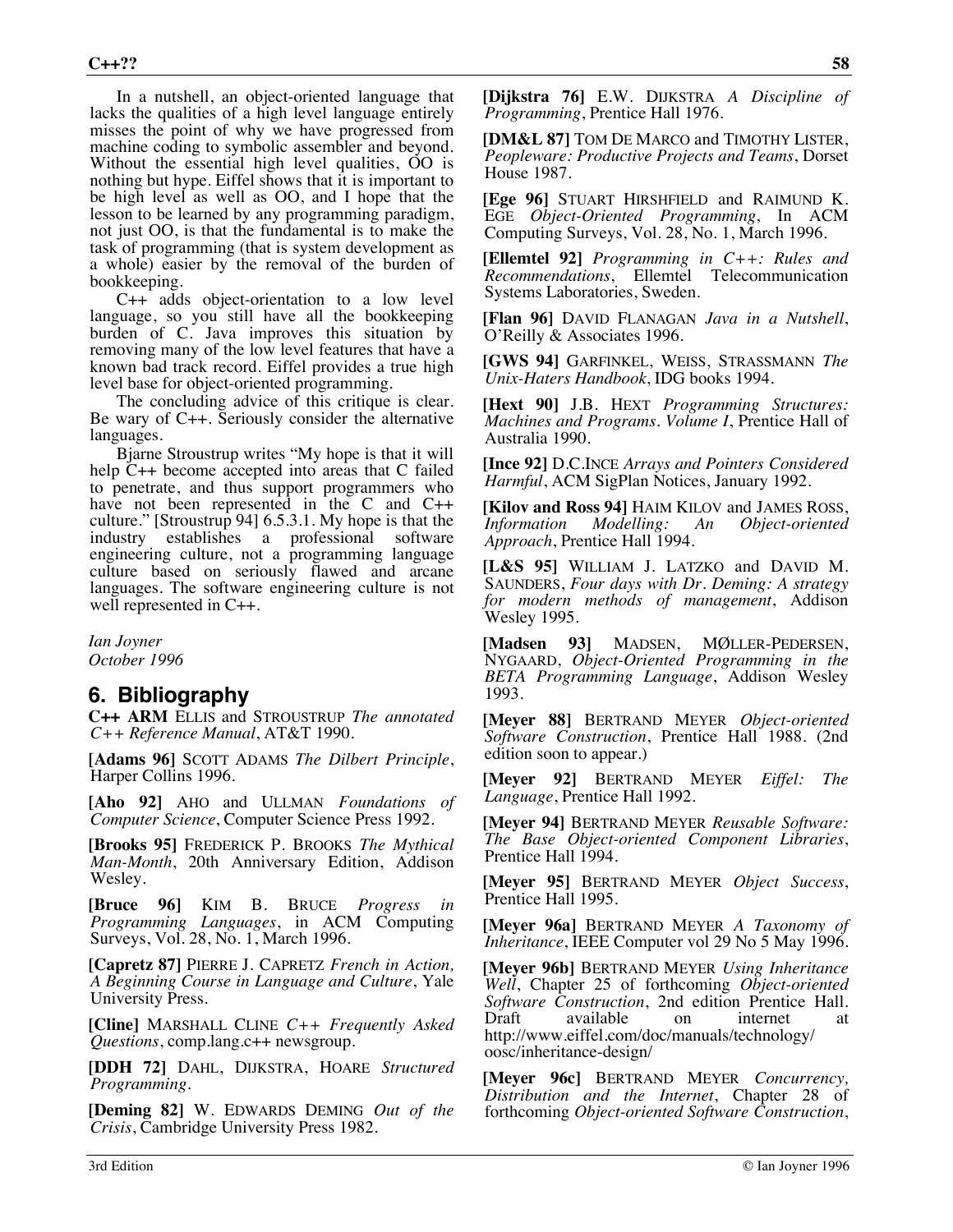In a nutshell, an object-oriented language that lacks the qualities of a high level language entirely misses the point of why we have progressed from machine coding to symbolic assembler and beyond. Without the essential high level qualities, OO is nothing but hype. Eiffel shows that it is important to be high level as well as OO, and I hope that the lesson to be learned by any programming paradigm, not just OO, is that the fundamental is to make the task of programming (that is system development as a whole) easier by the removal of the burden of bookkeeping.

C++ adds object-orientation to a low level language, so you still have all the bookkeeping burden of C. Java improves this situation by removing many of the low level features that have a known bad track record. Eiffel provides a true high level base for object-oriented programming.

The concluding advice of this critique is clear. Be wary of C++. Seriously consider the alternative languages.

Bjarne Stroustrup writes "My hope is that it will help C++ become accepted into areas that C failed to penetrate, and thus support programmers who have not been represented in the C and C++ culture." [Stroustrup 94] 6.5.3.1. My hope is that the industry establishes a professional software engineering culture, not a programming language culture based on seriously flawed and arcane languages. The software engineering culture is not well represented in C++.

*Ian Joyner*
*October 1996*

## 6. Bibliography

**C++ ARM** ELLIS and STROUSTRUP *The annotated C++ Reference Manual*, AT&T 1990.

**[Adams 96]** SCOTT ADAMS *The Dilbert Principle*, Harper Collins 1996.

**[Aho 92]** AHO and ULLMAN *Foundations of Computer Science*, Computer Science Press 1992.

**[Brooks 95]** FREDERICK P. BROOKS *The Mythical Man-Month*, 20th Anniversary Edition, Addison Wesley.

**[Bruce 96]** KIM B. BRUCE *Progress in Programming Languages*, in ACM Computing Surveys, Vol. 28, No. 1, March 1996.

**[Capretz 87]** PIERRE J. CAPRETZ *French in Action, A Beginning Course in Language and Culture*, Yale University Press.

**[Cline]** MARSHALL CLINE *C++ Frequently Asked Questions*, comp.lang.c++ newsgroup.

**[DDH 72]** DAHL, DIJKSTRA, HOARE *Structured Programming*.

**[Deming 82]** W. EDWARDS DEMING *Out of the Crisis*, Cambridge University Press 1982.

**[Dijkstra 76]** E.W. DIJKSTRA *A Discipline of Programming*, Prentice Hall 1976.

**[DM&L 87]** TOM DE MARCO and TIMOTHY LISTER, *Peopleware: Productive Projects and Teams*, Dorset House 1987.

**[Ege 96]** STUART HIRSHFIELD and RAIMUND K. EGE *Object-Oriented Programming*, In ACM Computing Surveys, Vol. 28, No. 1, March 1996.

**[Ellemtel 92]** *Programming in C++: Rules and Recommendations*, Ellemtel Telecommunication Systems Laboratories, Sweden.

**[Flan 96]** DAVID FLANAGAN *Java in a Nutshell*, O'Reilly & Associates 1996.

**[GWS 94]** GARFINKEL, WEISS, STRASSMANN *The Unix-Haters Handbook*, IDG books 1994.

**[Hext 90]** J.B. HEXT *Programming Structures: Machines and Programs. Volume I*, Prentice Hall of Australia 1990.

**[Ince 92]** D.C.INCE *Arrays and Pointers Considered Harmful*, ACM SigPlan Notices, January 1992.

**[Kilov and Ross 94]** HAIM KILOV and JAMES ROSS, *Information Modelling: An Object-oriented Approach*, Prentice Hall 1994.

**[L&S 95]** WILLIAM J. LATZKO and DAVID M. SAUNDERS, *Four days with Dr. Deming: A strategy for modern methods of management*, Addison Wesley 1995.

**[Madsen 93]** MADSEN, MØLLER-PEDERSEN, NYGAARD, *Object-Oriented Programming in the BETA Programming Language*, Addison Wesley 1993.

**[Meyer 88]** BERTRAND MEYER *Object-oriented Software Construction*, Prentice Hall 1988. (2nd edition soon to appear.)

**[Meyer 92]** BERTRAND MEYER *Eiffel: The Language*, Prentice Hall 1992.

**[Meyer 94]** BERTRAND MEYER *Reusable Software: The Base Object-oriented Component Libraries*, Prentice Hall 1994.

**[Meyer 95]** BERTRAND MEYER *Object Success*, Prentice Hall 1995.

**[Meyer 96a]** BERTRAND MEYER *A Taxonomy of Inheritance*, IEEE Computer vol 29 No 5 May 1996.

**[Meyer 96b]** BERTRAND MEYER *Using Inheritance Well*, Chapter 25 of forthcoming *Object-oriented Software Construction*, 2nd edition Prentice Hall. Draft available on internet at http://www.eiffel.com/doc/manuals/technology/oosc/inheritance-design/

**[Meyer 96c]** BERTRAND MEYER *Concurrency, Distribution and the Internet*, Chapter 28 of forthcoming *Object-oriented Software Construction*,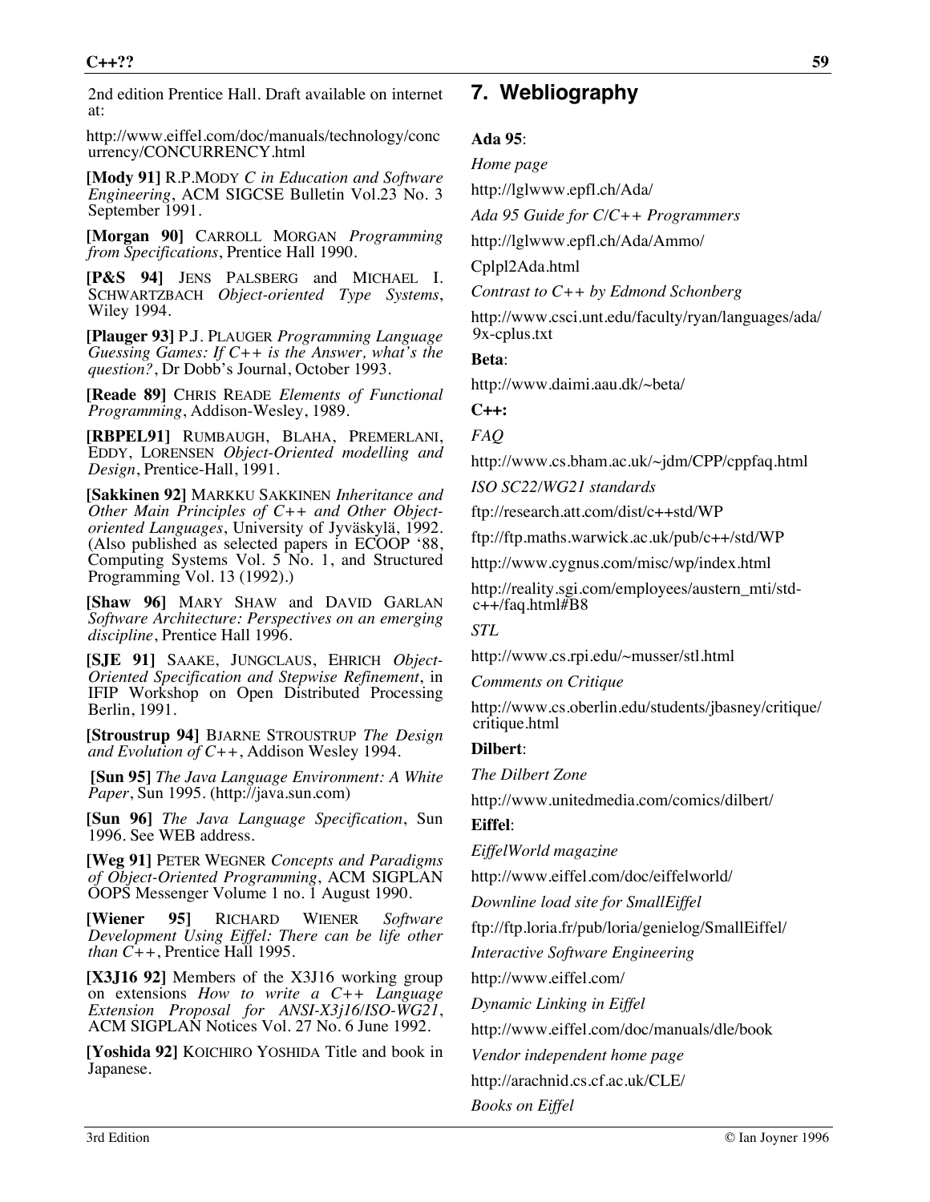2nd edition Prentice Hall. Draft available on internet at:

http://www.eiffel.com/doc/manuals/technology/concurrency/CONCURRENCY.html

**[Mody 91]** R.P.MODY *C in Education and Software Engineering*, ACM SIGCSE Bulletin Vol.23 No. 3 September 1991.

**[Morgan 90]** CARROLL MORGAN *Programming from Specifications*, Prentice Hall 1990.

**[P&S 94]** JENS PALSBERG and MICHAEL I. SCHWARTZBACH *Object-oriented Type Systems*, Wiley 1994.

**[Plauger 93]** P.J. PLAUGER *Programming Language Guessing Games: If C++ is the Answer, what's the question?*, Dr Dobb's Journal, October 1993.

**[Reade 89]** CHRIS READE *Elements of Functional Programming*, Addison-Wesley, 1989.

**[RBPEL91]** RUMBAUGH, BLAHA, PREMERLANI, EDDY, LORENSEN *Object-Oriented modelling and Design*, Prentice-Hall, 1991.

**[Sakkinen 92]** MARKKU SAKKINEN *Inheritance and Other Main Principles of C++ and Other Object-oriented Languages*, University of Jyväskylä, 1992. (Also published as selected papers in ECOOP '88, Computing Systems Vol. 5 No. 1, and Structured Programming Vol. 13 (1992).)

**[Shaw 96]** MARY SHAW and DAVID GARLAN *Software Architecture: Perspectives on an emerging discipline*, Prentice Hall 1996.

**[SJE 91]** SAAKE, JUNGCLAUS, EHRICH *Object-Oriented Specification and Stepwise Refinement*, in IFIP Workshop on Open Distributed Processing Berlin, 1991.

**[Stroustrup 94]** BJARNE STROUSTRUP *The Design and Evolution of C++*, Addison Wesley 1994.

**[Sun 95]** *The Java Language Environment: A White Paper*, Sun 1995. (http://java.sun.com)

**[Sun 96]** *The Java Language Specification*, Sun 1996. See WEB address.

**[Weg 91]** PETER WEGNER *Concepts and Paradigms of Object-Oriented Programming*, ACM SIGPLAN OOPS Messenger Volume 1 no. 1 August 1990.

**[Wiener 95]** RICHARD WIENER *Software Development Using Eiffel: There can be life other than C++*, Prentice Hall 1995.

**[X3J16 92]** Members of the X3J16 working group on extensions *How to write a C++ Language Extension Proposal for ANSI-X3j16/ISO-WG21*, ACM SIGPLAN Notices Vol. 27 No. 6 June 1992.

**[Yoshida 92]** KOICHIRO YOSHIDA Title and book in Japanese.

## 7. Webliography

**Ada 95**:

*Home page*

http://lglwww.epfl.ch/Ada/

*Ada 95 Guide for C/C++ Programmers*

http://lglwww.epfl.ch/Ada/Ammo/

Cplpl2Ada.html

*Contrast to C++ by Edmond Schonberg*

http://www.csci.unt.edu/faculty/ryan/languages/ada/9x-cplus.txt

**Beta**:

http://www.daimi.aau.dk/~beta/

**C++:**

*FAQ*

http://www.cs.bham.ac.uk/~jdm/CPP/cppfaq.html

*ISO SC22/WG21 standards*

ftp://research.att.com/dist/c++std/WP

ftp://ftp.maths.warwick.ac.uk/pub/c++/std/WP

http://www.cygnus.com/misc/wp/index.html

http://reality.sgi.com/employees/austern_mti/std-c++/faq.html#B8

*STL*

http://www.cs.rpi.edu/~musser/stl.html

*Comments on Critique*

http://www.cs.oberlin.edu/students/jbasney/critique/critique.html

**Dilbert**:

*The Dilbert Zone*

http://www.unitedmedia.com/comics/dilbert/

**Eiffel**:

*EiffelWorld magazine*

http://www.eiffel.com/doc/eiffelworld/

*Downline load site for SmallEiffel*

ftp://ftp.loria.fr/pub/loria/genielog/SmallEiffel/

*Interactive Software Engineering*

http://www.eiffel.com/

*Dynamic Linking in Eiffel*

http://www.eiffel.com/doc/manuals/dle/book

*Vendor independent home page*

http://arachnid.cs.cf.ac.uk/CLE/

*Books on Eiffel*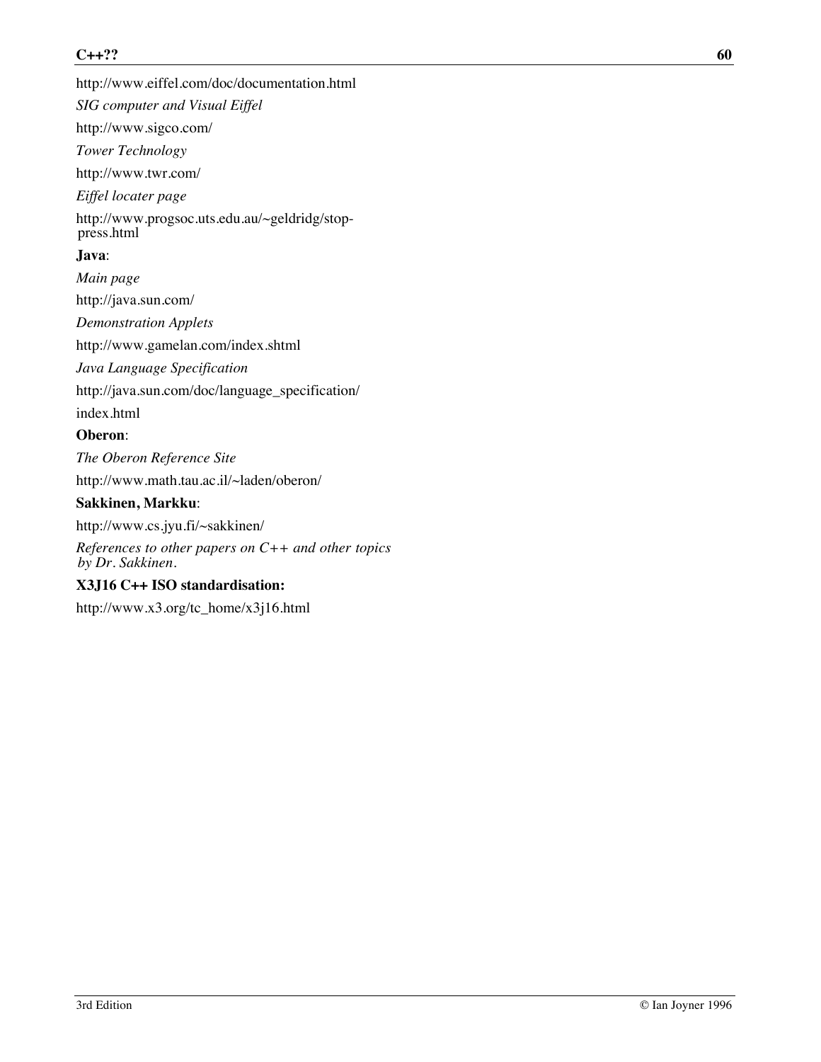http://www.eiffel.com/doc/documentation.html

*SIG computer and Visual Eiffel*

http://www.sigco.com/

*Tower Technology*

http://www.twr.com/

*Eiffel locater page*

http://www.progsoc.uts.edu.au/~geldridg/stop-press.html

**Java**:

*Main page*

http://java.sun.com/

*Demonstration Applets*

http://www.gamelan.com/index.shtml

*Java Language Specification*

http://java.sun.com/doc/language_specification/index.html

**Oberon**:

*The Oberon Reference Site*

http://www.math.tau.ac.il/~laden/oberon/

**Sakkinen, Markku**:

http://www.cs.jyu.fi/~sakkinen/

*References to other papers on C++ and other topics by Dr. Sakkinen.*

**X3J16 C++ ISO standardisation:**

http://www.x3.org/tc_home/x3j16.html